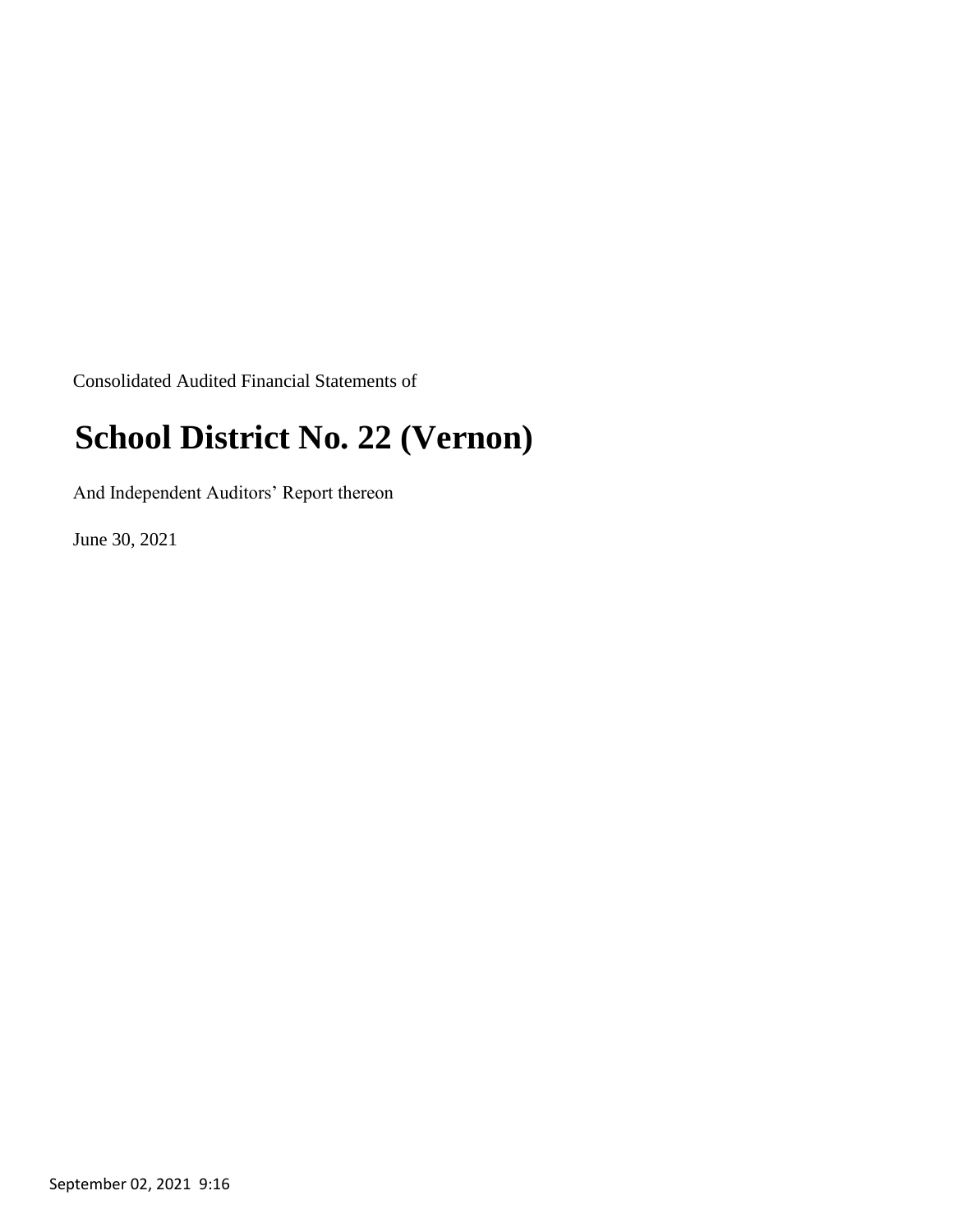Consolidated Audited Financial Statements of

# School District No. 22 (Vernon)

And Independent Auditors' Report thereon

June 30, 2021

September 02, 2021 9:16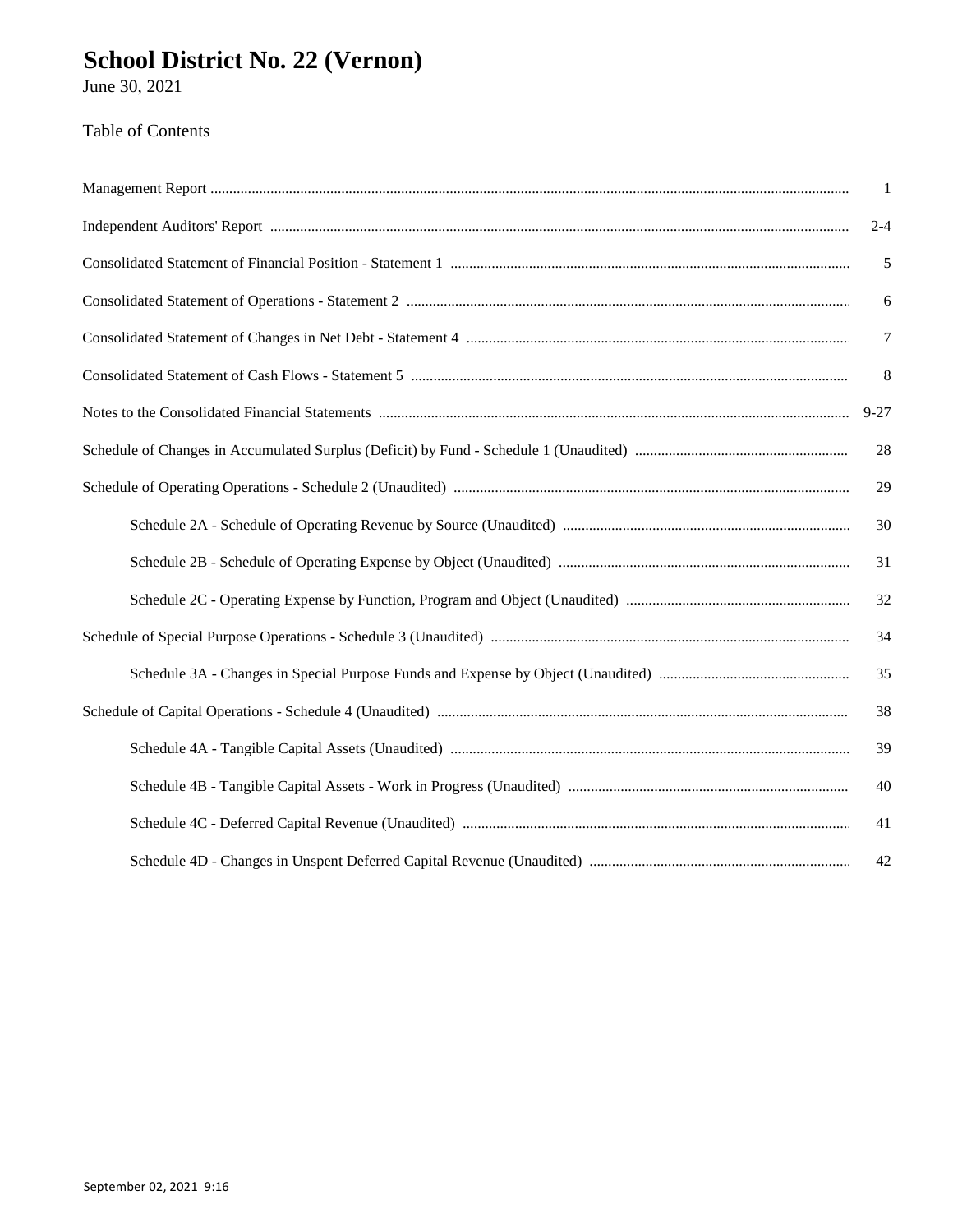# School District No. 22 (Vernon)

June 30, 2021

## Table of Contents

| | |
|---|---|
| Management Report | 1 |
| Independent Auditors' Report | 2-4 |
| Consolidated Statement of Financial Position - Statement 1 | 5 |
| Consolidated Statement of Operations - Statement 2 | 6 |
| Consolidated Statement of Changes in Net Debt - Statement 4 | 7 |
| Consolidated Statement of Cash Flows - Statement 5 | 8 |
| Notes to the Consolidated Financial Statements | 9-27 |
| Schedule of Changes in Accumulated Surplus (Deficit) by Fund - Schedule 1 (Unaudited) | 28 |
| Schedule of Operating Operations - Schedule 2 (Unaudited) | 29 |
| Schedule 2A - Schedule of Operating Revenue by Source (Unaudited) | 30 |
| Schedule 2B - Schedule of Operating Expense by Object (Unaudited) | 31 |
| Schedule 2C - Operating Expense by Function, Program and Object (Unaudited) | 32 |
| Schedule of Special Purpose Operations - Schedule 3 (Unaudited) | 34 |
| Schedule 3A - Changes in Special Purpose Funds and Expense by Object (Unaudited) | 35 |
| Schedule of Capital Operations - Schedule 4 (Unaudited) | 38 |
| Schedule 4A - Tangible Capital Assets (Unaudited) | 39 |
| Schedule 4B - Tangible Capital Assets - Work in Progress (Unaudited) | 40 |
| Schedule 4C - Deferred Capital Revenue (Unaudited) | 41 |
| Schedule 4D - Changes in Unspent Deferred Capital Revenue (Unaudited) | 42 |

September 02, 2021 9:16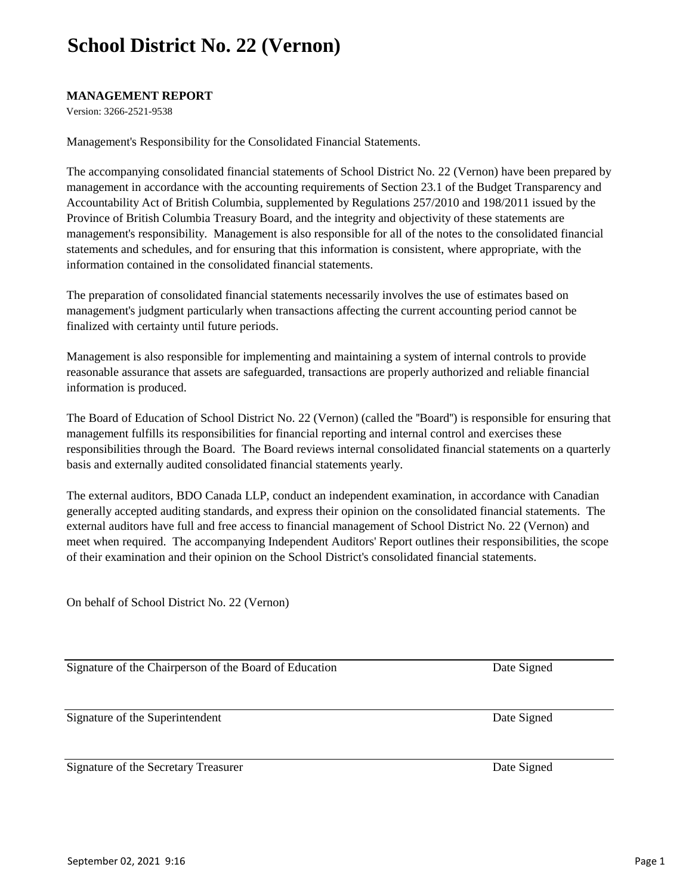# School District No. 22 (Vernon)

**MANAGEMENT REPORT**

Version: 3266-2521-9538

Management's Responsibility for the Consolidated Financial Statements.

The accompanying consolidated financial statements of School District No. 22 (Vernon) have been prepared by management in accordance with the accounting requirements of Section 23.1 of the Budget Transparency and Accountability Act of British Columbia, supplemented by Regulations 257/2010 and 198/2011 issued by the Province of British Columbia Treasury Board, and the integrity and objectivity of these statements are management's responsibility. Management is also responsible for all of the notes to the consolidated financial statements and schedules, and for ensuring that this information is consistent, where appropriate, with the information contained in the consolidated financial statements.

The preparation of consolidated financial statements necessarily involves the use of estimates based on management's judgment particularly when transactions affecting the current accounting period cannot be finalized with certainty until future periods.

Management is also responsible for implementing and maintaining a system of internal controls to provide reasonable assurance that assets are safeguarded, transactions are properly authorized and reliable financial information is produced.

The Board of Education of School District No. 22 (Vernon) (called the "Board") is responsible for ensuring that management fulfills its responsibilities for financial reporting and internal control and exercises these responsibilities through the Board. The Board reviews internal consolidated financial statements on a quarterly basis and externally audited consolidated financial statements yearly.

The external auditors, BDO Canada LLP, conduct an independent examination, in accordance with Canadian generally accepted auditing standards, and express their opinion on the consolidated financial statements. The external auditors have full and free access to financial management of School District No. 22 (Vernon) and meet when required. The accompanying Independent Auditors' Report outlines their responsibilities, the scope of their examination and their opinion on the School District's consolidated financial statements.

On behalf of School District No. 22 (Vernon)

| | |
|---|---|
| Signature of the Chairperson of the Board of Education | Date Signed |
| Signature of the Superintendent | Date Signed |
| Signature of the Secretary Treasurer | Date Signed |

September 02, 2021 9:16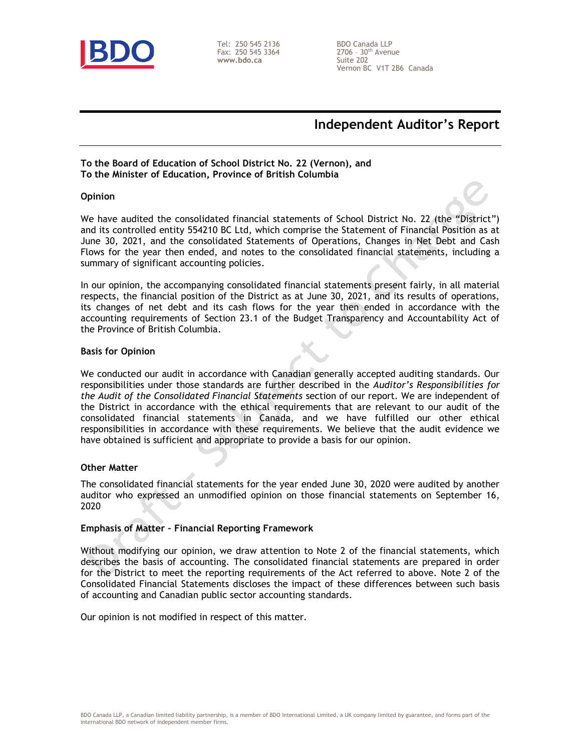Tel: 250 545 2136
Fax: 250 545 3364
**www.bdo.ca**

BDO Canada LLP
2706 – 30th Avenue
Suite 202
Vernon BC V1T 2B6 Canada

# Independent Auditor's Report

**To the Board of Education of School District No. 22 (Vernon), and**
**To the Minister of Education, Province of British Columbia**

**Opinion**

We have audited the consolidated financial statements of School District No. 22 (the "District") and its controlled entity 554210 BC Ltd, which comprise the Statement of Financial Position as at June 30, 2021, and the consolidated Statements of Operations, Changes in Net Debt and Cash Flows for the year then ended, and notes to the consolidated financial statements, including a summary of significant accounting policies.

In our opinion, the accompanying consolidated financial statements present fairly, in all material respects, the financial position of the District as at June 30, 2021, and its results of operations, its changes of net debt and its cash flows for the year then ended in accordance with the accounting requirements of Section 23.1 of the Budget Transparency and Accountability Act of the Province of British Columbia.

**Basis for Opinion**

We conducted our audit in accordance with Canadian generally accepted auditing standards. Our responsibilities under those standards are further described in the *Auditor's Responsibilities for the Audit of the Consolidated Financial Statements* section of our report. We are independent of the District in accordance with the ethical requirements that are relevant to our audit of the consolidated financial statements in Canada, and we have fulfilled our other ethical responsibilities in accordance with these requirements. We believe that the audit evidence we have obtained is sufficient and appropriate to provide a basis for our opinion.

**Other Matter**

The consolidated financial statements for the year ended June 30, 2020 were audited by another auditor who expressed an unmodified opinion on those financial statements on September 16, 2020

**Emphasis of Matter – Financial Reporting Framework**

Without modifying our opinion, we draw attention to Note 2 of the financial statements, which describes the basis of accounting. The consolidated financial statements are prepared in order for the District to meet the reporting requirements of the Act referred to above. Note 2 of the Consolidated Financial Statements discloses the impact of these differences between such basis of accounting and Canadian public sector accounting standards.

Our opinion is not modified in respect of this matter.

BDO Canada LLP, a Canadian limited liability partnership, is a member of BDO International Limited, a UK company limited by guarantee, and forms part of the international BDO network of independent member firms.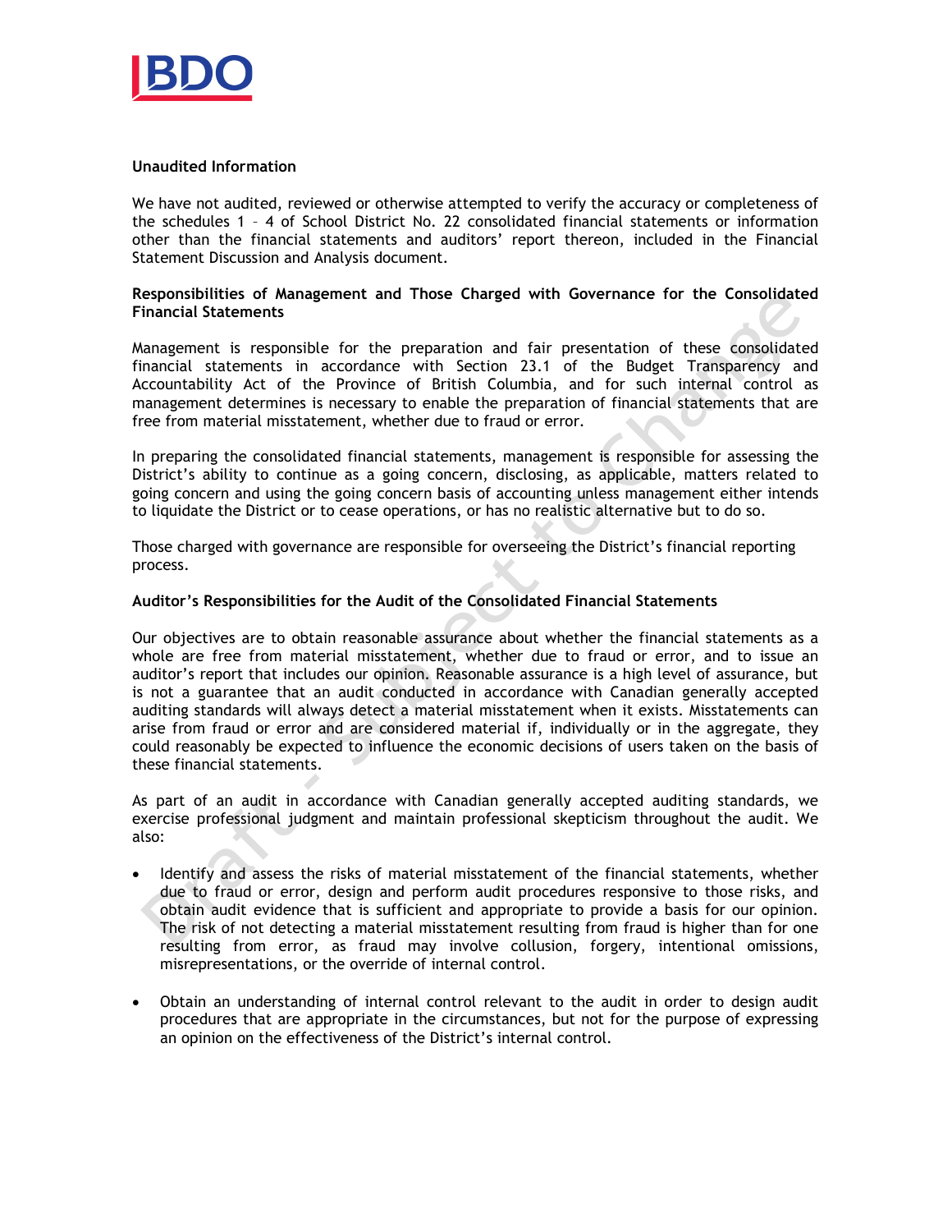**Unaudited Information**

We have not audited, reviewed or otherwise attempted to verify the accuracy or completeness of the schedules 1 – 4 of School District No. 22 consolidated financial statements or information other than the financial statements and auditors' report thereon, included in the Financial Statement Discussion and Analysis document.

**Responsibilities of Management and Those Charged with Governance for the Consolidated Financial Statements**

Management is responsible for the preparation and fair presentation of these consolidated financial statements in accordance with Section 23.1 of the Budget Transparency and Accountability Act of the Province of British Columbia, and for such internal control as management determines is necessary to enable the preparation of financial statements that are free from material misstatement, whether due to fraud or error.

In preparing the consolidated financial statements, management is responsible for assessing the District's ability to continue as a going concern, disclosing, as applicable, matters related to going concern and using the going concern basis of accounting unless management either intends to liquidate the District or to cease operations, or has no realistic alternative but to do so.

Those charged with governance are responsible for overseeing the District's financial reporting process.

**Auditor's Responsibilities for the Audit of the Consolidated Financial Statements**

Our objectives are to obtain reasonable assurance about whether the financial statements as a whole are free from material misstatement, whether due to fraud or error, and to issue an auditor's report that includes our opinion. Reasonable assurance is a high level of assurance, but is not a guarantee that an audit conducted in accordance with Canadian generally accepted auditing standards will always detect a material misstatement when it exists. Misstatements can arise from fraud or error and are considered material if, individually or in the aggregate, they could reasonably be expected to influence the economic decisions of users taken on the basis of these financial statements.

As part of an audit in accordance with Canadian generally accepted auditing standards, we exercise professional judgment and maintain professional skepticism throughout the audit. We also:

- Identify and assess the risks of material misstatement of the financial statements, whether due to fraud or error, design and perform audit procedures responsive to those risks, and obtain audit evidence that is sufficient and appropriate to provide a basis for our opinion. The risk of not detecting a material misstatement resulting from fraud is higher than for one resulting from error, as fraud may involve collusion, forgery, intentional omissions, misrepresentations, or the override of internal control.

- Obtain an understanding of internal control relevant to the audit in order to design audit procedures that are appropriate in the circumstances, but not for the purpose of expressing an opinion on the effectiveness of the District's internal control.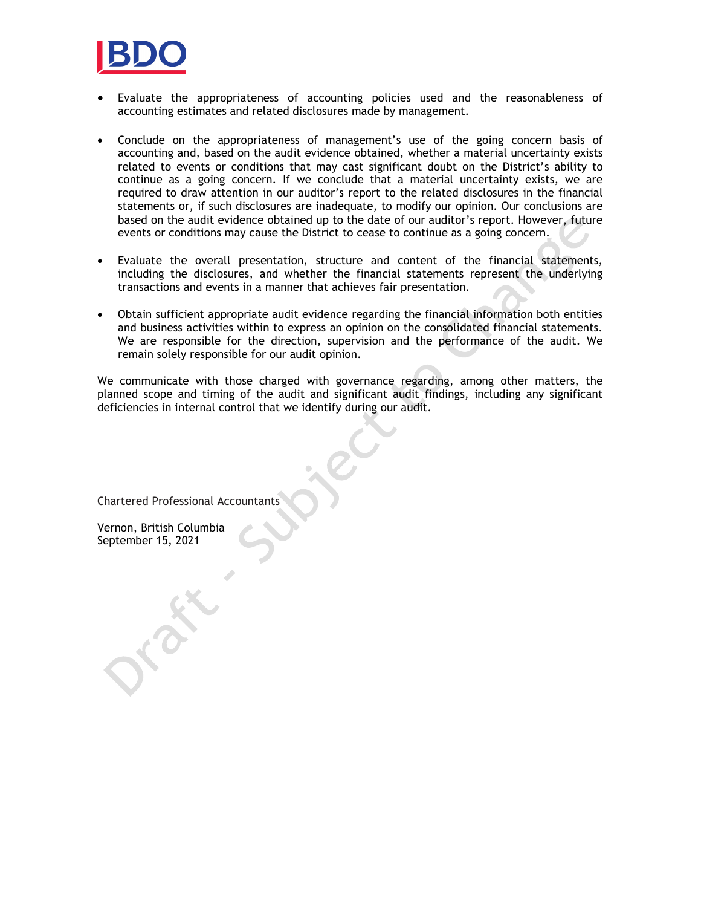- Evaluate the appropriateness of accounting policies used and the reasonableness of accounting estimates and related disclosures made by management.

- Conclude on the appropriateness of management's use of the going concern basis of accounting and, based on the audit evidence obtained, whether a material uncertainty exists related to events or conditions that may cast significant doubt on the District's ability to continue as a going concern. If we conclude that a material uncertainty exists, we are required to draw attention in our auditor's report to the related disclosures in the financial statements or, if such disclosures are inadequate, to modify our opinion. Our conclusions are based on the audit evidence obtained up to the date of our auditor's report. However, future events or conditions may cause the District to cease to continue as a going concern.

- Evaluate the overall presentation, structure and content of the financial statements, including the disclosures, and whether the financial statements represent the underlying transactions and events in a manner that achieves fair presentation.

- Obtain sufficient appropriate audit evidence regarding the financial information both entities and business activities within to express an opinion on the consolidated financial statements. We are responsible for the direction, supervision and the performance of the audit. We remain solely responsible for our audit opinion.

We communicate with those charged with governance regarding, among other matters, the planned scope and timing of the audit and significant audit findings, including any significant deficiencies in internal control that we identify during our audit.

Chartered Professional Accountants

Vernon, British Columbia
September 15, 2021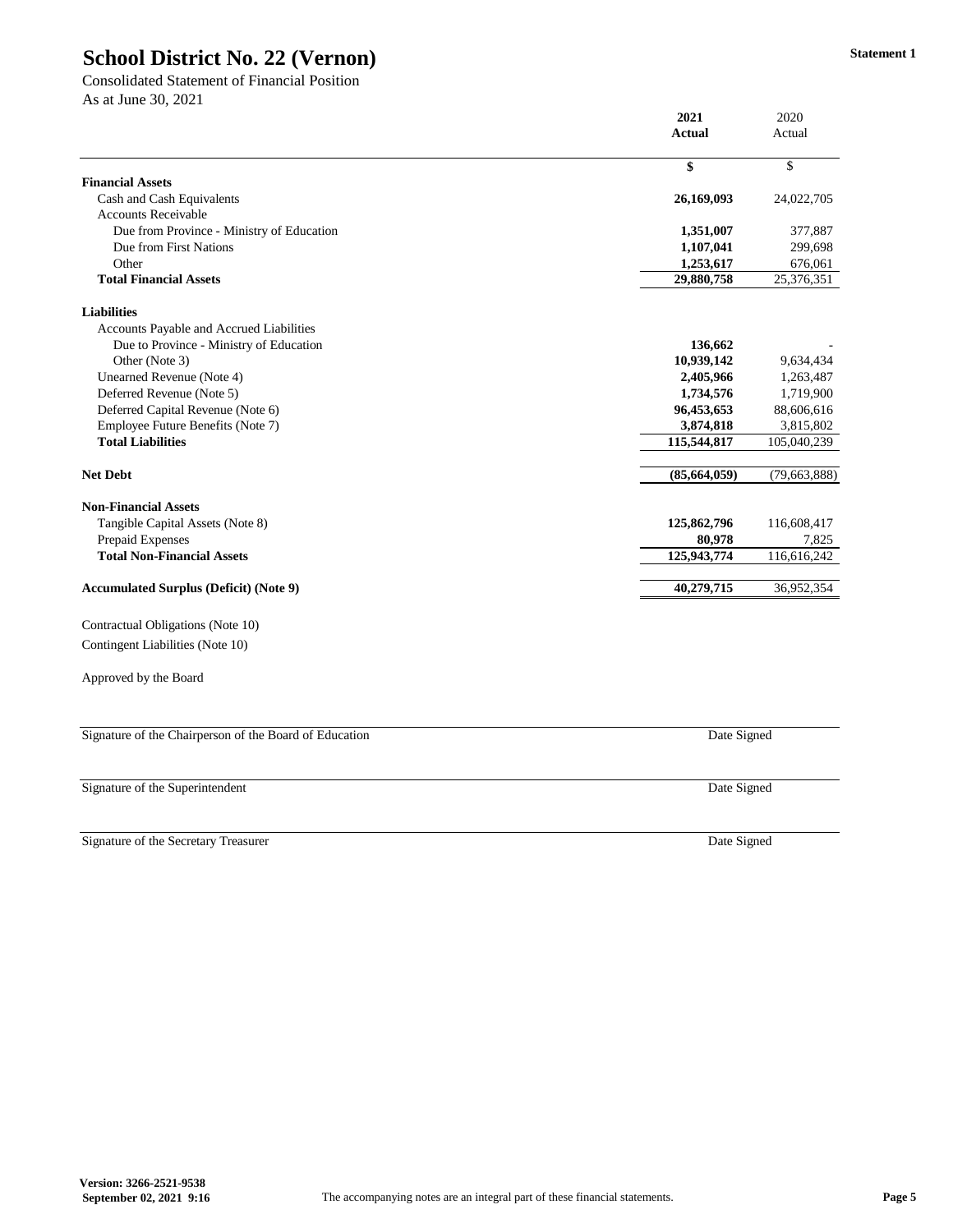# School District No. 22 (Vernon)

**Statement 1**

Consolidated Statement of Financial Position
As at June 30, 2021

| | 2021 Actual | 2020 Actual |
|---|---|---|
| | $ | $ |
| **Financial Assets** | | |
| Cash and Cash Equivalents | **26,169,093** | 24,022,705 |
| Accounts Receivable | | |
| Due from Province - Ministry of Education | **1,351,007** | 377,887 |
| Due from First Nations | **1,107,041** | 299,698 |
| Other | **1,253,617** | 676,061 |
| **Total Financial Assets** | **29,880,758** | 25,376,351 |
| **Liabilities** | | |
| Accounts Payable and Accrued Liabilities | | |
| Due to Province - Ministry of Education | **136,662** | - |
| Other (Note 3) | **10,939,142** | 9,634,434 |
| Unearned Revenue (Note 4) | **2,405,966** | 1,263,487 |
| Deferred Revenue (Note 5) | **1,734,576** | 1,719,900 |
| Deferred Capital Revenue (Note 6) | **96,453,653** | 88,606,616 |
| Employee Future Benefits (Note 7) | **3,874,818** | 3,815,802 |
| **Total Liabilities** | **115,544,817** | 105,040,239 |
| **Net Debt** | **(85,664,059)** | (79,663,888) |
| **Non-Financial Assets** | | |
| Tangible Capital Assets (Note 8) | **125,862,796** | 116,608,417 |
| Prepaid Expenses | **80,978** | 7,825 |
| **Total Non-Financial Assets** | **125,943,774** | 116,616,242 |
| **Accumulated Surplus (Deficit) (Note 9)** | **40,279,715** | 36,952,354 |

Contractual Obligations (Note 10)

Contingent Liabilities (Note 10)

Approved by the Board

| | |
|---|---|
| Signature of the Chairperson of the Board of Education | Date Signed |
| Signature of the Superintendent | Date Signed |
| Signature of the Secretary Treasurer | Date Signed |

**Version: 3266-2521-9538**
**September 02, 2021 9:16**

The accompanying notes are an integral part of these financial statements.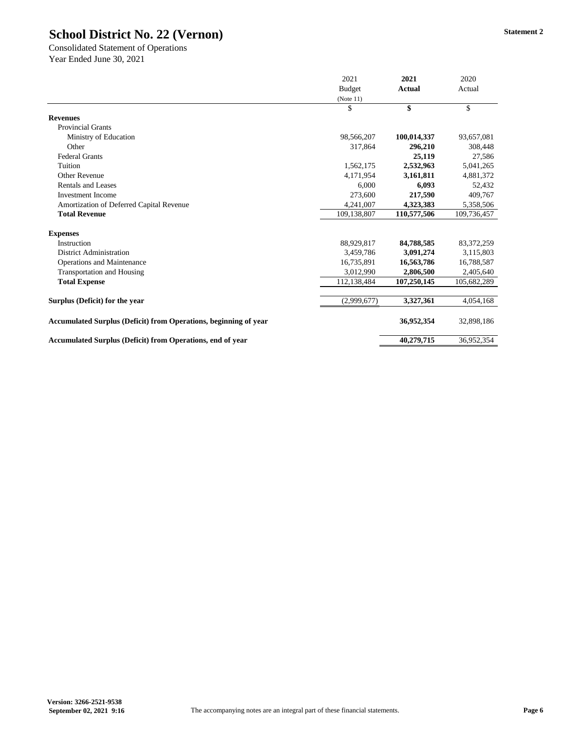**Statement 2**

# School District No. 22 (Vernon)

Consolidated Statement of Operations
Year Ended June 30, 2021

| | 2021 Budget (Note 11) | **2021 Actual** | 2020 Actual |
|---|---|---|---|
| | $ | **$** | $ |
| **Revenues** | | | |
| Provincial Grants | | | |
| Ministry of Education | 98,566,207 | **100,014,337** | 93,657,081 |
| Other | 317,864 | **296,210** | 308,448 |
| Federal Grants | | **25,119** | 27,586 |
| Tuition | 1,562,175 | **2,532,963** | 5,041,265 |
| Other Revenue | 4,171,954 | **3,161,811** | 4,881,372 |
| Rentals and Leases | 6,000 | **6,093** | 52,432 |
| Investment Income | 273,600 | **217,590** | 409,767 |
| Amortization of Deferred Capital Revenue | 4,241,007 | **4,323,383** | 5,358,506 |
| **Total Revenue** | 109,138,807 | **110,577,506** | 109,736,457 |
| **Expenses** | | | |
| Instruction | 88,929,817 | **84,788,585** | 83,372,259 |
| District Administration | 3,459,786 | **3,091,274** | 3,115,803 |
| Operations and Maintenance | 16,735,891 | **16,563,786** | 16,788,587 |
| Transportation and Housing | 3,012,990 | **2,806,500** | 2,405,640 |
| **Total Expense** | 112,138,484 | **107,250,145** | 105,682,289 |
| **Surplus (Deficit) for the year** | (2,999,677) | **3,327,361** | 4,054,168 |
| **Accumulated Surplus (Deficit) from Operations, beginning of year** | | **36,952,354** | 32,898,186 |
| **Accumulated Surplus (Deficit) from Operations, end of year** | | **40,279,715** | 36,952,354 |

Version: 3266-2521-9538
September 02, 2021 9:16

The accompanying notes are an integral part of these financial statements.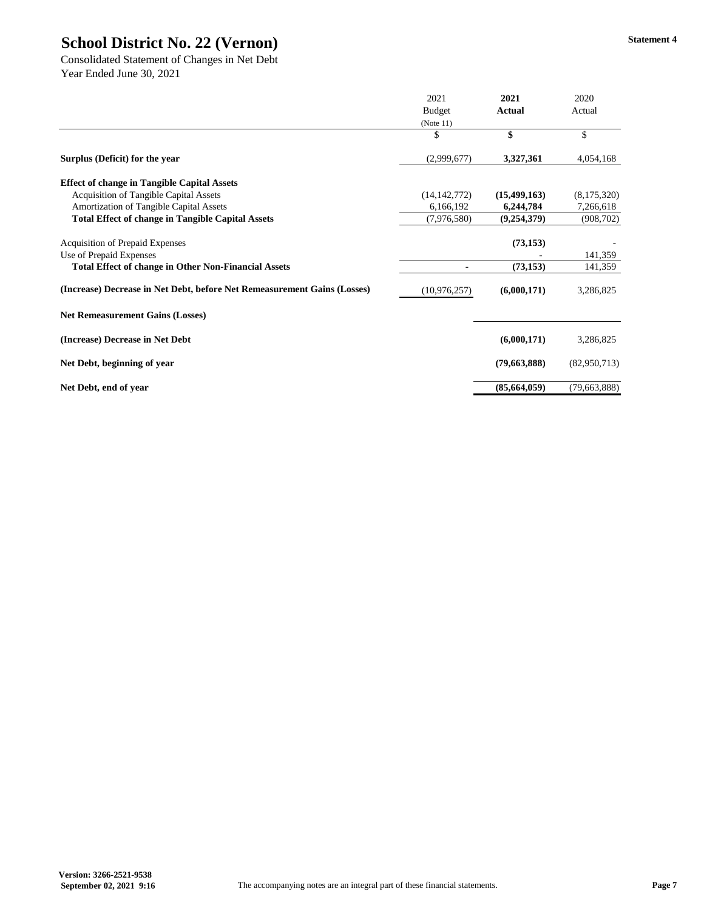# School District No. 22 (Vernon)

Statement 4

Consolidated Statement of Changes in Net Debt
Year Ended June 30, 2021

| | 2021 Budget (Note 11) | **2021 Actual** | 2020 Actual |
|---|---|---|---|
| | $ | **$** | $ |
| **Surplus (Deficit) for the year** | (2,999,677) | **3,327,361** | 4,054,168 |
| **Effect of change in Tangible Capital Assets** | | | |
| Acquisition of Tangible Capital Assets | (14,142,772) | **(15,499,163)** | (8,175,320) |
| Amortization of Tangible Capital Assets | 6,166,192 | **6,244,784** | 7,266,618 |
| **Total Effect of change in Tangible Capital Assets** | (7,976,580) | **(9,254,379)** | (908,702) |
| Acquisition of Prepaid Expenses | | **(73,153)** | - |
| Use of Prepaid Expenses | | **-** | 141,359 |
| **Total Effect of change in Other Non-Financial Assets** | - | **(73,153)** | 141,359 |
| **(Increase) Decrease in Net Debt, before Net Remeasurement Gains (Losses)** | (10,976,257) | **(6,000,171)** | 3,286,825 |
| **Net Remeasurement Gains (Losses)** | | | |
| **(Increase) Decrease in Net Debt** | | **(6,000,171)** | 3,286,825 |
| **Net Debt, beginning of year** | | **(79,663,888)** | (82,950,713) |
| **Net Debt, end of year** | | **(85,664,059)** | (79,663,888) |

**Version: 3266-2521-9538**
**September 02, 2021 9:16**

The accompanying notes are an integral part of these financial statements.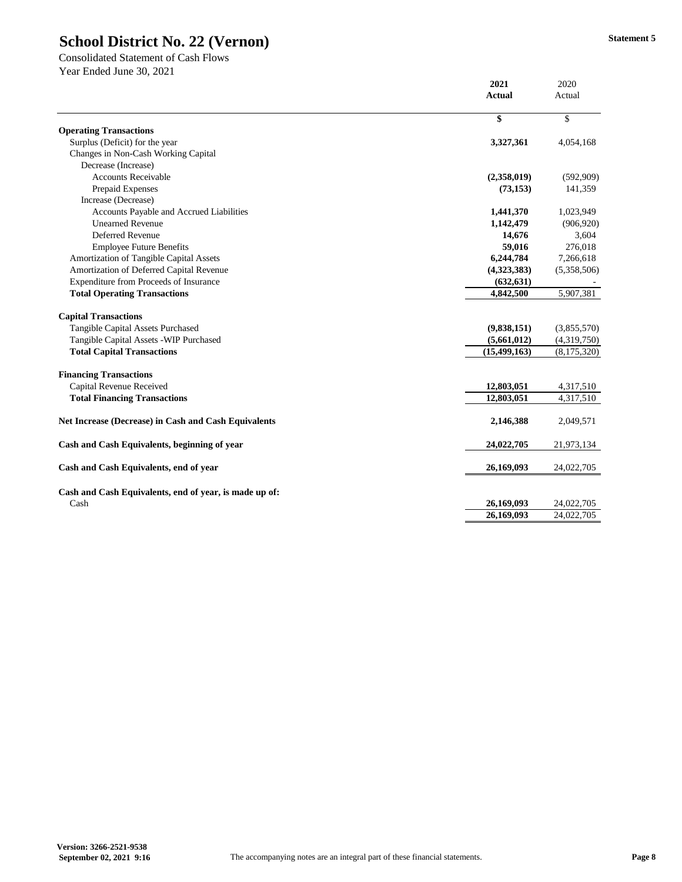# School District No. 22 (Vernon)

Statement 5

Consolidated Statement of Cash Flows
Year Ended June 30, 2021

| | 2021 Actual | 2020 Actual |
|---|---|---|
| | **$** | $ |
| **Operating Transactions** | | |
| Surplus (Deficit) for the year | **3,327,361** | 4,054,168 |
| Changes in Non-Cash Working Capital | | |
| Decrease (Increase) | | |
| Accounts Receivable | **(2,358,019)** | (592,909) |
| Prepaid Expenses | **(73,153)** | 141,359 |
| Increase (Decrease) | | |
| Accounts Payable and Accrued Liabilities | **1,441,370** | 1,023,949 |
| Unearned Revenue | **1,142,479** | (906,920) |
| Deferred Revenue | **14,676** | 3,604 |
| Employee Future Benefits | **59,016** | 276,018 |
| Amortization of Tangible Capital Assets | **6,244,784** | 7,266,618 |
| Amortization of Deferred Capital Revenue | **(4,323,383)** | (5,358,506) |
| Expenditure from Proceeds of Insurance | **(632,631)** | - |
| **Total Operating Transactions** | **4,842,500** | 5,907,381 |
| **Capital Transactions** | | |
| Tangible Capital Assets Purchased | **(9,838,151)** | (3,855,570) |
| Tangible Capital Assets -WIP Purchased | **(5,661,012)** | (4,319,750) |
| **Total Capital Transactions** | **(15,499,163)** | (8,175,320) |
| **Financing Transactions** | | |
| Capital Revenue Received | **12,803,051** | 4,317,510 |
| **Total Financing Transactions** | **12,803,051** | 4,317,510 |
| **Net Increase (Decrease) in Cash and Cash Equivalents** | **2,146,388** | 2,049,571 |
| **Cash and Cash Equivalents, beginning of year** | **24,022,705** | 21,973,134 |
| **Cash and Cash Equivalents, end of year** | **26,169,093** | 24,022,705 |
| **Cash and Cash Equivalents, end of year, is made up of:** | | |
| Cash | **26,169,093** | 24,022,705 |
| | **26,169,093** | 24,022,705 |

Version: 3266-2521-9538
September 02, 2021 9:16

The accompanying notes are an integral part of these financial statements.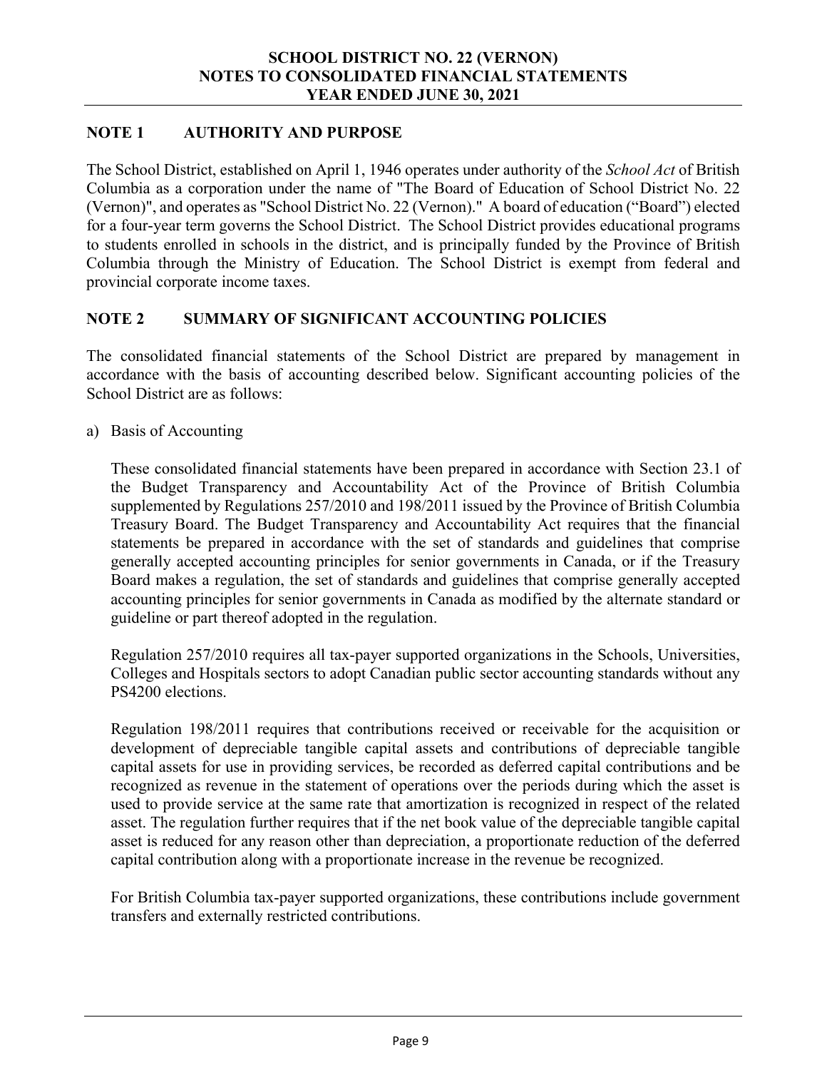## NOTE 1 AUTHORITY AND PURPOSE

The School District, established on April 1, 1946 operates under authority of the *School Act* of British Columbia as a corporation under the name of "The Board of Education of School District No. 22 (Vernon)", and operates as "School District No. 22 (Vernon)." A board of education ("Board") elected for a four-year term governs the School District. The School District provides educational programs to students enrolled in schools in the district, and is principally funded by the Province of British Columbia through the Ministry of Education. The School District is exempt from federal and provincial corporate income taxes.

## NOTE 2 SUMMARY OF SIGNIFICANT ACCOUNTING POLICIES

The consolidated financial statements of the School District are prepared by management in accordance with the basis of accounting described below. Significant accounting policies of the School District are as follows:

a) Basis of Accounting

These consolidated financial statements have been prepared in accordance with Section 23.1 of the Budget Transparency and Accountability Act of the Province of British Columbia supplemented by Regulations 257/2010 and 198/2011 issued by the Province of British Columbia Treasury Board. The Budget Transparency and Accountability Act requires that the financial statements be prepared in accordance with the set of standards and guidelines that comprise generally accepted accounting principles for senior governments in Canada, or if the Treasury Board makes a regulation, the set of standards and guidelines that comprise generally accepted accounting principles for senior governments in Canada as modified by the alternate standard or guideline or part thereof adopted in the regulation.

Regulation 257/2010 requires all tax-payer supported organizations in the Schools, Universities, Colleges and Hospitals sectors to adopt Canadian public sector accounting standards without any PS4200 elections.

Regulation 198/2011 requires that contributions received or receivable for the acquisition or development of depreciable tangible capital assets and contributions of depreciable tangible capital assets for use in providing services, be recorded as deferred capital contributions and be recognized as revenue in the statement of operations over the periods during which the asset is used to provide service at the same rate that amortization is recognized in respect of the related asset. The regulation further requires that if the net book value of the depreciable tangible capital asset is reduced for any reason other than depreciation, a proportionate reduction of the deferred capital contribution along with a proportionate increase in the revenue be recognized.

For British Columbia tax-payer supported organizations, these contributions include government transfers and externally restricted contributions.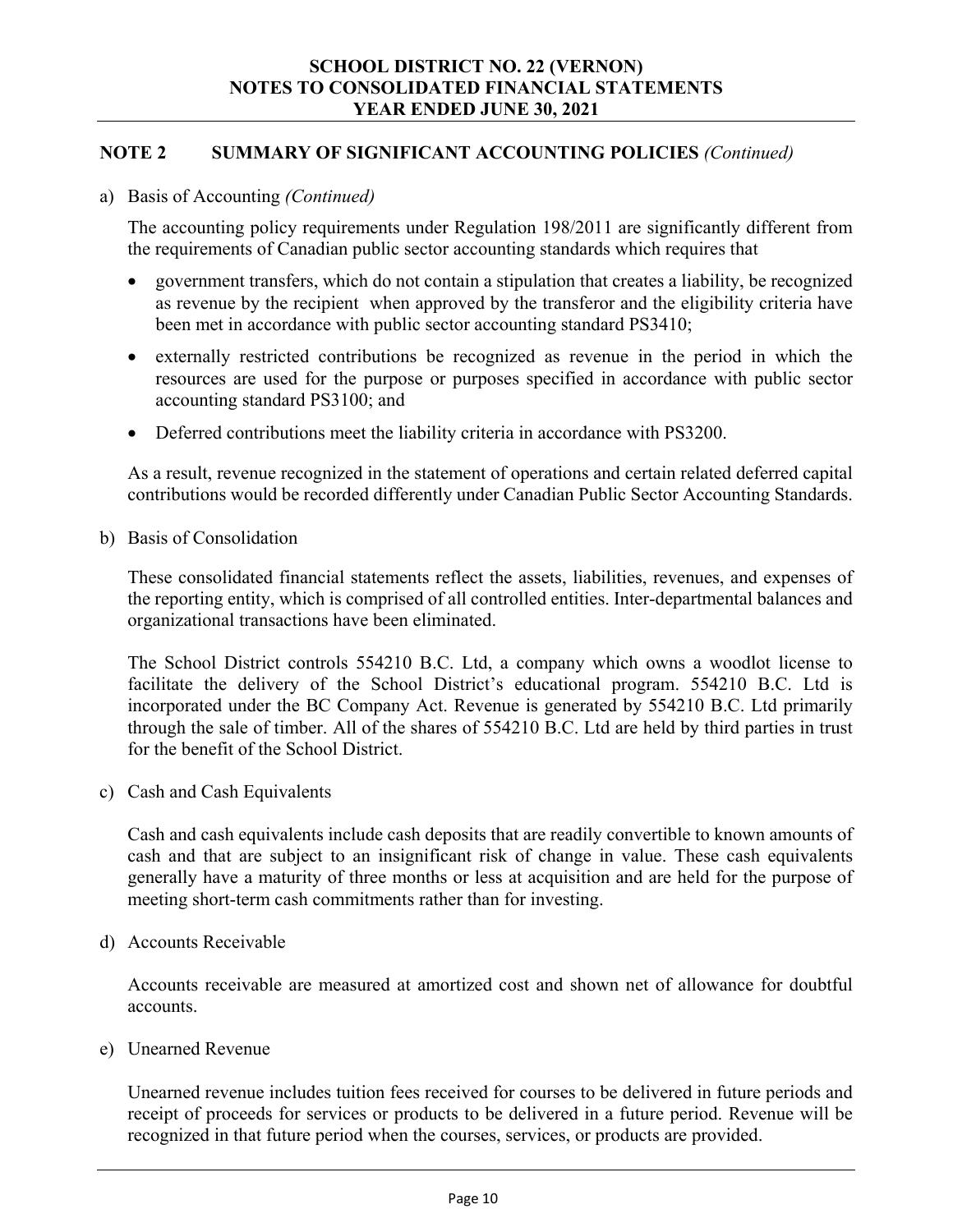## NOTE 2 SUMMARY OF SIGNIFICANT ACCOUNTING POLICIES *(Continued)*

a) Basis of Accounting *(Continued)*

The accounting policy requirements under Regulation 198/2011 are significantly different from the requirements of Canadian public sector accounting standards which requires that

- government transfers, which do not contain a stipulation that creates a liability, be recognized as revenue by the recipient when approved by the transferor and the eligibility criteria have been met in accordance with public sector accounting standard PS3410;
- externally restricted contributions be recognized as revenue in the period in which the resources are used for the purpose or purposes specified in accordance with public sector accounting standard PS3100; and
- Deferred contributions meet the liability criteria in accordance with PS3200.

As a result, revenue recognized in the statement of operations and certain related deferred capital contributions would be recorded differently under Canadian Public Sector Accounting Standards.

b) Basis of Consolidation

These consolidated financial statements reflect the assets, liabilities, revenues, and expenses of the reporting entity, which is comprised of all controlled entities. Inter-departmental balances and organizational transactions have been eliminated.

The School District controls 554210 B.C. Ltd, a company which owns a woodlot license to facilitate the delivery of the School District's educational program. 554210 B.C. Ltd is incorporated under the BC Company Act. Revenue is generated by 554210 B.C. Ltd primarily through the sale of timber. All of the shares of 554210 B.C. Ltd are held by third parties in trust for the benefit of the School District.

c) Cash and Cash Equivalents

Cash and cash equivalents include cash deposits that are readily convertible to known amounts of cash and that are subject to an insignificant risk of change in value. These cash equivalents generally have a maturity of three months or less at acquisition and are held for the purpose of meeting short-term cash commitments rather than for investing.

d) Accounts Receivable

Accounts receivable are measured at amortized cost and shown net of allowance for doubtful accounts.

e) Unearned Revenue

Unearned revenue includes tuition fees received for courses to be delivered in future periods and receipt of proceeds for services or products to be delivered in a future period. Revenue will be recognized in that future period when the courses, services, or products are provided.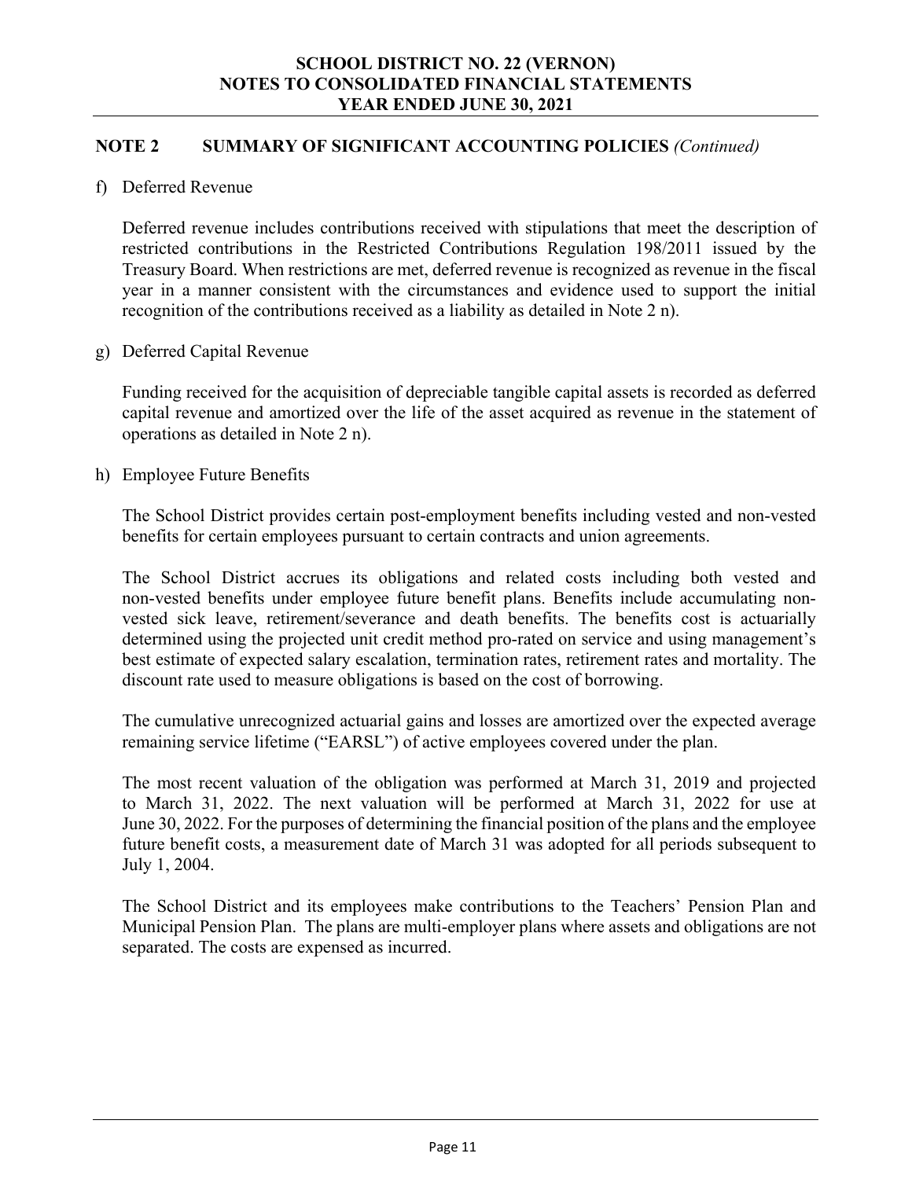## NOTE 2 SUMMARY OF SIGNIFICANT ACCOUNTING POLICIES *(Continued)*

f) Deferred Revenue

Deferred revenue includes contributions received with stipulations that meet the description of restricted contributions in the Restricted Contributions Regulation 198/2011 issued by the Treasury Board. When restrictions are met, deferred revenue is recognized as revenue in the fiscal year in a manner consistent with the circumstances and evidence used to support the initial recognition of the contributions received as a liability as detailed in Note 2 n).

g) Deferred Capital Revenue

Funding received for the acquisition of depreciable tangible capital assets is recorded as deferred capital revenue and amortized over the life of the asset acquired as revenue in the statement of operations as detailed in Note 2 n).

h) Employee Future Benefits

The School District provides certain post-employment benefits including vested and non-vested benefits for certain employees pursuant to certain contracts and union agreements.

The School District accrues its obligations and related costs including both vested and non-vested benefits under employee future benefit plans. Benefits include accumulating non-vested sick leave, retirement/severance and death benefits. The benefits cost is actuarially determined using the projected unit credit method pro-rated on service and using management's best estimate of expected salary escalation, termination rates, retirement rates and mortality. The discount rate used to measure obligations is based on the cost of borrowing.

The cumulative unrecognized actuarial gains and losses are amortized over the expected average remaining service lifetime ("EARSL") of active employees covered under the plan.

The most recent valuation of the obligation was performed at March 31, 2019 and projected to March 31, 2022. The next valuation will be performed at March 31, 2022 for use at June 30, 2022. For the purposes of determining the financial position of the plans and the employee future benefit costs, a measurement date of March 31 was adopted for all periods subsequent to July 1, 2004.

The School District and its employees make contributions to the Teachers' Pension Plan and Municipal Pension Plan. The plans are multi-employer plans where assets and obligations are not separated. The costs are expensed as incurred.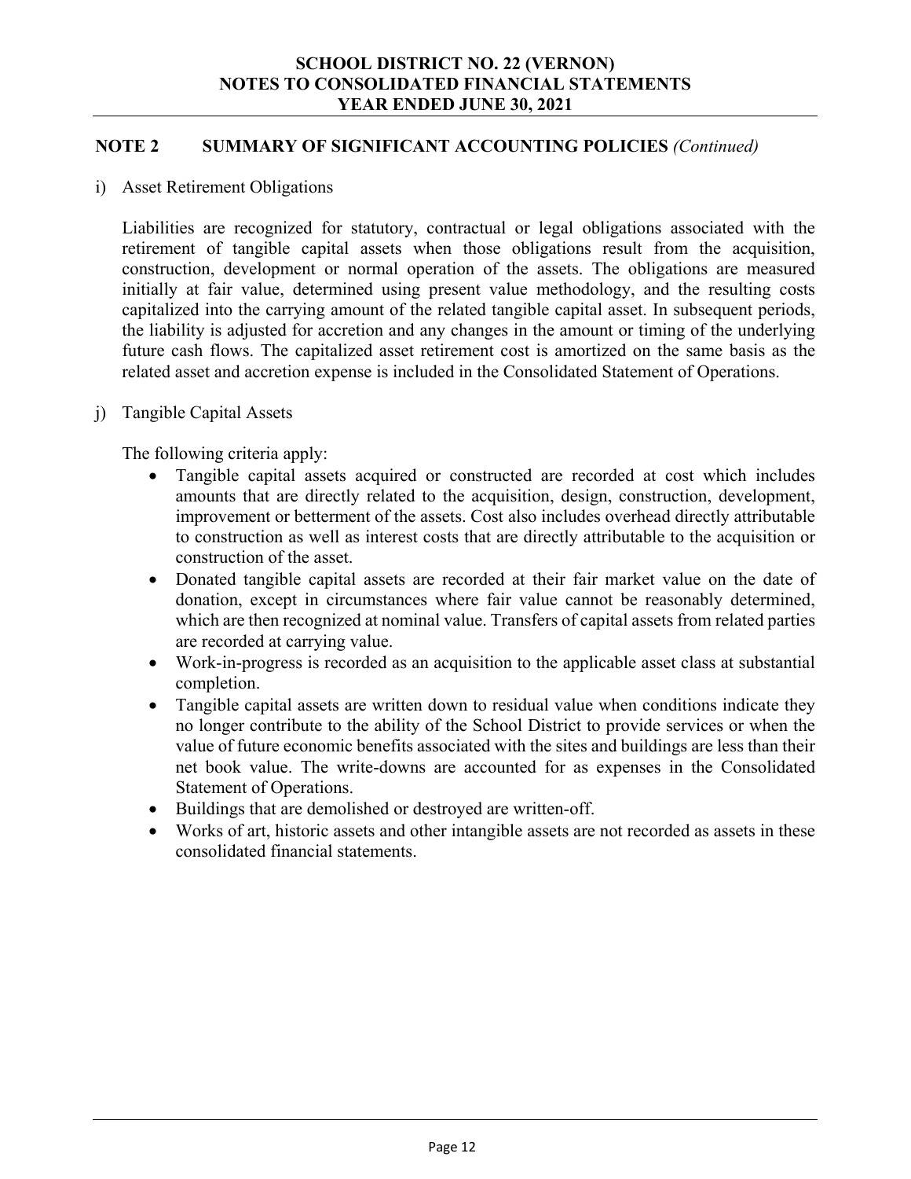## NOTE 2 SUMMARY OF SIGNIFICANT ACCOUNTING POLICIES *(Continued)*

i) Asset Retirement Obligations

Liabilities are recognized for statutory, contractual or legal obligations associated with the retirement of tangible capital assets when those obligations result from the acquisition, construction, development or normal operation of the assets. The obligations are measured initially at fair value, determined using present value methodology, and the resulting costs capitalized into the carrying amount of the related tangible capital asset. In subsequent periods, the liability is adjusted for accretion and any changes in the amount or timing of the underlying future cash flows. The capitalized asset retirement cost is amortized on the same basis as the related asset and accretion expense is included in the Consolidated Statement of Operations.

j) Tangible Capital Assets

The following criteria apply:

- Tangible capital assets acquired or constructed are recorded at cost which includes amounts that are directly related to the acquisition, design, construction, development, improvement or betterment of the assets. Cost also includes overhead directly attributable to construction as well as interest costs that are directly attributable to the acquisition or construction of the asset.
- Donated tangible capital assets are recorded at their fair market value on the date of donation, except in circumstances where fair value cannot be reasonably determined, which are then recognized at nominal value. Transfers of capital assets from related parties are recorded at carrying value.
- Work-in-progress is recorded as an acquisition to the applicable asset class at substantial completion.
- Tangible capital assets are written down to residual value when conditions indicate they no longer contribute to the ability of the School District to provide services or when the value of future economic benefits associated with the sites and buildings are less than their net book value. The write-downs are accounted for as expenses in the Consolidated Statement of Operations.
- Buildings that are demolished or destroyed are written-off.
- Works of art, historic assets and other intangible assets are not recorded as assets in these consolidated financial statements.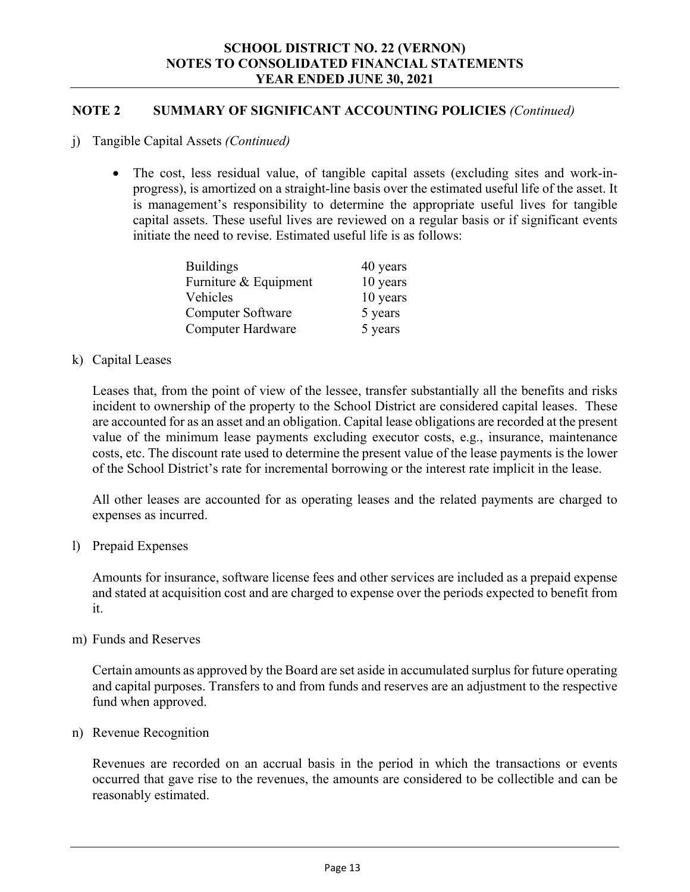## NOTE 2 SUMMARY OF SIGNIFICANT ACCOUNTING POLICIES *(Continued)*

j) Tangible Capital Assets *(Continued)*

- The cost, less residual value, of tangible capital assets (excluding sites and work-in-progress), is amortized on a straight-line basis over the estimated useful life of the asset. It is management's responsibility to determine the appropriate useful lives for tangible capital assets. These useful lives are reviewed on a regular basis or if significant events initiate the need to revise. Estimated useful life is as follows:

| | |
|---|---|
| Buildings | 40 years |
| Furniture & Equipment | 10 years |
| Vehicles | 10 years |
| Computer Software | 5 years |
| Computer Hardware | 5 years |

k) Capital Leases

Leases that, from the point of view of the lessee, transfer substantially all the benefits and risks incident to ownership of the property to the School District are considered capital leases. These are accounted for as an asset and an obligation. Capital lease obligations are recorded at the present value of the minimum lease payments excluding executor costs, e.g., insurance, maintenance costs, etc. The discount rate used to determine the present value of the lease payments is the lower of the School District's rate for incremental borrowing or the interest rate implicit in the lease.

All other leases are accounted for as operating leases and the related payments are charged to expenses as incurred.

l) Prepaid Expenses

Amounts for insurance, software license fees and other services are included as a prepaid expense and stated at acquisition cost and are charged to expense over the periods expected to benefit from it.

m) Funds and Reserves

Certain amounts as approved by the Board are set aside in accumulated surplus for future operating and capital purposes. Transfers to and from funds and reserves are an adjustment to the respective fund when approved.

n) Revenue Recognition

Revenues are recorded on an accrual basis in the period in which the transactions or events occurred that gave rise to the revenues, the amounts are considered to be collectible and can be reasonably estimated.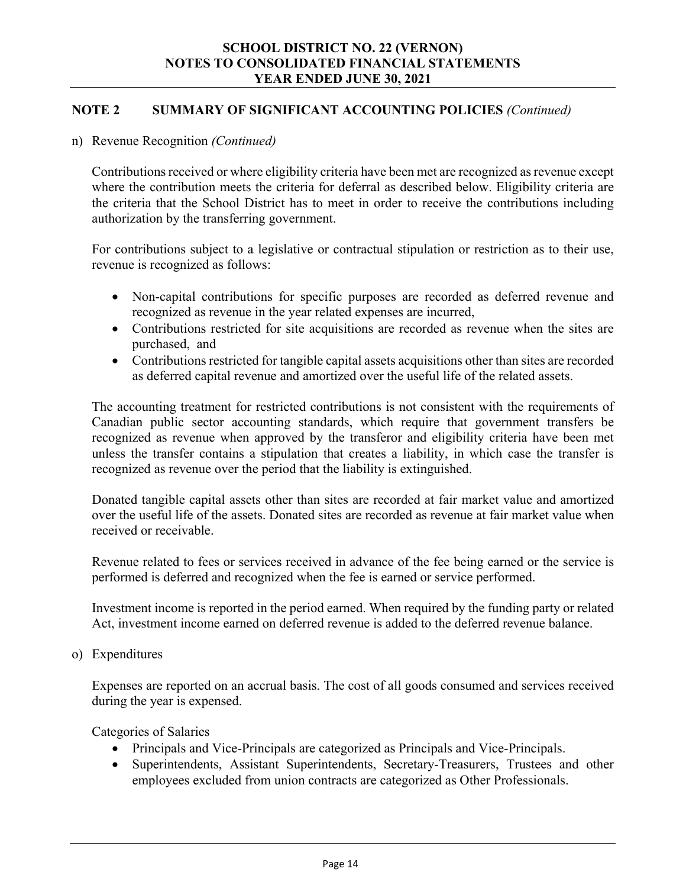## NOTE 2 SUMMARY OF SIGNIFICANT ACCOUNTING POLICIES *(Continued)*

n) Revenue Recognition *(Continued)*

Contributions received or where eligibility criteria have been met are recognized as revenue except where the contribution meets the criteria for deferral as described below. Eligibility criteria are the criteria that the School District has to meet in order to receive the contributions including authorization by the transferring government.

For contributions subject to a legislative or contractual stipulation or restriction as to their use, revenue is recognized as follows:

- Non-capital contributions for specific purposes are recorded as deferred revenue and recognized as revenue in the year related expenses are incurred,
- Contributions restricted for site acquisitions are recorded as revenue when the sites are purchased, and
- Contributions restricted for tangible capital assets acquisitions other than sites are recorded as deferred capital revenue and amortized over the useful life of the related assets.

The accounting treatment for restricted contributions is not consistent with the requirements of Canadian public sector accounting standards, which require that government transfers be recognized as revenue when approved by the transferor and eligibility criteria have been met unless the transfer contains a stipulation that creates a liability, in which case the transfer is recognized as revenue over the period that the liability is extinguished.

Donated tangible capital assets other than sites are recorded at fair market value and amortized over the useful life of the assets. Donated sites are recorded as revenue at fair market value when received or receivable.

Revenue related to fees or services received in advance of the fee being earned or the service is performed is deferred and recognized when the fee is earned or service performed.

Investment income is reported in the period earned. When required by the funding party or related Act, investment income earned on deferred revenue is added to the deferred revenue balance.

o) Expenditures

Expenses are reported on an accrual basis. The cost of all goods consumed and services received during the year is expensed.

Categories of Salaries

- Principals and Vice-Principals are categorized as Principals and Vice-Principals.
- Superintendents, Assistant Superintendents, Secretary-Treasurers, Trustees and other employees excluded from union contracts are categorized as Other Professionals.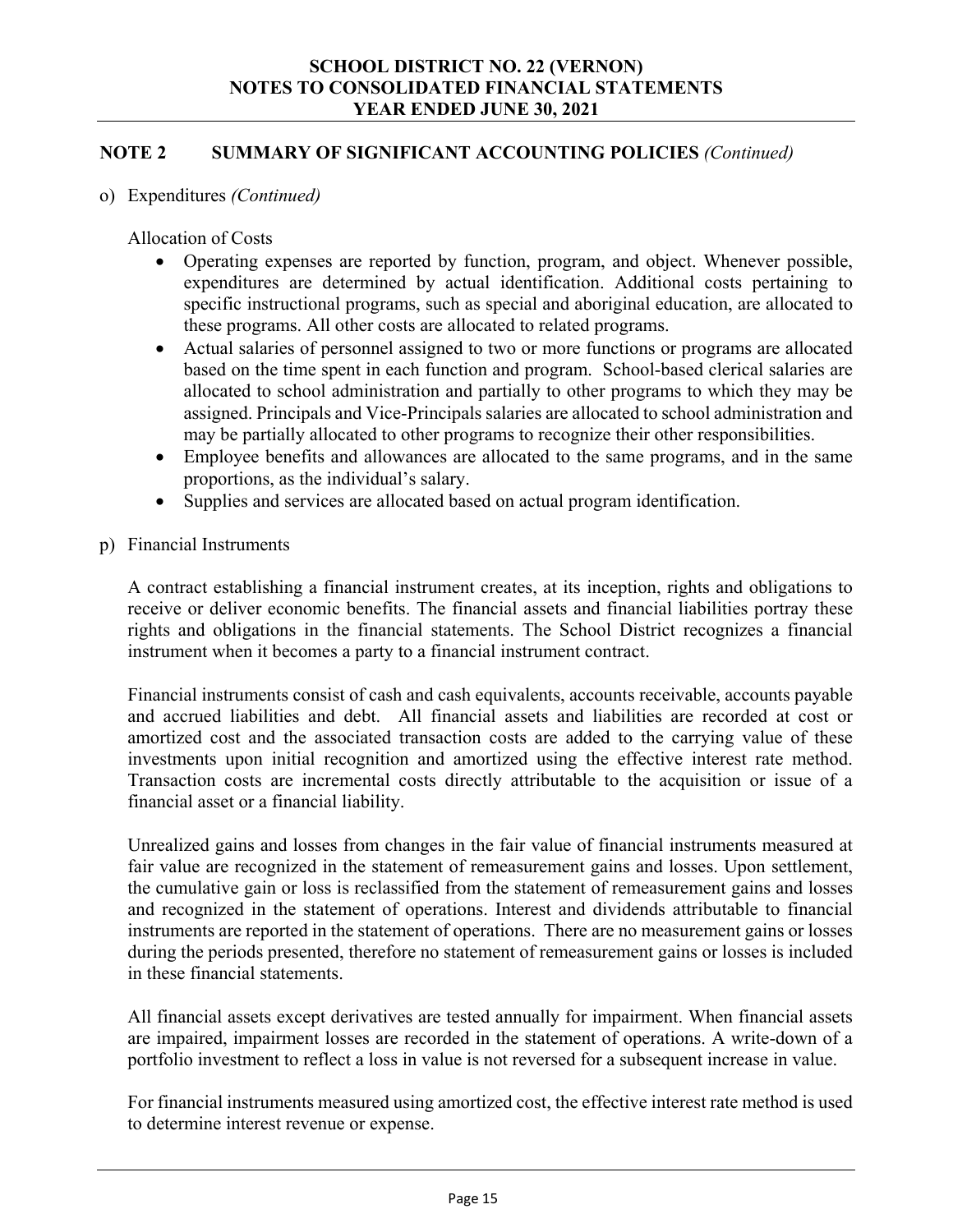## NOTE 2 SUMMARY OF SIGNIFICANT ACCOUNTING POLICIES *(Continued)*

o) Expenditures *(Continued)*

Allocation of Costs

- Operating expenses are reported by function, program, and object. Whenever possible, expenditures are determined by actual identification. Additional costs pertaining to specific instructional programs, such as special and aboriginal education, are allocated to these programs. All other costs are allocated to related programs.
- Actual salaries of personnel assigned to two or more functions or programs are allocated based on the time spent in each function and program. School-based clerical salaries are allocated to school administration and partially to other programs to which they may be assigned. Principals and Vice-Principals salaries are allocated to school administration and may be partially allocated to other programs to recognize their other responsibilities.
- Employee benefits and allowances are allocated to the same programs, and in the same proportions, as the individual's salary.
- Supplies and services are allocated based on actual program identification.

p) Financial Instruments

A contract establishing a financial instrument creates, at its inception, rights and obligations to receive or deliver economic benefits. The financial assets and financial liabilities portray these rights and obligations in the financial statements. The School District recognizes a financial instrument when it becomes a party to a financial instrument contract.

Financial instruments consist of cash and cash equivalents, accounts receivable, accounts payable and accrued liabilities and debt. All financial assets and liabilities are recorded at cost or amortized cost and the associated transaction costs are added to the carrying value of these investments upon initial recognition and amortized using the effective interest rate method. Transaction costs are incremental costs directly attributable to the acquisition or issue of a financial asset or a financial liability.

Unrealized gains and losses from changes in the fair value of financial instruments measured at fair value are recognized in the statement of remeasurement gains and losses. Upon settlement, the cumulative gain or loss is reclassified from the statement of remeasurement gains and losses and recognized in the statement of operations. Interest and dividends attributable to financial instruments are reported in the statement of operations. There are no measurement gains or losses during the periods presented, therefore no statement of remeasurement gains or losses is included in these financial statements.

All financial assets except derivatives are tested annually for impairment. When financial assets are impaired, impairment losses are recorded in the statement of operations. A write-down of a portfolio investment to reflect a loss in value is not reversed for a subsequent increase in value.

For financial instruments measured using amortized cost, the effective interest rate method is used to determine interest revenue or expense.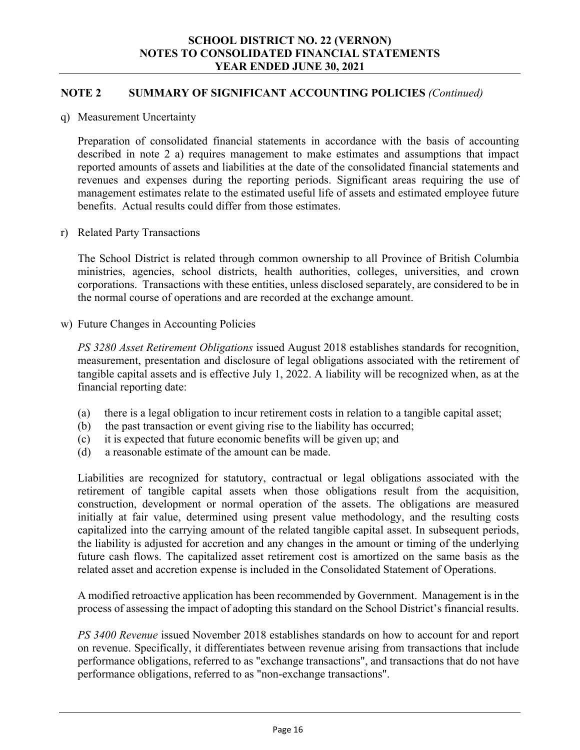## NOTE 2 SUMMARY OF SIGNIFICANT ACCOUNTING POLICIES *(Continued)*

q) Measurement Uncertainty

Preparation of consolidated financial statements in accordance with the basis of accounting described in note 2 a) requires management to make estimates and assumptions that impact reported amounts of assets and liabilities at the date of the consolidated financial statements and revenues and expenses during the reporting periods. Significant areas requiring the use of management estimates relate to the estimated useful life of assets and estimated employee future benefits. Actual results could differ from those estimates.

r) Related Party Transactions

The School District is related through common ownership to all Province of British Columbia ministries, agencies, school districts, health authorities, colleges, universities, and crown corporations. Transactions with these entities, unless disclosed separately, are considered to be in the normal course of operations and are recorded at the exchange amount.

w) Future Changes in Accounting Policies

*PS 3280 Asset Retirement Obligations* issued August 2018 establishes standards for recognition, measurement, presentation and disclosure of legal obligations associated with the retirement of tangible capital assets and is effective July 1, 2022. A liability will be recognized when, as at the financial reporting date:

(a) there is a legal obligation to incur retirement costs in relation to a tangible capital asset;
(b) the past transaction or event giving rise to the liability has occurred;
(c) it is expected that future economic benefits will be given up; and
(d) a reasonable estimate of the amount can be made.

Liabilities are recognized for statutory, contractual or legal obligations associated with the retirement of tangible capital assets when those obligations result from the acquisition, construction, development or normal operation of the assets. The obligations are measured initially at fair value, determined using present value methodology, and the resulting costs capitalized into the carrying amount of the related tangible capital asset. In subsequent periods, the liability is adjusted for accretion and any changes in the amount or timing of the underlying future cash flows. The capitalized asset retirement cost is amortized on the same basis as the related asset and accretion expense is included in the Consolidated Statement of Operations.

A modified retroactive application has been recommended by Government. Management is in the process of assessing the impact of adopting this standard on the School District's financial results.

*PS 3400 Revenue* issued November 2018 establishes standards on how to account for and report on revenue. Specifically, it differentiates between revenue arising from transactions that include performance obligations, referred to as "exchange transactions", and transactions that do not have performance obligations, referred to as "non-exchange transactions".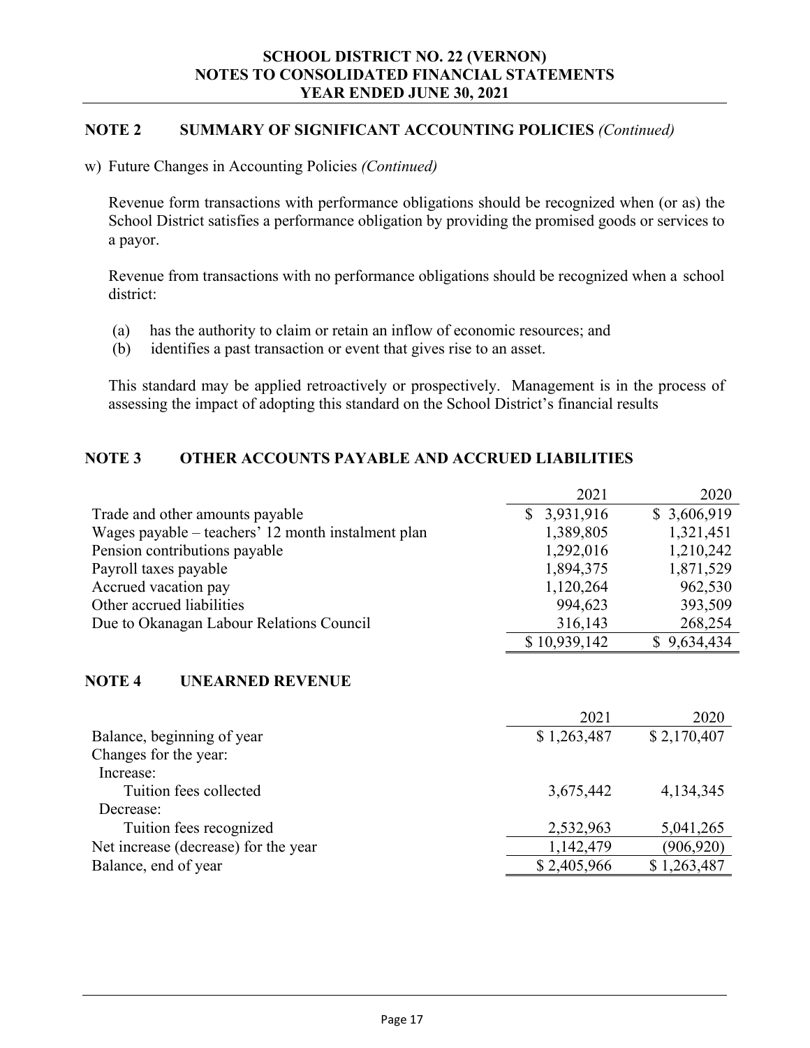## NOTE 2 SUMMARY OF SIGNIFICANT ACCOUNTING POLICIES *(Continued)*

w) Future Changes in Accounting Policies *(Continued)*

Revenue form transactions with performance obligations should be recognized when (or as) the School District satisfies a performance obligation by providing the promised goods or services to a payor.

Revenue from transactions with no performance obligations should be recognized when a school district:

(a) has the authority to claim or retain an inflow of economic resources; and
(b) identifies a past transaction or event that gives rise to an asset.

This standard may be applied retroactively or prospectively. Management is in the process of assessing the impact of adopting this standard on the School District's financial results

## NOTE 3 OTHER ACCOUNTS PAYABLE AND ACCRUED LIABILITIES

| | 2021 | 2020 |
|---|---|---|
| Trade and other amounts payable | $ 3,931,916 | $ 3,606,919 |
| Wages payable – teachers' 12 month instalment plan | 1,389,805 | 1,321,451 |
| Pension contributions payable | 1,292,016 | 1,210,242 |
| Payroll taxes payable | 1,894,375 | 1,871,529 |
| Accrued vacation pay | 1,120,264 | 962,530 |
| Other accrued liabilities | 994,623 | 393,509 |
| Due to Okanagan Labour Relations Council | 316,143 | 268,254 |
| | $ 10,939,142 | $ 9,634,434 |

## NOTE 4 UNEARNED REVENUE

| | 2021 | 2020 |
|---|---|---|
| Balance, beginning of year | $ 1,263,487 | $ 2,170,407 |
| Changes for the year: | | |
| Increase: | | |
| Tuition fees collected | 3,675,442 | 4,134,345 |
| Decrease: | | |
| Tuition fees recognized | 2,532,963 | 5,041,265 |
| Net increase (decrease) for the year | 1,142,479 | (906,920) |
| Balance, end of year | $ 2,405,966 | $ 1,263,487 |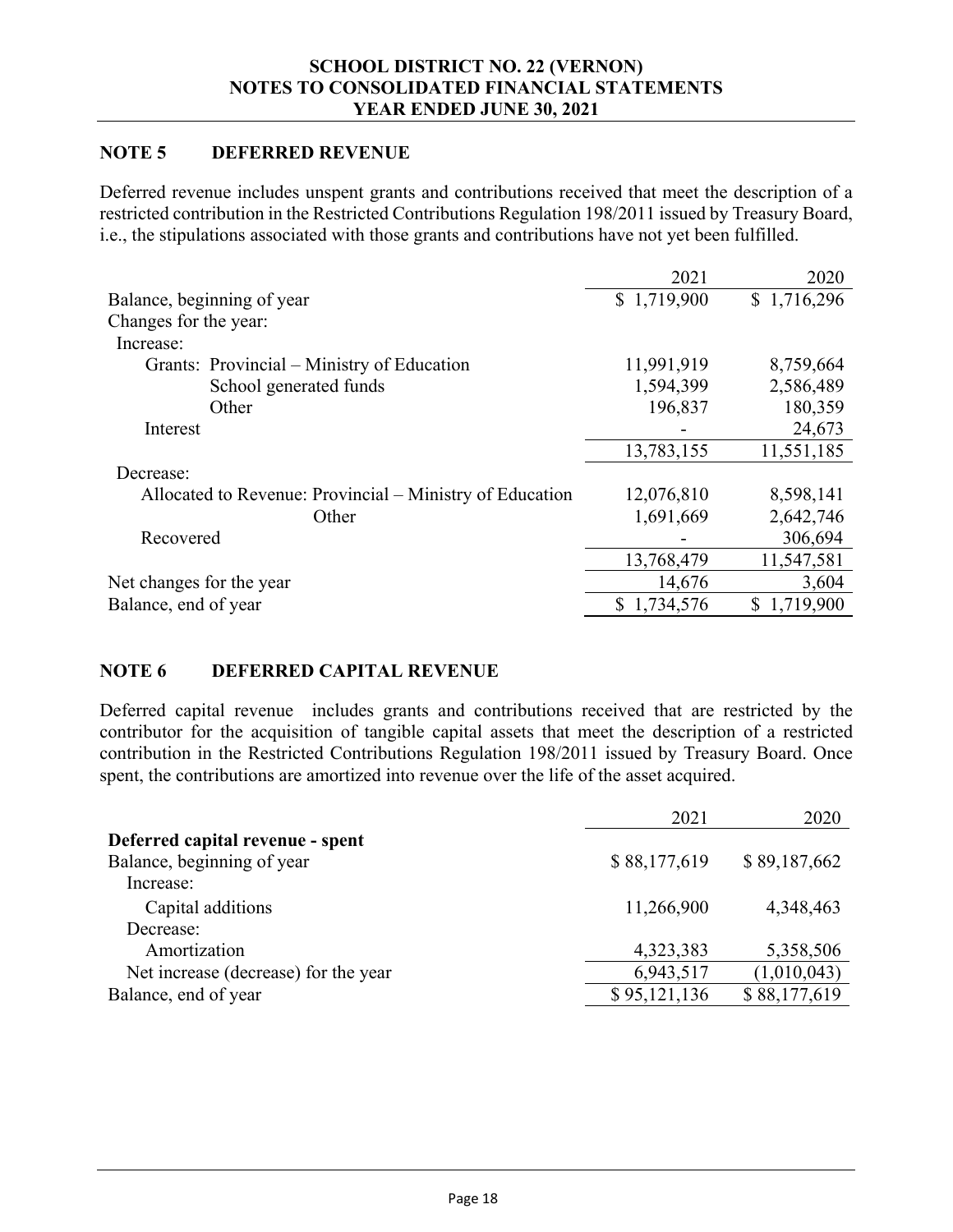## NOTE 5 DEFERRED REVENUE

Deferred revenue includes unspent grants and contributions received that meet the description of a restricted contribution in the Restricted Contributions Regulation 198/2011 issued by Treasury Board, i.e., the stipulations associated with those grants and contributions have not yet been fulfilled.

| | 2021 | 2020 |
|---|---|---|
| Balance, beginning of year | $ 1,719,900 | $ 1,716,296 |
| Changes for the year: | | |
| Increase: | | |
| Grants: Provincial – Ministry of Education | 11,991,919 | 8,759,664 |
| School generated funds | 1,594,399 | 2,586,489 |
| Other | 196,837 | 180,359 |
| Interest | - | 24,673 |
| | 13,783,155 | 11,551,185 |
| Decrease: | | |
| Allocated to Revenue: Provincial – Ministry of Education | 12,076,810 | 8,598,141 |
| Other | 1,691,669 | 2,642,746 |
| Recovered | - | 306,694 |
| | 13,768,479 | 11,547,581 |
| Net changes for the year | 14,676 | 3,604 |
| Balance, end of year | $ 1,734,576 | $ 1,719,900 |

## NOTE 6 DEFERRED CAPITAL REVENUE

Deferred capital revenue includes grants and contributions received that are restricted by the contributor for the acquisition of tangible capital assets that meet the description of a restricted contribution in the Restricted Contributions Regulation 198/2011 issued by Treasury Board. Once spent, the contributions are amortized into revenue over the life of the asset acquired.

| | 2021 | 2020 |
|---|---|---|
| **Deferred capital revenue - spent** | | |
| Balance, beginning of year | $ 88,177,619 | $ 89,187,662 |
| Increase: | | |
| Capital additions | 11,266,900 | 4,348,463 |
| Decrease: | | |
| Amortization | 4,323,383 | 5,358,506 |
| Net increase (decrease) for the year | 6,943,517 | (1,010,043) |
| Balance, end of year | $ 95,121,136 | $ 88,177,619 |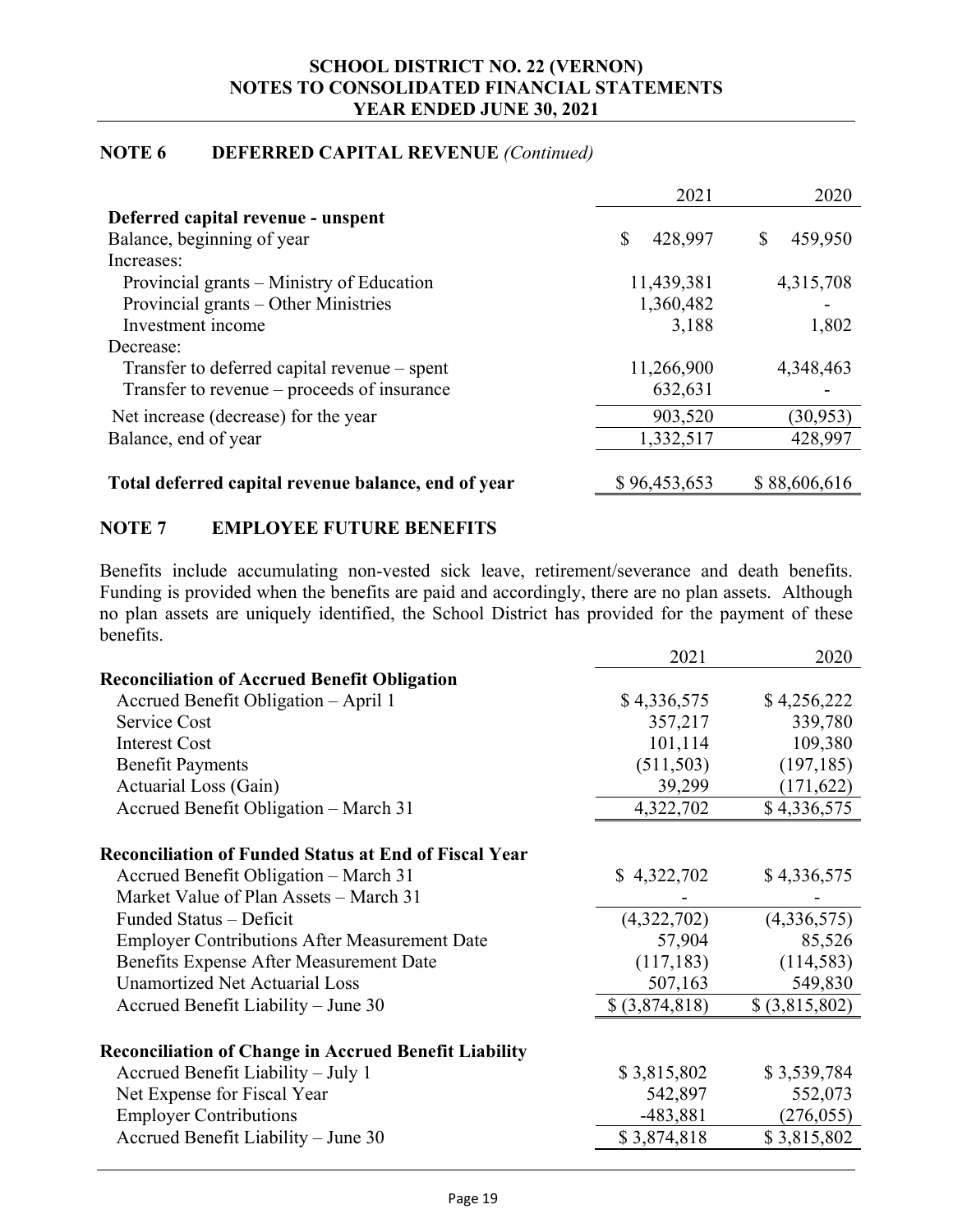## NOTE 6 DEFERRED CAPITAL REVENUE *(Continued)*

| | 2021 | 2020 |
|---|---|---|
| **Deferred capital revenue - unspent** | | |
| Balance, beginning of year | $ 428,997 | $ 459,950 |
| Increases: | | |
| Provincial grants – Ministry of Education | 11,439,381 | 4,315,708 |
| Provincial grants – Other Ministries | 1,360,482 | - |
| Investment income | 3,188 | 1,802 |
| Decrease: | | |
| Transfer to deferred capital revenue – spent | 11,266,900 | 4,348,463 |
| Transfer to revenue – proceeds of insurance | 632,631 | - |
| Net increase (decrease) for the year | 903,520 | (30,953) |
| Balance, end of year | 1,332,517 | 428,997 |
| **Total deferred capital revenue balance, end of year** | $ 96,453,653 | $ 88,606,616 |

## NOTE 7 EMPLOYEE FUTURE BENEFITS

Benefits include accumulating non-vested sick leave, retirement/severance and death benefits. Funding is provided when the benefits are paid and accordingly, there are no plan assets. Although no plan assets are uniquely identified, the School District has provided for the payment of these benefits.

| | 2021 | 2020 |
|---|---|---|
| **Reconciliation of Accrued Benefit Obligation** | | |
| Accrued Benefit Obligation – April 1 | $ 4,336,575 | $ 4,256,222 |
| Service Cost | 357,217 | 339,780 |
| Interest Cost | 101,114 | 109,380 |
| Benefit Payments | (511,503) | (197,185) |
| Actuarial Loss (Gain) | 39,299 | (171,622) |
| Accrued Benefit Obligation – March 31 | 4,322,702 | $ 4,336,575 |
| | | |
| **Reconciliation of Funded Status at End of Fiscal Year** | | |
| Accrued Benefit Obligation – March 31 | $ 4,322,702 | $ 4,336,575 |
| Market Value of Plan Assets – March 31 | - | - |
| Funded Status – Deficit | (4,322,702) | (4,336,575) |
| Employer Contributions After Measurement Date | 57,904 | 85,526 |
| Benefits Expense After Measurement Date | (117,183) | (114,583) |
| Unamortized Net Actuarial Loss | 507,163 | 549,830 |
| Accrued Benefit Liability – June 30 | $ (3,874,818) | $ (3,815,802) |
| | | |
| **Reconciliation of Change in Accrued Benefit Liability** | | |
| Accrued Benefit Liability – July 1 | $ 3,815,802 | $ 3,539,784 |
| Net Expense for Fiscal Year | 542,897 | 552,073 |
| Employer Contributions | -483,881 | (276,055) |
| Accrued Benefit Liability – June 30 | $ 3,874,818 | $ 3,815,802 |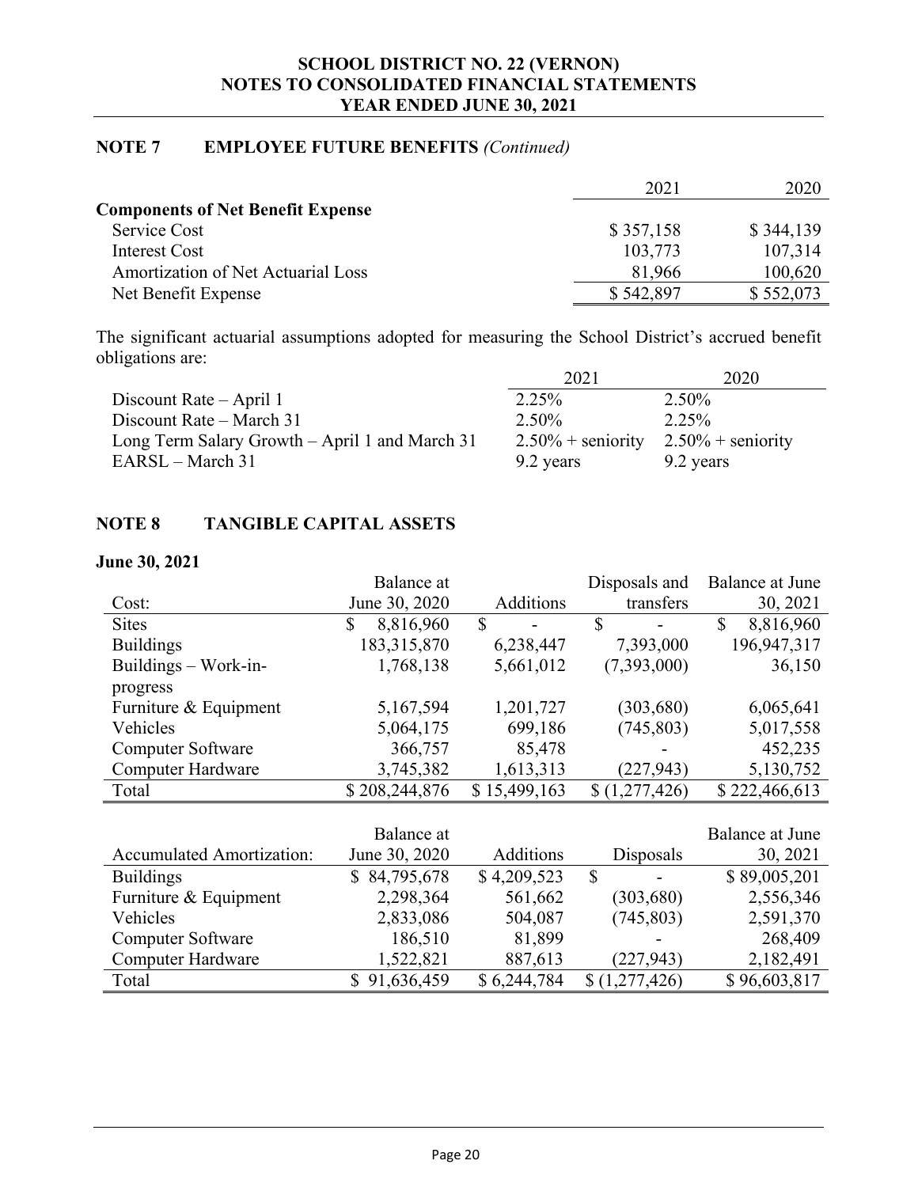## NOTE 7 EMPLOYEE FUTURE BENEFITS *(Continued)*

| | 2021 | 2020 |
|---|---|---|
| **Components of Net Benefit Expense** | | |
| Service Cost | $ 357,158 | $ 344,139 |
| Interest Cost | 103,773 | 107,314 |
| Amortization of Net Actuarial Loss | 81,966 | 100,620 |
| Net Benefit Expense | $ 542,897 | $ 552,073 |

The significant actuarial assumptions adopted for measuring the School District's accrued benefit obligations are:

| | 2021 | 2020 |
|---|---|---|
| Discount Rate – April 1 | 2.25% | 2.50% |
| Discount Rate – March 31 | 2.50% | 2.25% |
| Long Term Salary Growth – April 1 and March 31 | 2.50% + seniority | 2.50% + seniority |
| EARSL – March 31 | 9.2 years | 9.2 years |

## NOTE 8 TANGIBLE CAPITAL ASSETS

**June 30, 2021**

| Cost: | Balance at June 30, 2020 | Additions | Disposals and transfers | Balance at June 30, 2021 |
|---|---|---|---|---|
| Sites | $ 8,816,960 | $ - | $ - | $ 8,816,960 |
| Buildings | 183,315,870 | 6,238,447 | 7,393,000 | 196,947,317 |
| Buildings – Work-in-progress | 1,768,138 | 5,661,012 | (7,393,000) | 36,150 |
| Furniture & Equipment | 5,167,594 | 1,201,727 | (303,680) | 6,065,641 |
| Vehicles | 5,064,175 | 699,186 | (745,803) | 5,017,558 |
| Computer Software | 366,757 | 85,478 | - | 452,235 |
| Computer Hardware | 3,745,382 | 1,613,313 | (227,943) | 5,130,752 |
| Total | $ 208,244,876 | $ 15,499,163 | $ (1,277,426) | $ 222,466,613 |

| Accumulated Amortization: | Balance at June 30, 2020 | Additions | Disposals | Balance at June 30, 2021 |
|---|---|---|---|---|
| Buildings | $ 84,795,678 | $ 4,209,523 | $ - | $ 89,005,201 |
| Furniture & Equipment | 2,298,364 | 561,662 | (303,680) | 2,556,346 |
| Vehicles | 2,833,086 | 504,087 | (745,803) | 2,591,370 |
| Computer Software | 186,510 | 81,899 | - | 268,409 |
| Computer Hardware | 1,522,821 | 887,613 | (227,943) | 2,182,491 |
| Total | $ 91,636,459 | $ 6,244,784 | $ (1,277,426) | $ 96,603,817 |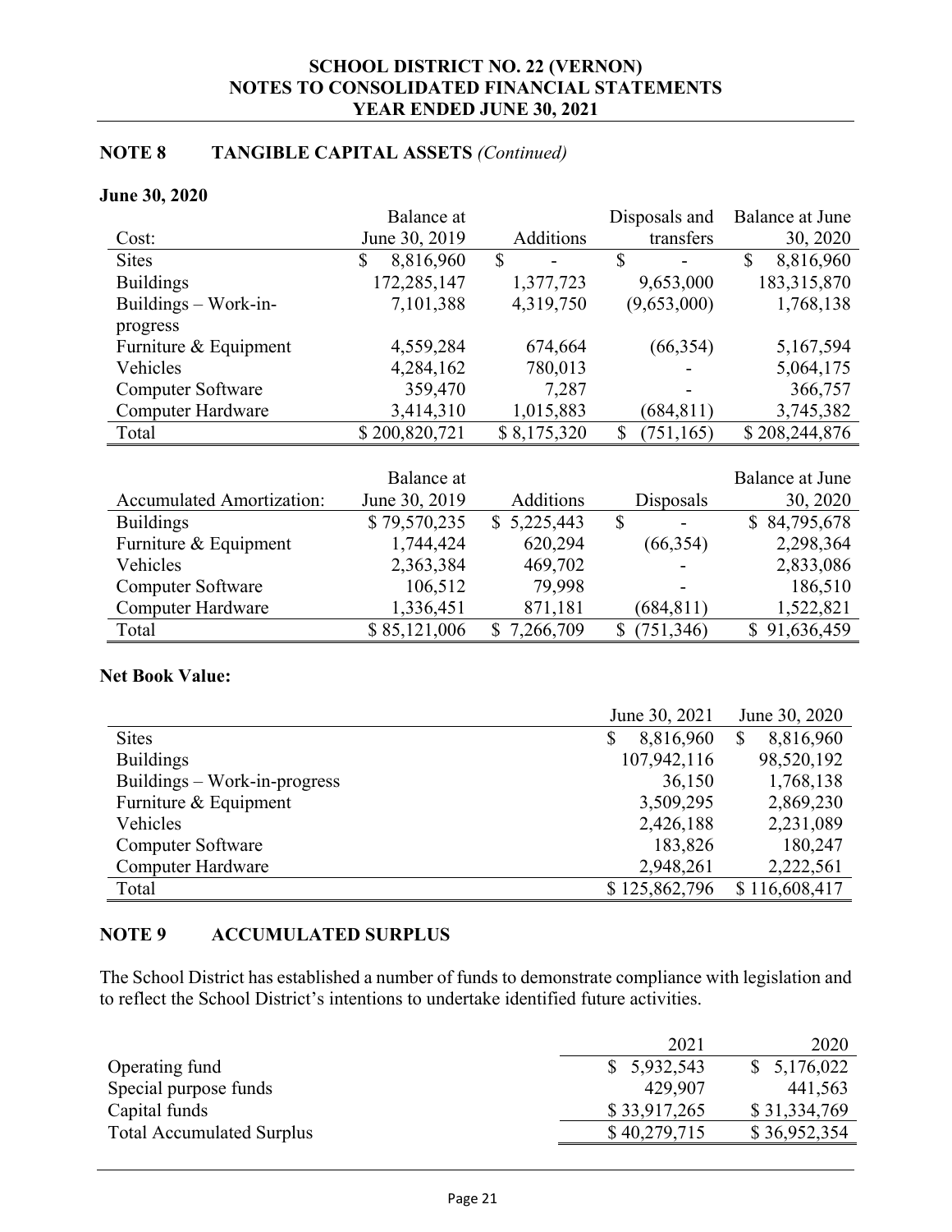## NOTE 8 TANGIBLE CAPITAL ASSETS *(Continued)*

**June 30, 2020**

| Cost: | Balance at June 30, 2019 | Additions | Disposals and transfers | Balance at June 30, 2020 |
|---|---|---|---|---|
| Sites | $ 8,816,960 | $ - | $ - | $ 8,816,960 |
| Buildings | 172,285,147 | 1,377,723 | 9,653,000 | 183,315,870 |
| Buildings – Work-in-progress | 7,101,388 | 4,319,750 | (9,653,000) | 1,768,138 |
| Furniture & Equipment | 4,559,284 | 674,664 | (66,354) | 5,167,594 |
| Vehicles | 4,284,162 | 780,013 | - | 5,064,175 |
| Computer Software | 359,470 | 7,287 | - | 366,757 |
| Computer Hardware | 3,414,310 | 1,015,883 | (684,811) | 3,745,382 |
| Total | $ 200,820,721 | $ 8,175,320 | $ (751,165) | $ 208,244,876 |

| Accumulated Amortization: | Balance at June 30, 2019 | Additions | Disposals | Balance at June 30, 2020 |
|---|---|---|---|---|
| Buildings | $ 79,570,235 | $ 5,225,443 | $ - | $ 84,795,678 |
| Furniture & Equipment | 1,744,424 | 620,294 | (66,354) | 2,298,364 |
| Vehicles | 2,363,384 | 469,702 | - | 2,833,086 |
| Computer Software | 106,512 | 79,998 | - | 186,510 |
| Computer Hardware | 1,336,451 | 871,181 | (684,811) | 1,522,821 |
| Total | $ 85,121,006 | $ 7,266,709 | $ (751,346) | $ 91,636,459 |

**Net Book Value:**

| | June 30, 2021 | June 30, 2020 |
|---|---|---|
| Sites | $ 8,816,960 | $ 8,816,960 |
| Buildings | 107,942,116 | 98,520,192 |
| Buildings – Work-in-progress | 36,150 | 1,768,138 |
| Furniture & Equipment | 3,509,295 | 2,869,230 |
| Vehicles | 2,426,188 | 2,231,089 |
| Computer Software | 183,826 | 180,247 |
| Computer Hardware | 2,948,261 | 2,222,561 |
| Total | $ 125,862,796 | $ 116,608,417 |

## NOTE 9 ACCUMULATED SURPLUS

The School District has established a number of funds to demonstrate compliance with legislation and to reflect the School District's intentions to undertake identified future activities.

| | 2021 | 2020 |
|---|---|---|
| Operating fund | $ 5,932,543 | $ 5,176,022 |
| Special purpose funds | 429,907 | 441,563 |
| Capital funds | $ 33,917,265 | $ 31,334,769 |
| Total Accumulated Surplus | $ 40,279,715 | $ 36,952,354 |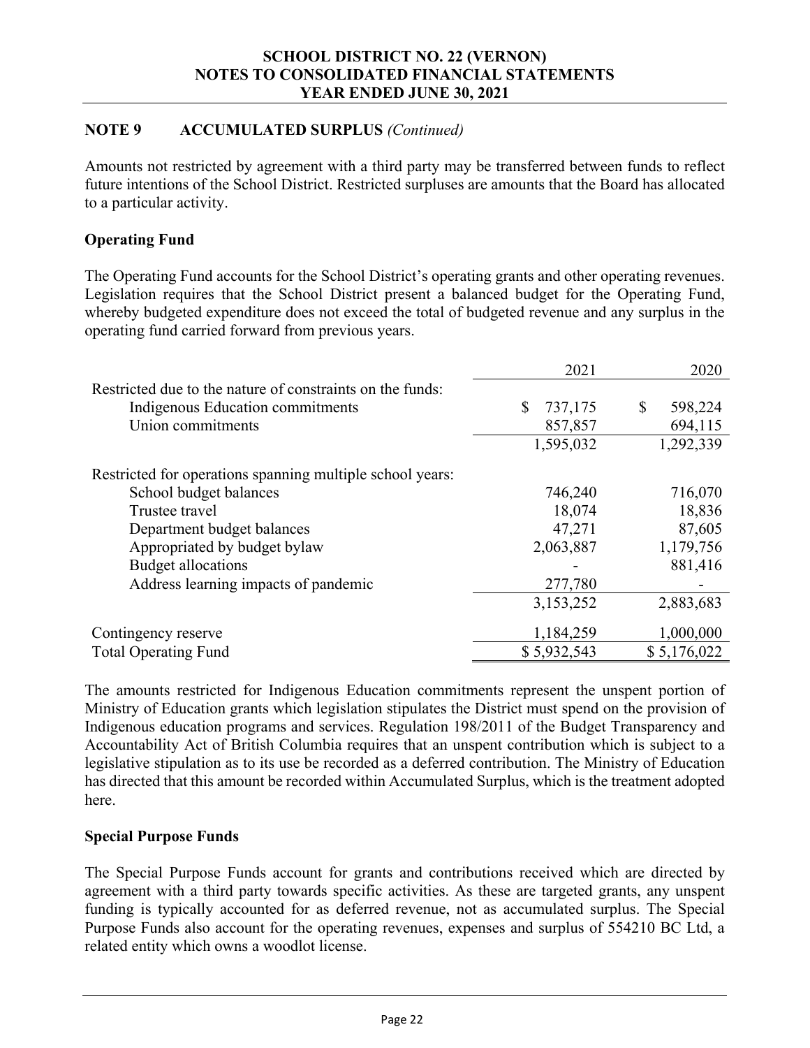## NOTE 9 ACCUMULATED SURPLUS *(Continued)*

Amounts not restricted by agreement with a third party may be transferred between funds to reflect future intentions of the School District. Restricted surpluses are amounts that the Board has allocated to a particular activity.

### Operating Fund

The Operating Fund accounts for the School District's operating grants and other operating revenues. Legislation requires that the School District present a balanced budget for the Operating Fund, whereby budgeted expenditure does not exceed the total of budgeted revenue and any surplus in the operating fund carried forward from previous years.

| | 2021 | 2020 |
|---|---|---|
| Restricted due to the nature of constraints on the funds: | | |
| Indigenous Education commitments | $ 737,175 | $ 598,224 |
| Union commitments | 857,857 | 694,115 |
| | 1,595,032 | 1,292,339 |
| Restricted for operations spanning multiple school years: | | |
| School budget balances | 746,240 | 716,070 |
| Trustee travel | 18,074 | 18,836 |
| Department budget balances | 47,271 | 87,605 |
| Appropriated by budget bylaw | 2,063,887 | 1,179,756 |
| Budget allocations | - | 881,416 |
| Address learning impacts of pandemic | 277,780 | - |
| | 3,153,252 | 2,883,683 |
| Contingency reserve | 1,184,259 | 1,000,000 |
| Total Operating Fund | $ 5,932,543 | $ 5,176,022 |

The amounts restricted for Indigenous Education commitments represent the unspent portion of Ministry of Education grants which legislation stipulates the District must spend on the provision of Indigenous education programs and services. Regulation 198/2011 of the Budget Transparency and Accountability Act of British Columbia requires that an unspent contribution which is subject to a legislative stipulation as to its use be recorded as a deferred contribution. The Ministry of Education has directed that this amount be recorded within Accumulated Surplus, which is the treatment adopted here.

### Special Purpose Funds

The Special Purpose Funds account for grants and contributions received which are directed by agreement with a third party towards specific activities. As these are targeted grants, any unspent funding is typically accounted for as deferred revenue, not as accumulated surplus. The Special Purpose Funds also account for the operating revenues, expenses and surplus of 554210 BC Ltd, a related entity which owns a woodlot license.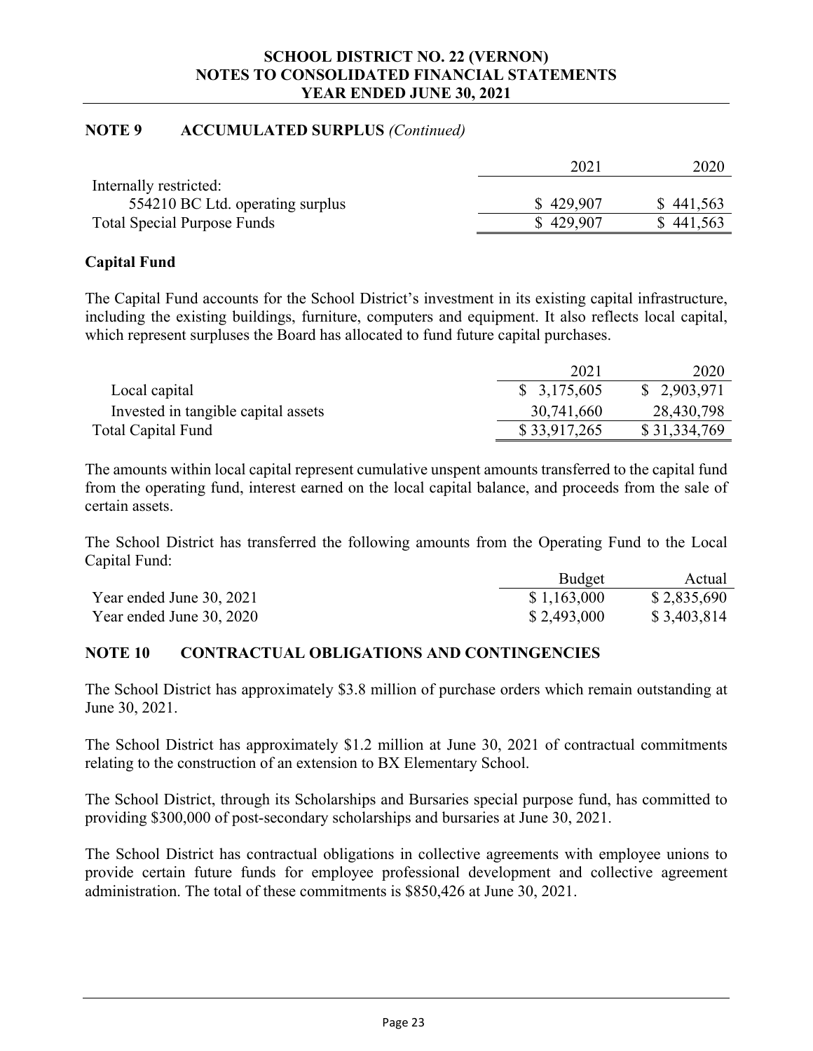## NOTE 9 ACCUMULATED SURPLUS *(Continued)*

| | 2021 | 2020 |
|---|---|---|
| Internally restricted: | | |
| 554210 BC Ltd. operating surplus | $ 429,907 | $ 441,563 |
| Total Special Purpose Funds | $ 429,907 | $ 441,563 |

### Capital Fund

The Capital Fund accounts for the School District's investment in its existing capital infrastructure, including the existing buildings, furniture, computers and equipment. It also reflects local capital, which represent surpluses the Board has allocated to fund future capital purchases.

| | 2021 | 2020 |
|---|---|---|
| Local capital | $ 3,175,605 | $ 2,903,971 |
| Invested in tangible capital assets | 30,741,660 | 28,430,798 |
| Total Capital Fund | $ 33,917,265 | $ 31,334,769 |

The amounts within local capital represent cumulative unspent amounts transferred to the capital fund from the operating fund, interest earned on the local capital balance, and proceeds from the sale of certain assets.

The School District has transferred the following amounts from the Operating Fund to the Local Capital Fund:

| | Budget | Actual |
|---|---|---|
| Year ended June 30, 2021 | $ 1,163,000 | $ 2,835,690 |
| Year ended June 30, 2020 | $ 2,493,000 | $ 3,403,814 |

## NOTE 10 CONTRACTUAL OBLIGATIONS AND CONTINGENCIES

The School District has approximately $3.8 million of purchase orders which remain outstanding at June 30, 2021.

The School District has approximately $1.2 million at June 30, 2021 of contractual commitments relating to the construction of an extension to BX Elementary School.

The School District, through its Scholarships and Bursaries special purpose fund, has committed to providing $300,000 of post-secondary scholarships and bursaries at June 30, 2021.

The School District has contractual obligations in collective agreements with employee unions to provide certain future funds for employee professional development and collective agreement administration. The total of these commitments is $850,426 at June 30, 2021.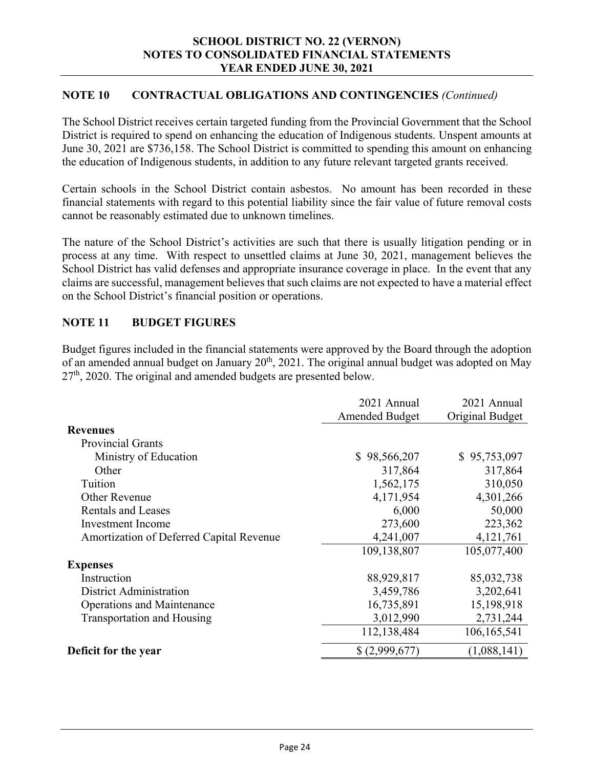## NOTE 10 CONTRACTUAL OBLIGATIONS AND CONTINGENCIES *(Continued)*

The School District receives certain targeted funding from the Provincial Government that the School District is required to spend on enhancing the education of Indigenous students. Unspent amounts at June 30, 2021 are $736,158. The School District is committed to spending this amount on enhancing the education of Indigenous students, in addition to any future relevant targeted grants received.

Certain schools in the School District contain asbestos. No amount has been recorded in these financial statements with regard to this potential liability since the fair value of future removal costs cannot be reasonably estimated due to unknown timelines.

The nature of the School District's activities are such that there is usually litigation pending or in process at any time. With respect to unsettled claims at June 30, 2021, management believes the School District has valid defenses and appropriate insurance coverage in place. In the event that any claims are successful, management believes that such claims are not expected to have a material effect on the School District's financial position or operations.

## NOTE 11 BUDGET FIGURES

Budget figures included in the financial statements were approved by the Board through the adoption of an amended annual budget on January 20th, 2021. The original annual budget was adopted on May 27th, 2020. The original and amended budgets are presented below.

| | 2021 Annual Amended Budget | 2021 Annual Original Budget |
|---|---|---|
| **Revenues** | | |
| Provincial Grants | | |
| Ministry of Education | $ 98,566,207 | $ 95,753,097 |
| Other | 317,864 | 317,864 |
| Tuition | 1,562,175 | 310,050 |
| Other Revenue | 4,171,954 | 4,301,266 |
| Rentals and Leases | 6,000 | 50,000 |
| Investment Income | 273,600 | 223,362 |
| Amortization of Deferred Capital Revenue | 4,241,007 | 4,121,761 |
| | 109,138,807 | 105,077,400 |
| **Expenses** | | |
| Instruction | 88,929,817 | 85,032,738 |
| District Administration | 3,459,786 | 3,202,641 |
| Operations and Maintenance | 16,735,891 | 15,198,918 |
| Transportation and Housing | 3,012,990 | 2,731,244 |
| | 112,138,484 | 106,165,541 |
| **Deficit for the year** | $ (2,999,677) | (1,088,141) |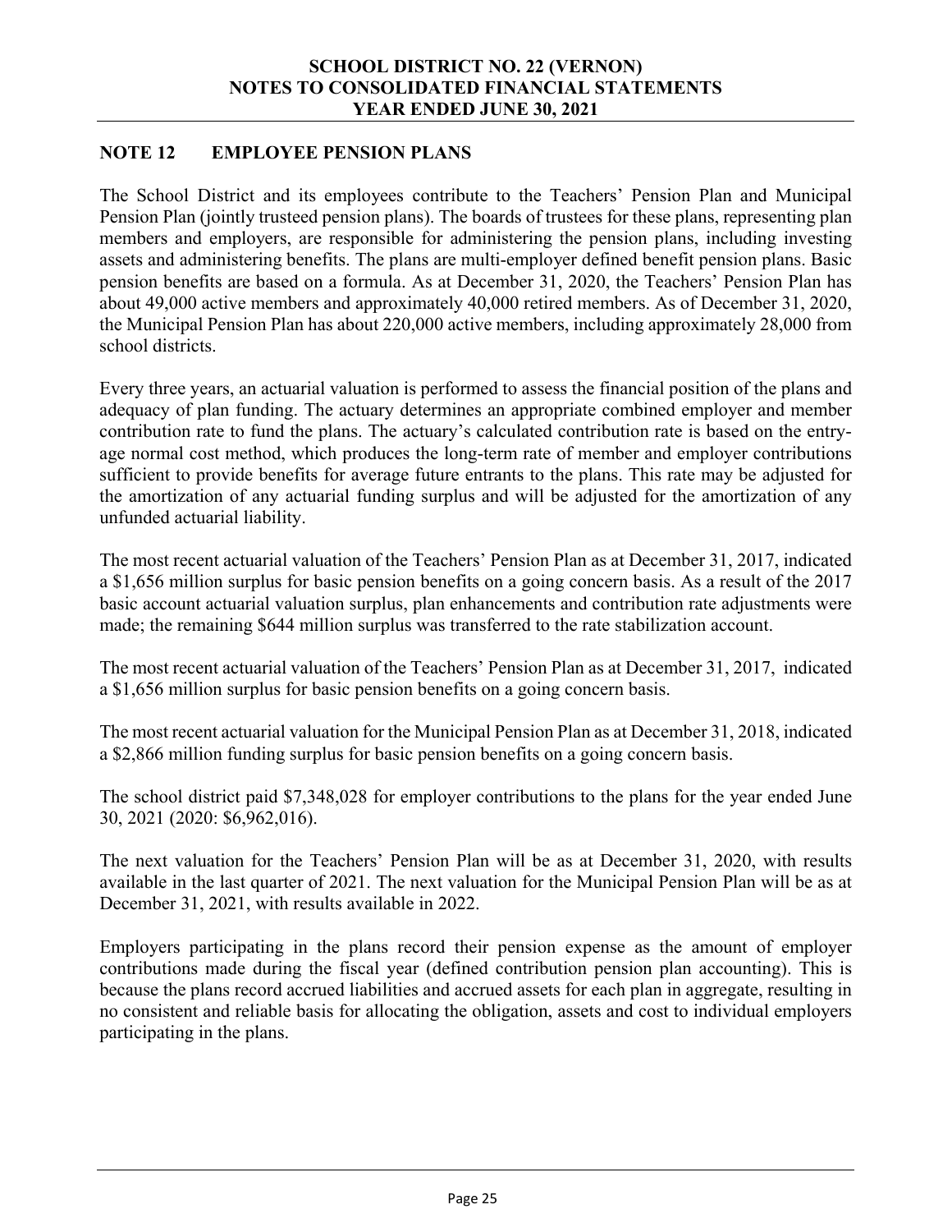## NOTE 12 EMPLOYEE PENSION PLANS

The School District and its employees contribute to the Teachers' Pension Plan and Municipal Pension Plan (jointly trusteed pension plans). The boards of trustees for these plans, representing plan members and employers, are responsible for administering the pension plans, including investing assets and administering benefits. The plans are multi-employer defined benefit pension plans. Basic pension benefits are based on a formula. As at December 31, 2020, the Teachers' Pension Plan has about 49,000 active members and approximately 40,000 retired members. As of December 31, 2020, the Municipal Pension Plan has about 220,000 active members, including approximately 28,000 from school districts.

Every three years, an actuarial valuation is performed to assess the financial position of the plans and adequacy of plan funding. The actuary determines an appropriate combined employer and member contribution rate to fund the plans. The actuary's calculated contribution rate is based on the entry-age normal cost method, which produces the long-term rate of member and employer contributions sufficient to provide benefits for average future entrants to the plans. This rate may be adjusted for the amortization of any actuarial funding surplus and will be adjusted for the amortization of any unfunded actuarial liability.

The most recent actuarial valuation of the Teachers' Pension Plan as at December 31, 2017, indicated a $1,656 million surplus for basic pension benefits on a going concern basis. As a result of the 2017 basic account actuarial valuation surplus, plan enhancements and contribution rate adjustments were made; the remaining $644 million surplus was transferred to the rate stabilization account.

The most recent actuarial valuation of the Teachers' Pension Plan as at December 31, 2017, indicated a $1,656 million surplus for basic pension benefits on a going concern basis.

The most recent actuarial valuation for the Municipal Pension Plan as at December 31, 2018, indicated a $2,866 million funding surplus for basic pension benefits on a going concern basis.

The school district paid $7,348,028 for employer contributions to the plans for the year ended June 30, 2021 (2020: $6,962,016).

The next valuation for the Teachers' Pension Plan will be as at December 31, 2020, with results available in the last quarter of 2021. The next valuation for the Municipal Pension Plan will be as at December 31, 2021, with results available in 2022.

Employers participating in the plans record their pension expense as the amount of employer contributions made during the fiscal year (defined contribution pension plan accounting). This is because the plans record accrued liabilities and accrued assets for each plan in aggregate, resulting in no consistent and reliable basis for allocating the obligation, assets and cost to individual employers participating in the plans.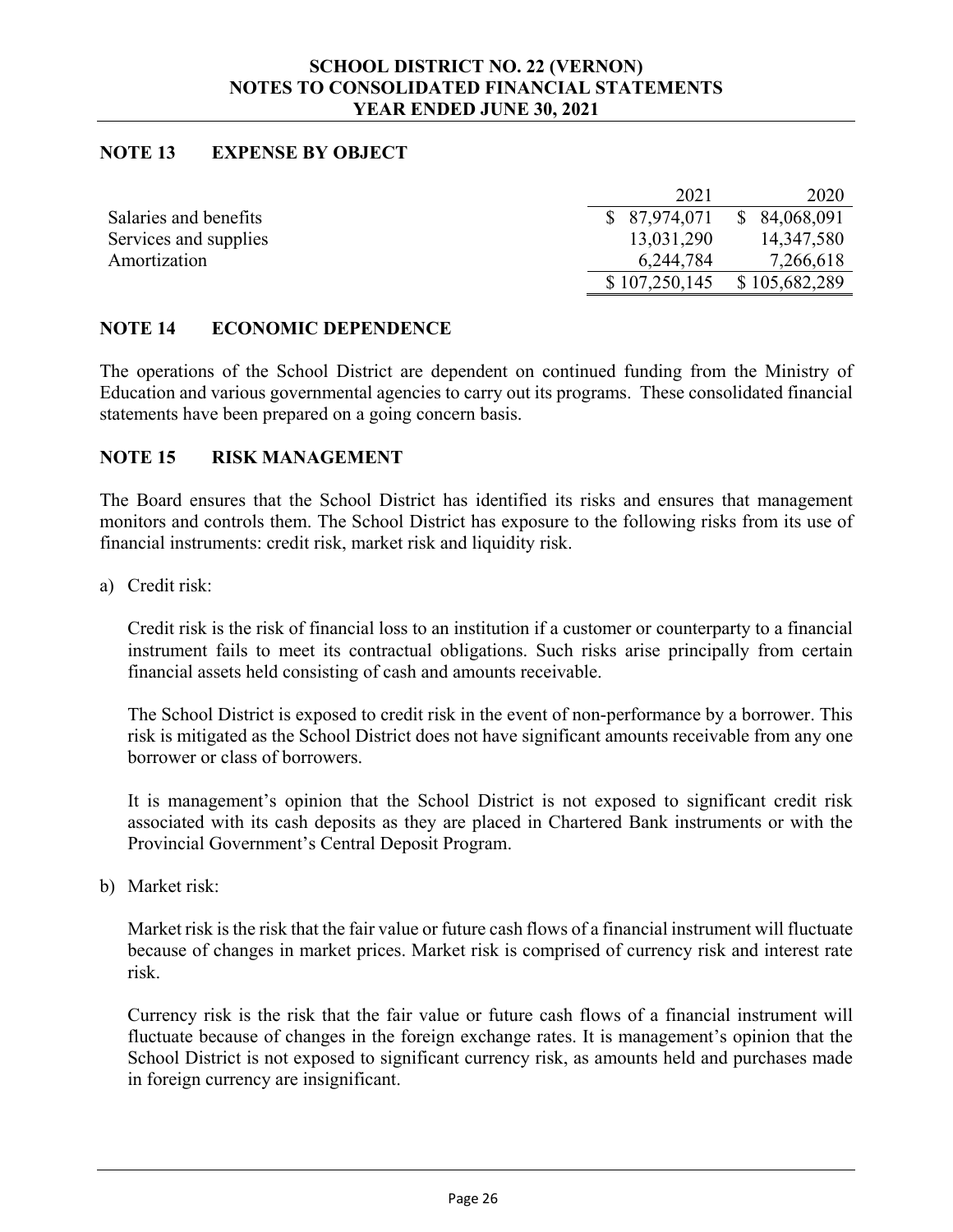## NOTE 13 EXPENSE BY OBJECT

| | 2021 | 2020 |
|---|---|---|
| Salaries and benefits | $ 87,974,071 | $ 84,068,091 |
| Services and supplies | 13,031,290 | 14,347,580 |
| Amortization | 6,244,784 | 7,266,618 |
| | $ 107,250,145 | $ 105,682,289 |

## NOTE 14 ECONOMIC DEPENDENCE

The operations of the School District are dependent on continued funding from the Ministry of Education and various governmental agencies to carry out its programs. These consolidated financial statements have been prepared on a going concern basis.

## NOTE 15 RISK MANAGEMENT

The Board ensures that the School District has identified its risks and ensures that management monitors and controls them. The School District has exposure to the following risks from its use of financial instruments: credit risk, market risk and liquidity risk.

a) Credit risk:

   Credit risk is the risk of financial loss to an institution if a customer or counterparty to a financial instrument fails to meet its contractual obligations. Such risks arise principally from certain financial assets held consisting of cash and amounts receivable.

   The School District is exposed to credit risk in the event of non-performance by a borrower. This risk is mitigated as the School District does not have significant amounts receivable from any one borrower or class of borrowers.

   It is management's opinion that the School District is not exposed to significant credit risk associated with its cash deposits as they are placed in Chartered Bank instruments or with the Provincial Government's Central Deposit Program.

b) Market risk:

   Market risk is the risk that the fair value or future cash flows of a financial instrument will fluctuate because of changes in market prices. Market risk is comprised of currency risk and interest rate risk.

   Currency risk is the risk that the fair value or future cash flows of a financial instrument will fluctuate because of changes in the foreign exchange rates. It is management's opinion that the School District is not exposed to significant currency risk, as amounts held and purchases made in foreign currency are insignificant.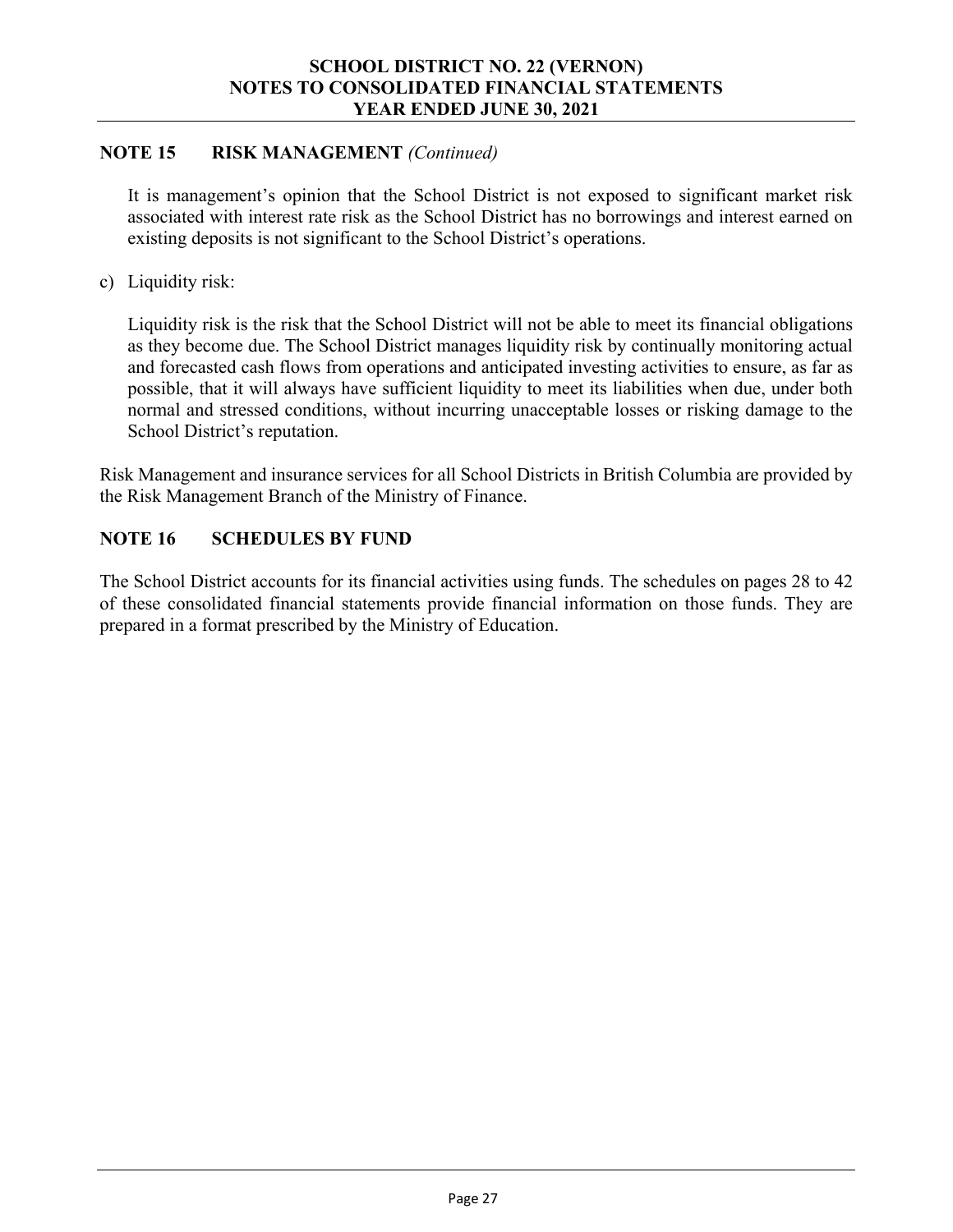## NOTE 15 RISK MANAGEMENT *(Continued)*

It is management's opinion that the School District is not exposed to significant market risk associated with interest rate risk as the School District has no borrowings and interest earned on existing deposits is not significant to the School District's operations.

c) Liquidity risk:

Liquidity risk is the risk that the School District will not be able to meet its financial obligations as they become due. The School District manages liquidity risk by continually monitoring actual and forecasted cash flows from operations and anticipated investing activities to ensure, as far as possible, that it will always have sufficient liquidity to meet its liabilities when due, under both normal and stressed conditions, without incurring unacceptable losses or risking damage to the School District's reputation.

Risk Management and insurance services for all School Districts in British Columbia are provided by the Risk Management Branch of the Ministry of Finance.

## NOTE 16 SCHEDULES BY FUND

The School District accounts for its financial activities using funds. The schedules on pages 28 to 42 of these consolidated financial statements provide financial information on those funds. They are prepared in a format prescribed by the Ministry of Education.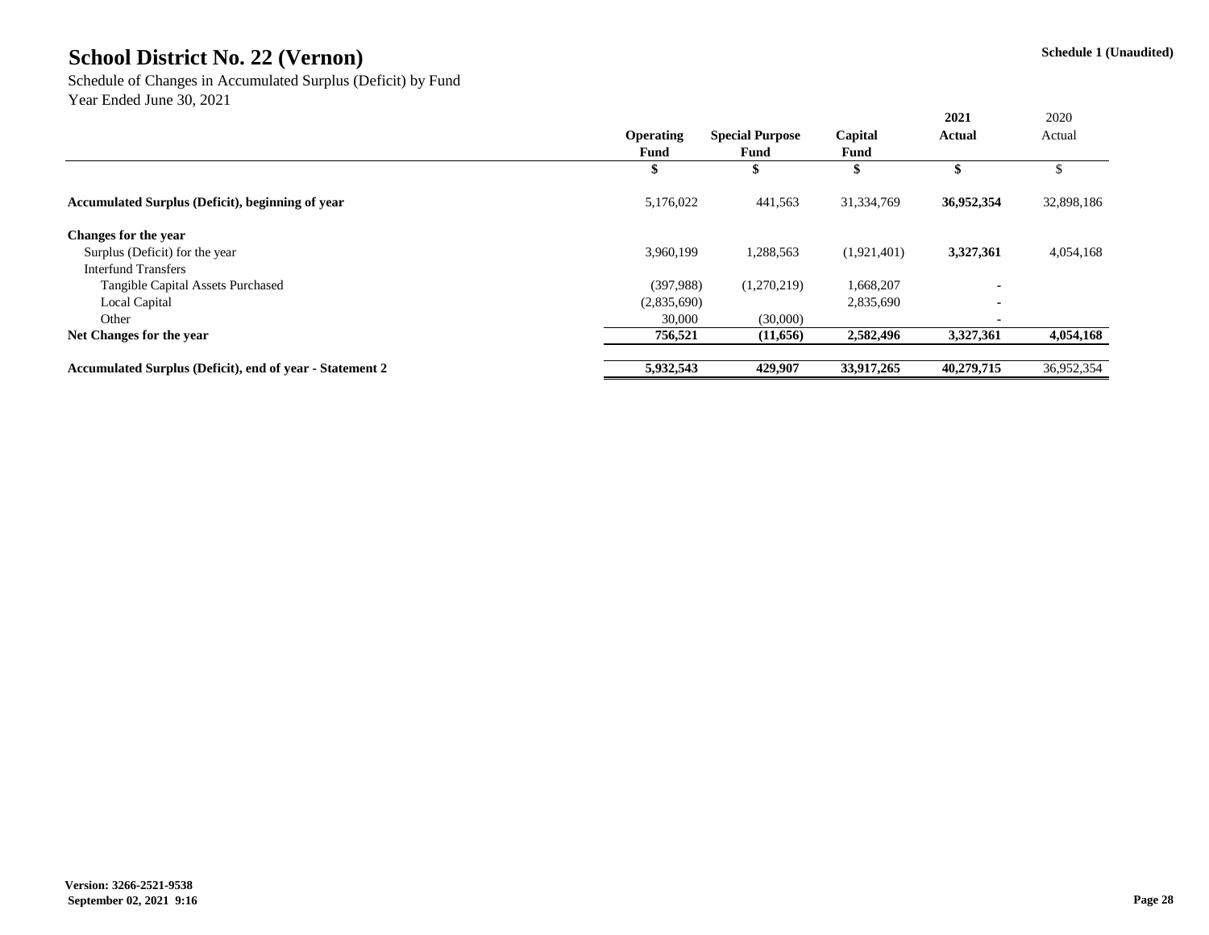# School District No. 22 (Vernon)

**Schedule 1 (Unaudited)**

Schedule of Changes in Accumulated Surplus (Deficit) by Fund
Year Ended June 30, 2021

| | Operating Fund | Special Purpose Fund | Capital Fund | 2021 Actual | 2020 Actual |
|---|---|---|---|---|---|
| | $ | $ | $ | $ | $ |
| **Accumulated Surplus (Deficit), beginning of year** | 5,176,022 | 441,563 | 31,334,769 | **36,952,354** | 32,898,186 |
| **Changes for the year** | | | | | |
| Surplus (Deficit) for the year | 3,960,199 | 1,288,563 | (1,921,401) | **3,327,361** | 4,054,168 |
| Interfund Transfers | | | | | |
| Tangible Capital Assets Purchased | (397,988) | (1,270,219) | 1,668,207 | - | |
| Local Capital | (2,835,690) | | 2,835,690 | - | |
| Other | 30,000 | (30,000) | | - | |
| **Net Changes for the year** | **756,521** | **(11,656)** | **2,582,496** | **3,327,361** | **4,054,168** |
| **Accumulated Surplus (Deficit), end of year - Statement 2** | **5,932,543** | **429,907** | **33,917,265** | **40,279,715** | 36,952,354 |

**Version: 3266-2521-9538**
**September 02, 2021 9:16**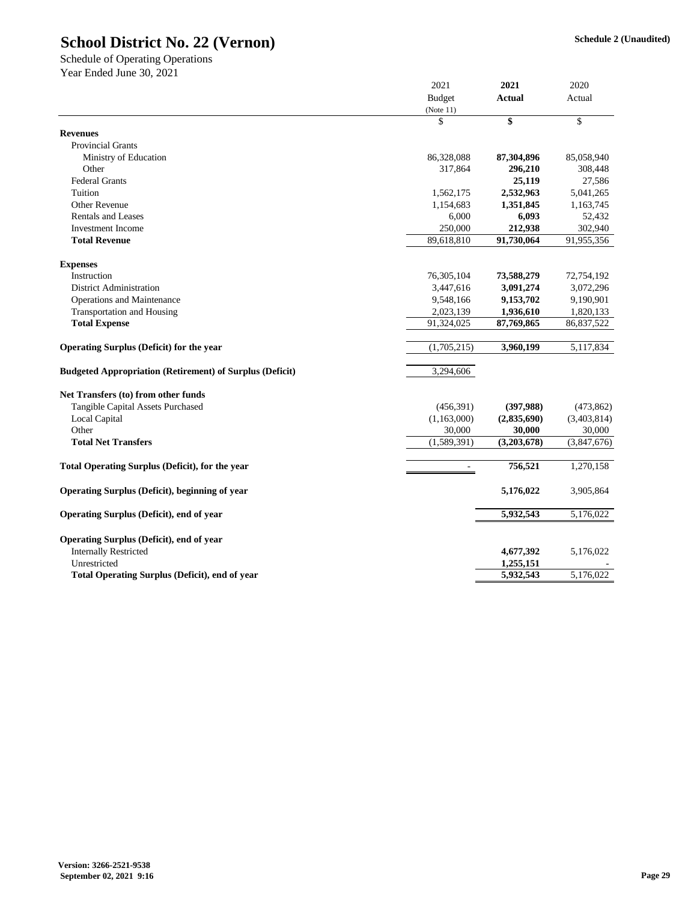# School District No. 22 (Vernon)

**Schedule 2 (Unaudited)**

Schedule of Operating Operations
Year Ended June 30, 2021

| | 2021 Budget (Note 11) | **2021 Actual** | 2020 Actual |
|---|---|---|---|
| | $ | **$** | $ |
| **Revenues** | | | |
| Provincial Grants | | | |
| Ministry of Education | 86,328,088 | **87,304,896** | 85,058,940 |
| Other | 317,864 | **296,210** | 308,448 |
| Federal Grants | | **25,119** | 27,586 |
| Tuition | 1,562,175 | **2,532,963** | 5,041,265 |
| Other Revenue | 1,154,683 | **1,351,845** | 1,163,745 |
| Rentals and Leases | 6,000 | **6,093** | 52,432 |
| Investment Income | 250,000 | **212,938** | 302,940 |
| **Total Revenue** | 89,618,810 | **91,730,064** | 91,955,356 |
| | | | |
| **Expenses** | | | |
| Instruction | 76,305,104 | **73,588,279** | 72,754,192 |
| District Administration | 3,447,616 | **3,091,274** | 3,072,296 |
| Operations and Maintenance | 9,548,166 | **9,153,702** | 9,190,901 |
| Transportation and Housing | 2,023,139 | **1,936,610** | 1,820,133 |
| **Total Expense** | 91,324,025 | **87,769,865** | 86,837,522 |
| | | | |
| **Operating Surplus (Deficit) for the year** | (1,705,215) | **3,960,199** | 5,117,834 |
| | | | |
| **Budgeted Appropriation (Retirement) of Surplus (Deficit)** | 3,294,606 | | |
| | | | |
| **Net Transfers (to) from other funds** | | | |
| Tangible Capital Assets Purchased | (456,391) | **(397,988)** | (473,862) |
| Local Capital | (1,163,000) | **(2,835,690)** | (3,403,814) |
| Other | 30,000 | **30,000** | 30,000 |
| **Total Net Transfers** | (1,589,391) | **(3,203,678)** | (3,847,676) |
| | | | |
| **Total Operating Surplus (Deficit), for the year** | - | **756,521** | 1,270,158 |
| | | | |
| **Operating Surplus (Deficit), beginning of year** | | **5,176,022** | 3,905,864 |
| | | | |
| **Operating Surplus (Deficit), end of year** | | **5,932,543** | 5,176,022 |
| | | | |
| **Operating Surplus (Deficit), end of year** | | | |
| Internally Restricted | | **4,677,392** | 5,176,022 |
| Unrestricted | | **1,255,151** | - |
| **Total Operating Surplus (Deficit), end of year** | | **5,932,543** | 5,176,022 |

**Version: 3266-2521-9538**
**September 02, 2021 9:16**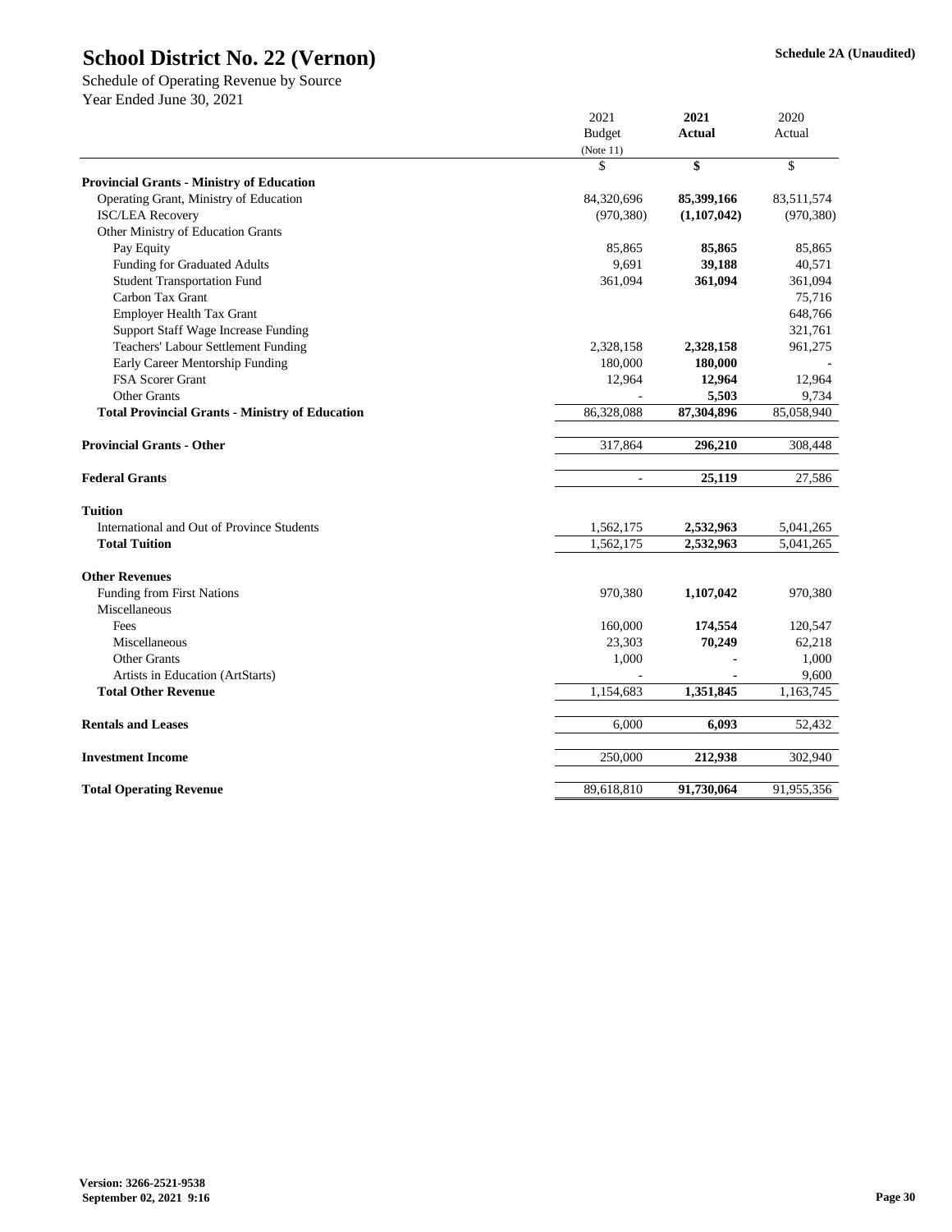# School District No. 22 (Vernon)

**Schedule 2A (Unaudited)**

Schedule of Operating Revenue by Source
Year Ended June 30, 2021

| | 2021 Budget (Note 11) | **2021 Actual** | 2020 Actual |
|---|---|---|---|
| | $ | **$** | $ |
| **Provincial Grants - Ministry of Education** | | | |
| Operating Grant, Ministry of Education | 84,320,696 | **85,399,166** | 83,511,574 |
| ISC/LEA Recovery | (970,380) | **(1,107,042)** | (970,380) |
| Other Ministry of Education Grants | | | |
| Pay Equity | 85,865 | **85,865** | 85,865 |
| Funding for Graduated Adults | 9,691 | **39,188** | 40,571 |
| Student Transportation Fund | 361,094 | **361,094** | 361,094 |
| Carbon Tax Grant | | | 75,716 |
| Employer Health Tax Grant | | | 648,766 |
| Support Staff Wage Increase Funding | | | 321,761 |
| Teachers' Labour Settlement Funding | 2,328,158 | **2,328,158** | 961,275 |
| Early Career Mentorship Funding | 180,000 | **180,000** | - |
| FSA Scorer Grant | 12,964 | **12,964** | 12,964 |
| Other Grants | - | **5,503** | 9,734 |
| **Total Provincial Grants - Ministry of Education** | 86,328,088 | **87,304,896** | 85,058,940 |
| | | | |
| **Provincial Grants - Other** | 317,864 | **296,210** | 308,448 |
| | | | |
| **Federal Grants** | - | **25,119** | 27,586 |
| | | | |
| **Tuition** | | | |
| International and Out of Province Students | 1,562,175 | **2,532,963** | 5,041,265 |
| **Total Tuition** | 1,562,175 | **2,532,963** | 5,041,265 |
| | | | |
| **Other Revenues** | | | |
| Funding from First Nations | 970,380 | **1,107,042** | 970,380 |
| Miscellaneous | | | |
| Fees | 160,000 | **174,554** | 120,547 |
| Miscellaneous | 23,303 | **70,249** | 62,218 |
| Other Grants | 1,000 | **-** | 1,000 |
| Artists in Education (ArtStarts) | - | **-** | 9,600 |
| **Total Other Revenue** | 1,154,683 | **1,351,845** | 1,163,745 |
| | | | |
| **Rentals and Leases** | 6,000 | **6,093** | 52,432 |
| | | | |
| **Investment Income** | 250,000 | **212,938** | 302,940 |
| | | | |
| **Total Operating Revenue** | 89,618,810 | **91,730,064** | 91,955,356 |

**Version: 3266-2521-9538**
**September 02, 2021 9:16**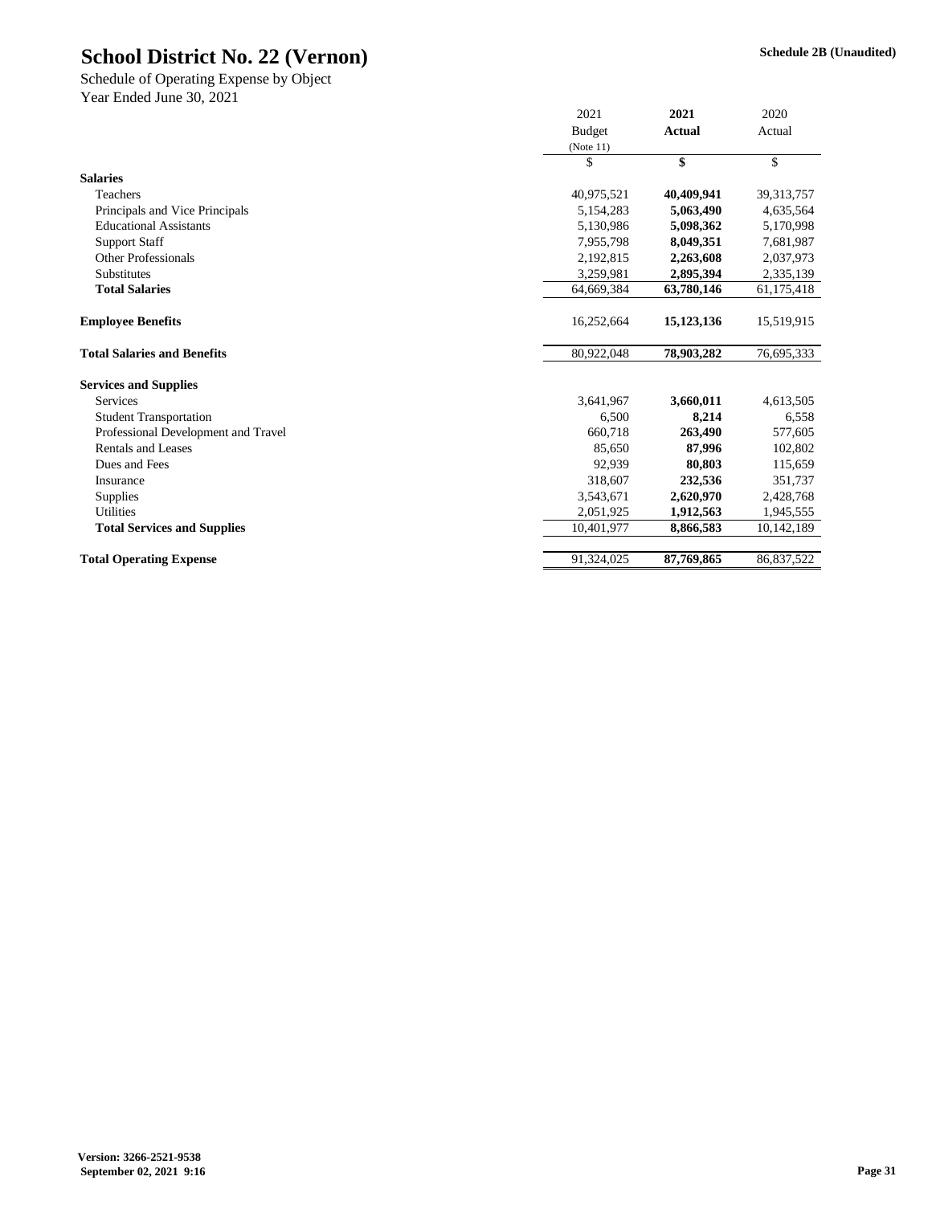# School District No. 22 (Vernon)

**Schedule 2B (Unaudited)**

Schedule of Operating Expense by Object
Year Ended June 30, 2021

| | 2021 Budget (Note 11) | **2021 Actual** | 2020 Actual |
|---|---|---|---|
| | $ | **$** | $ |
| **Salaries** | | | |
| Teachers | 40,975,521 | **40,409,941** | 39,313,757 |
| Principals and Vice Principals | 5,154,283 | **5,063,490** | 4,635,564 |
| Educational Assistants | 5,130,986 | **5,098,362** | 5,170,998 |
| Support Staff | 7,955,798 | **8,049,351** | 7,681,987 |
| Other Professionals | 2,192,815 | **2,263,608** | 2,037,973 |
| Substitutes | 3,259,981 | **2,895,394** | 2,335,139 |
| **Total Salaries** | 64,669,384 | **63,780,146** | 61,175,418 |
| | | | |
| **Employee Benefits** | 16,252,664 | **15,123,136** | 15,519,915 |
| | | | |
| **Total Salaries and Benefits** | 80,922,048 | **78,903,282** | 76,695,333 |
| | | | |
| **Services and Supplies** | | | |
| Services | 3,641,967 | **3,660,011** | 4,613,505 |
| Student Transportation | 6,500 | **8,214** | 6,558 |
| Professional Development and Travel | 660,718 | **263,490** | 577,605 |
| Rentals and Leases | 85,650 | **87,996** | 102,802 |
| Dues and Fees | 92,939 | **80,803** | 115,659 |
| Insurance | 318,607 | **232,536** | 351,737 |
| Supplies | 3,543,671 | **2,620,970** | 2,428,768 |
| Utilities | 2,051,925 | **1,912,563** | 1,945,555 |
| **Total Services and Supplies** | 10,401,977 | **8,866,583** | 10,142,189 |
| | | | |
| **Total Operating Expense** | 91,324,025 | **87,769,865** | 86,837,522 |

**Version: 3266-2521-9538**
**September 02, 2021 9:16**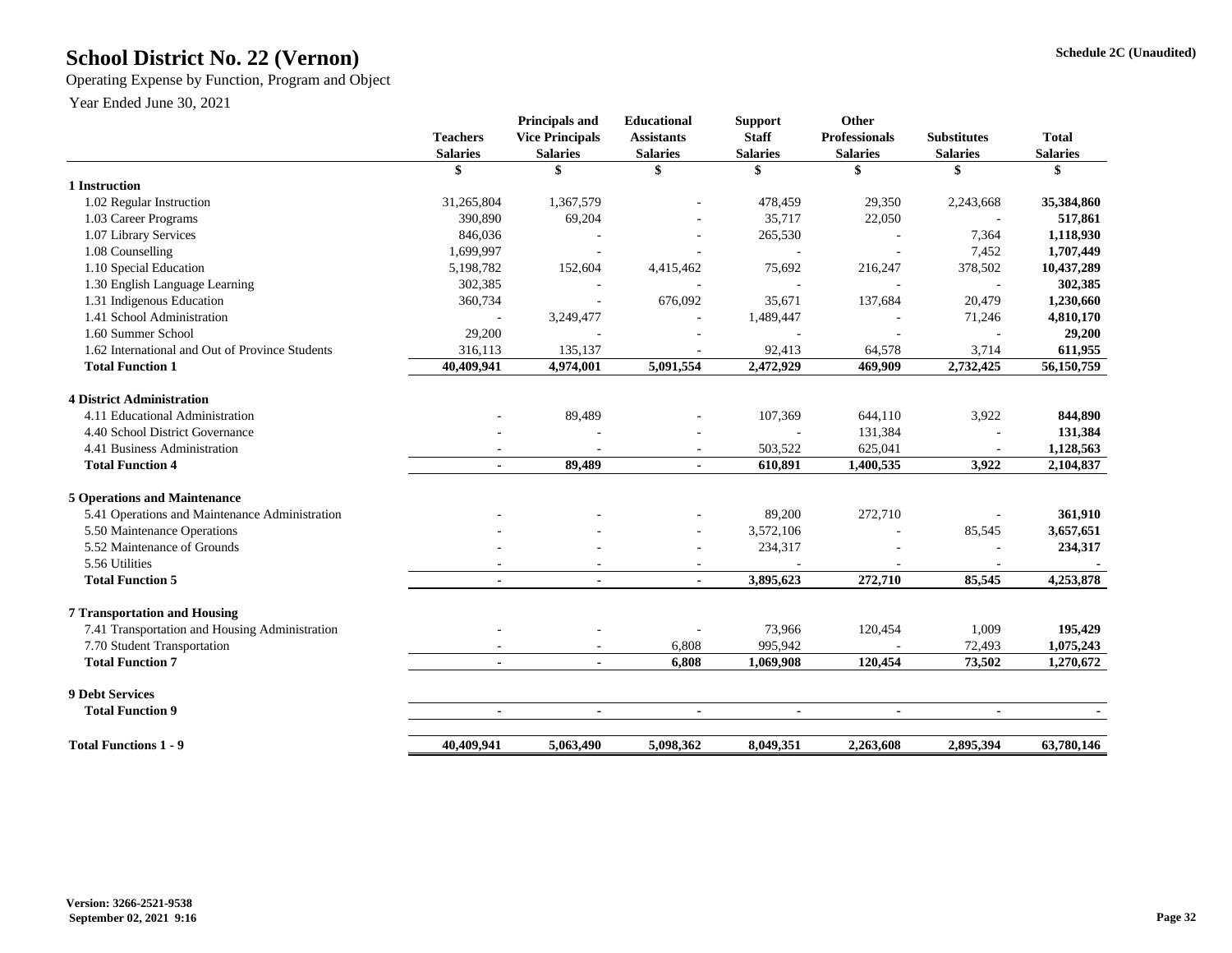# School District No. 22 (Vernon)

Schedule 2C (Unaudited)

Operating Expense by Function, Program and Object

Year Ended June 30, 2021

| | Teachers Salaries | Principals and Vice Principals Salaries | Educational Assistants Salaries | Support Staff Salaries | Other Professionals Salaries | Substitutes Salaries | Total Salaries |
|---|---|---|---|---|---|---|---|
| | $ | $ | $ | $ | $ | $ | $ |
| **1 Instruction** | | | | | | | |
| 1.02 Regular Instruction | 31,265,804 | 1,367,579 | - | 478,459 | 29,350 | 2,243,668 | **35,384,860** |
| 1.03 Career Programs | 390,890 | 69,204 | - | 35,717 | 22,050 | - | **517,861** |
| 1.07 Library Services | 846,036 | - | - | 265,530 | - | 7,364 | **1,118,930** |
| 1.08 Counselling | 1,699,997 | - | - | - | - | 7,452 | **1,707,449** |
| 1.10 Special Education | 5,198,782 | 152,604 | 4,415,462 | 75,692 | 216,247 | 378,502 | **10,437,289** |
| 1.30 English Language Learning | 302,385 | - | - | - | - | - | **302,385** |
| 1.31 Indigenous Education | 360,734 | - | 676,092 | 35,671 | 137,684 | 20,479 | **1,230,660** |
| 1.41 School Administration | - | 3,249,477 | - | 1,489,447 | - | 71,246 | **4,810,170** |
| 1.60 Summer School | 29,200 | - | - | - | - | - | **29,200** |
| 1.62 International and Out of Province Students | 316,113 | 135,137 | - | 92,413 | 64,578 | 3,714 | **611,955** |
| **Total Function 1** | **40,409,941** | **4,974,001** | **5,091,554** | **2,472,929** | **469,909** | **2,732,425** | **56,150,759** |
| **4 District Administration** | | | | | | | |
| 4.11 Educational Administration | - | 89,489 | - | 107,369 | 644,110 | 3,922 | **844,890** |
| 4.40 School District Governance | - | - | - | - | 131,384 | - | **131,384** |
| 4.41 Business Administration | - | - | - | 503,522 | 625,041 | - | **1,128,563** |
| **Total Function 4** | **-** | **89,489** | **-** | **610,891** | **1,400,535** | **3,922** | **2,104,837** |
| **5 Operations and Maintenance** | | | | | | | |
| 5.41 Operations and Maintenance Administration | - | - | - | 89,200 | 272,710 | - | **361,910** |
| 5.50 Maintenance Operations | - | - | - | 3,572,106 | - | 85,545 | **3,657,651** |
| 5.52 Maintenance of Grounds | - | - | - | 234,317 | - | - | **234,317** |
| 5.56 Utilities | - | - | - | - | - | - | **-** |
| **Total Function 5** | **-** | **-** | **-** | **3,895,623** | **272,710** | **85,545** | **4,253,878** |
| **7 Transportation and Housing** | | | | | | | |
| 7.41 Transportation and Housing Administration | - | - | - | 73,966 | 120,454 | 1,009 | **195,429** |
| 7.70 Student Transportation | - | - | 6,808 | 995,942 | - | 72,493 | **1,075,243** |
| **Total Function 7** | **-** | **-** | **6,808** | **1,069,908** | **120,454** | **73,502** | **1,270,672** |
| **9 Debt Services** | | | | | | | |
| **Total Function 9** | **-** | **-** | **-** | **-** | **-** | **-** | **-** |
| **Total Functions 1 - 9** | **40,409,941** | **5,063,490** | **5,098,362** | **8,049,351** | **2,263,608** | **2,895,394** | **63,780,146** |

Version: 3266-2521-9538
September 02, 2021 9:16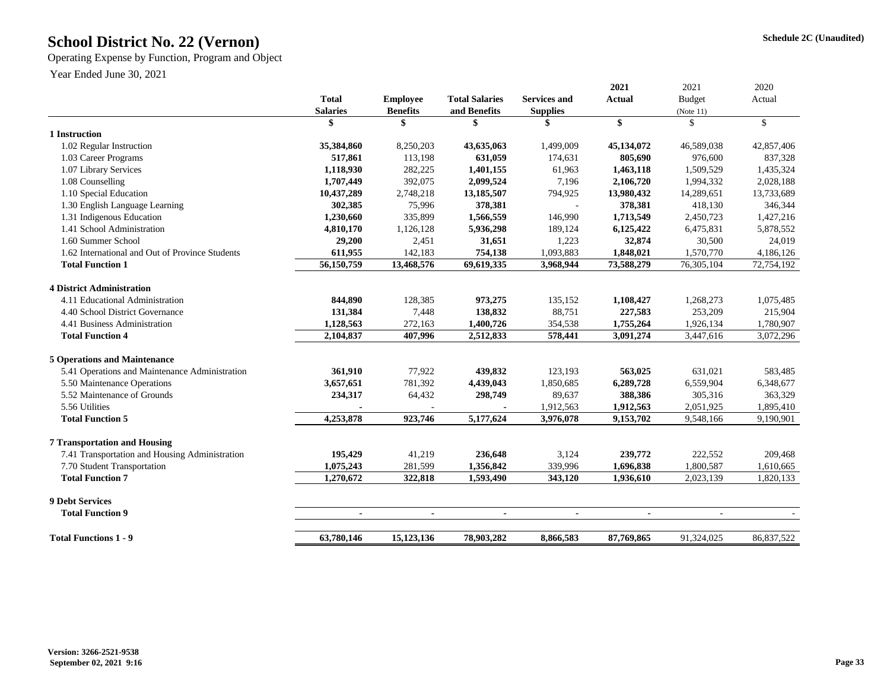# School District No. 22 (Vernon)

Schedule 2C (Unaudited)

Operating Expense by Function, Program and Object

Year Ended June 30, 2021

| | Total Salaries | Employee Benefits | Total Salaries and Benefits | Services and Supplies | 2021 Actual | 2021 Budget (Note 11) | 2020 Actual |
|---|---|---|---|---|---|---|---|
| | $ | $ | $ | $ | $ | $ | $ |
| **1 Instruction** | | | | | | | |
| 1.02 Regular Instruction | **35,384,860** | 8,250,203 | **43,635,063** | 1,499,009 | **45,134,072** | 46,589,038 | 42,857,406 |
| 1.03 Career Programs | **517,861** | 113,198 | **631,059** | 174,631 | **805,690** | 976,600 | 837,328 |
| 1.07 Library Services | **1,118,930** | 282,225 | **1,401,155** | 61,963 | **1,463,118** | 1,509,529 | 1,435,324 |
| 1.08 Counselling | **1,707,449** | 392,075 | **2,099,524** | 7,196 | **2,106,720** | 1,994,332 | 2,028,188 |
| 1.10 Special Education | **10,437,289** | 2,748,218 | **13,185,507** | 794,925 | **13,980,432** | 14,289,651 | 13,733,689 |
| 1.30 English Language Learning | **302,385** | 75,996 | **378,381** | - | **378,381** | 418,130 | 346,344 |
| 1.31 Indigenous Education | **1,230,660** | 335,899 | **1,566,559** | 146,990 | **1,713,549** | 2,450,723 | 1,427,216 |
| 1.41 School Administration | **4,810,170** | 1,126,128 | **5,936,298** | 189,124 | **6,125,422** | 6,475,831 | 5,878,552 |
| 1.60 Summer School | **29,200** | 2,451 | **31,651** | 1,223 | **32,874** | 30,500 | 24,019 |
| 1.62 International and Out of Province Students | **611,955** | 142,183 | **754,138** | 1,093,883 | **1,848,021** | 1,570,770 | 4,186,126 |
| **Total Function 1** | **56,150,759** | **13,468,576** | **69,619,335** | **3,968,944** | **73,588,279** | 76,305,104 | 72,754,192 |
| **4 District Administration** | | | | | | | |
| 4.11 Educational Administration | **844,890** | 128,385 | **973,275** | 135,152 | **1,108,427** | 1,268,273 | 1,075,485 |
| 4.40 School District Governance | **131,384** | 7,448 | **138,832** | 88,751 | **227,583** | 253,209 | 215,904 |
| 4.41 Business Administration | **1,128,563** | 272,163 | **1,400,726** | 354,538 | **1,755,264** | 1,926,134 | 1,780,907 |
| **Total Function 4** | **2,104,837** | **407,996** | **2,512,833** | **578,441** | **3,091,274** | 3,447,616 | 3,072,296 |
| **5 Operations and Maintenance** | | | | | | | |
| 5.41 Operations and Maintenance Administration | **361,910** | 77,922 | **439,832** | 123,193 | **563,025** | 631,021 | 583,485 |
| 5.50 Maintenance Operations | **3,657,651** | 781,392 | **4,439,043** | 1,850,685 | **6,289,728** | 6,559,904 | 6,348,677 |
| 5.52 Maintenance of Grounds | **234,317** | 64,432 | **298,749** | 89,637 | **388,386** | 305,316 | 363,329 |
| 5.56 Utilities | **-** | - | **-** | 1,912,563 | **1,912,563** | 2,051,925 | 1,895,410 |
| **Total Function 5** | **4,253,878** | **923,746** | **5,177,624** | **3,976,078** | **9,153,702** | 9,548,166 | 9,190,901 |
| **7 Transportation and Housing** | | | | | | | |
| 7.41 Transportation and Housing Administration | **195,429** | 41,219 | **236,648** | 3,124 | **239,772** | 222,552 | 209,468 |
| 7.70 Student Transportation | **1,075,243** | 281,599 | **1,356,842** | 339,996 | **1,696,838** | 1,800,587 | 1,610,665 |
| **Total Function 7** | **1,270,672** | **322,818** | **1,593,490** | **343,120** | **1,936,610** | 2,023,139 | 1,820,133 |
| **9 Debt Services** | | | | | | | |
| **Total Function 9** | **-** | **-** | **-** | **-** | **-** | - | - |
| **Total Functions 1 - 9** | **63,780,146** | **15,123,136** | **78,903,282** | **8,866,583** | **87,769,865** | 91,324,025 | 86,837,522 |

**Version: 3266-2521-9538**
**September 02, 2021 9:16**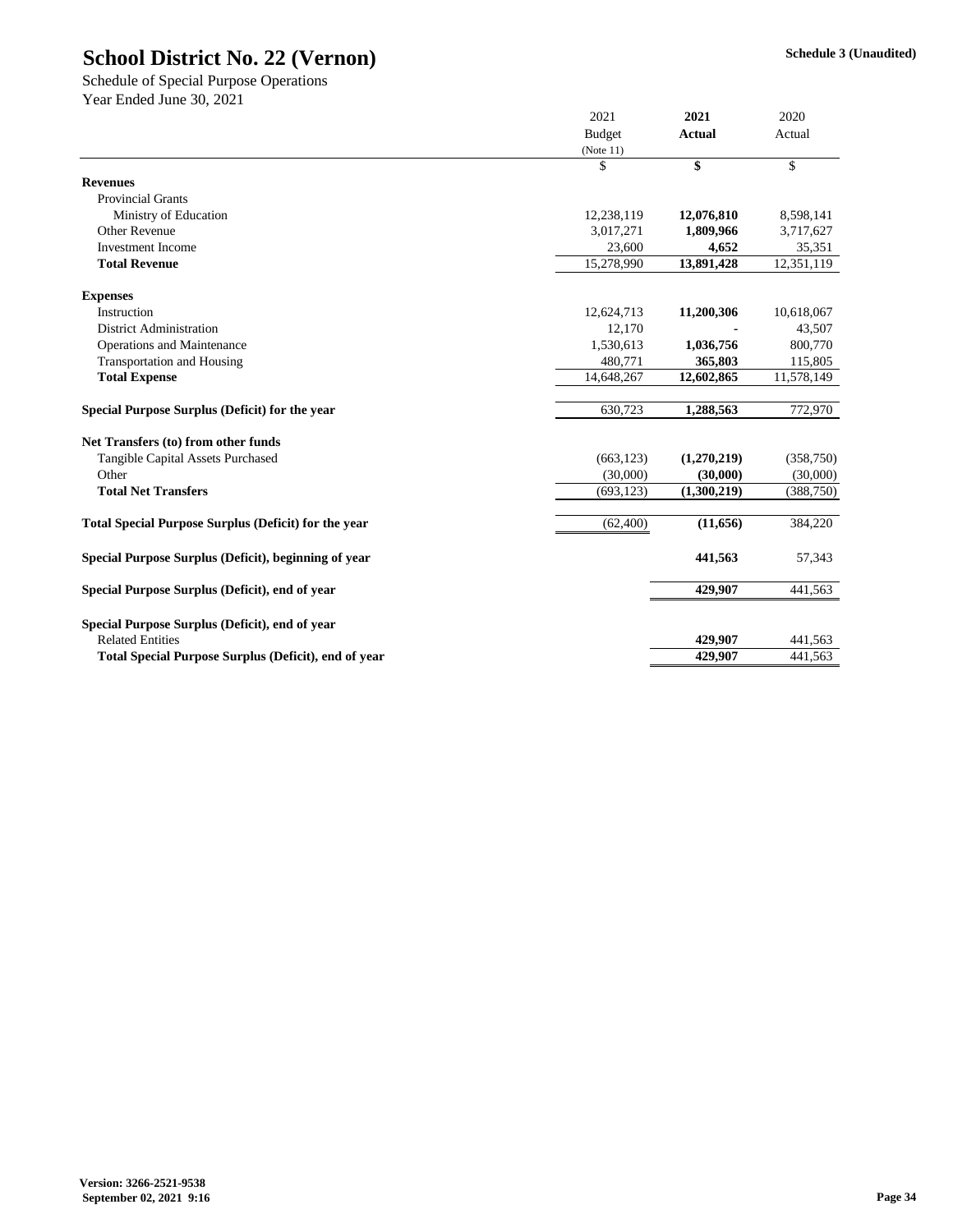# School District No. 22 (Vernon)

Schedule 3 (Unaudited)

Schedule of Special Purpose Operations
Year Ended June 30, 2021

| | 2021 Budget (Note 11) | 2021 Actual | 2020 Actual |
|---|---|---|---|
| | $ | $ | $ |
| **Revenues** | | | |
| Provincial Grants | | | |
| Ministry of Education | 12,238,119 | **12,076,810** | 8,598,141 |
| Other Revenue | 3,017,271 | **1,809,966** | 3,717,627 |
| Investment Income | 23,600 | **4,652** | 35,351 |
| **Total Revenue** | 15,278,990 | **13,891,428** | 12,351,119 |
| **Expenses** | | | |
| Instruction | 12,624,713 | **11,200,306** | 10,618,067 |
| District Administration | 12,170 | **-** | 43,507 |
| Operations and Maintenance | 1,530,613 | **1,036,756** | 800,770 |
| Transportation and Housing | 480,771 | **365,803** | 115,805 |
| **Total Expense** | 14,648,267 | **12,602,865** | 11,578,149 |
| **Special Purpose Surplus (Deficit) for the year** | 630,723 | **1,288,563** | 772,970 |
| **Net Transfers (to) from other funds** | | | |
| Tangible Capital Assets Purchased | (663,123) | **(1,270,219)** | (358,750) |
| Other | (30,000) | **(30,000)** | (30,000) |
| **Total Net Transfers** | (693,123) | **(1,300,219)** | (388,750) |
| **Total Special Purpose Surplus (Deficit) for the year** | (62,400) | **(11,656)** | 384,220 |
| **Special Purpose Surplus (Deficit), beginning of year** | | **441,563** | 57,343 |
| **Special Purpose Surplus (Deficit), end of year** | | **429,907** | 441,563 |
| **Special Purpose Surplus (Deficit), end of year** | | | |
| Related Entities | | **429,907** | 441,563 |
| **Total Special Purpose Surplus (Deficit), end of year** | | **429,907** | 441,563 |

Version: 3266-2521-9538
September 02, 2021 9:16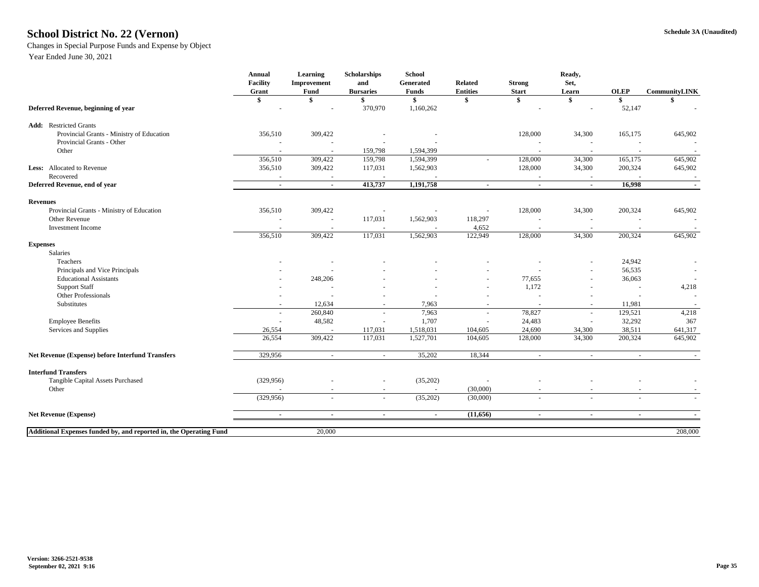# School District No. 22 (Vernon)

Schedule 3A (Unaudited)

Changes in Special Purpose Funds and Expense by Object

Year Ended June 30, 2021

| | Annual Facility Grant | Learning Improvement Fund | Scholarships and Bursaries | School Generated Funds | Related Entities | Strong Start | Ready, Set, Learn | OLEP | CommunityLINK |
|---|---|---|---|---|---|---|---|---|---|
| | $ | $ | $ | $ | $ | $ | $ | $ | $ |
| **Deferred Revenue, beginning of year** | - | - | 370,970 | 1,160,262 | | - | - | 52,147 | - |
| **Add:** Restricted Grants | | | | | | | | | |
| Provincial Grants - Ministry of Education | 356,510 | 309,422 | - | - | | 128,000 | 34,300 | 165,175 | 645,902 |
| Provincial Grants - Other | - | - | - | - | | - | - | - | - |
| Other | - | - | 159,798 | 1,594,399 | | - | - | - | - |
| | 356,510 | 309,422 | 159,798 | 1,594,399 | - | 128,000 | 34,300 | 165,175 | 645,902 |
| **Less:** Allocated to Revenue | 356,510 | 309,422 | 117,031 | 1,562,903 | | 128,000 | 34,300 | 200,324 | 645,902 |
| Recovered | - | - | - | - | | - | - | - | - |
| **Deferred Revenue, end of year** | **-** | **-** | **413,737** | **1,191,758** | **-** | **-** | **-** | **16,998** | **-** |
| **Revenues** | | | | | | | | | |
| Provincial Grants - Ministry of Education | 356,510 | 309,422 | - | - | - | 128,000 | 34,300 | 200,324 | 645,902 |
| Other Revenue | - | - | 117,031 | 1,562,903 | 118,297 | - | - | - | - |
| Investment Income | - | - | - | - | 4,652 | - | - | - | - |
| | 356,510 | 309,422 | 117,031 | 1,562,903 | 122,949 | 128,000 | 34,300 | 200,324 | 645,902 |
| **Expenses** | | | | | | | | | |
| Salaries | | | | | | | | | |
| Teachers | - | - | - | - | - | - | - | 24,942 | - |
| Principals and Vice Principals | - | - | - | - | - | - | - | 56,535 | - |
| Educational Assistants | - | 248,206 | - | - | - | 77,655 | - | 36,063 | - |
| Support Staff | - | - | - | - | - | 1,172 | - | - | 4,218 |
| Other Professionals | - | - | - | - | - | - | - | - | - |
| Substitutes | - | 12,634 | - | 7,963 | - | - | - | 11,981 | - |
| | - | 260,840 | - | 7,963 | - | 78,827 | - | 129,521 | 4,218 |
| Employee Benefits | - | 48,582 | - | 1,707 | - | 24,483 | - | 32,292 | 367 |
| Services and Supplies | 26,554 | - | 117,031 | 1,518,031 | 104,605 | 24,690 | 34,300 | 38,511 | 641,317 |
| | 26,554 | 309,422 | 117,031 | 1,527,701 | 104,605 | 128,000 | 34,300 | 200,324 | 645,902 |
| **Net Revenue (Expense) before Interfund Transfers** | 329,956 | - | - | 35,202 | 18,344 | - | - | - | - |
| **Interfund Transfers** | | | | | | | | | |
| Tangible Capital Assets Purchased | (329,956) | - | - | (35,202) | - | - | - | - | - |
| Other | - | - | - | - | (30,000) | - | - | - | - |
| | (329,956) | - | - | (35,202) | (30,000) | - | - | - | - |
| **Net Revenue (Expense)** | **-** | **-** | **-** | **-** | **(11,656)** | **-** | **-** | **-** | **-** |
| **Additional Expenses funded by, and reported in, the Operating Fund** | | 20,000 | | | | | | | 208,000 |

Version: 3266-2521-9538
September 02, 2021 9:16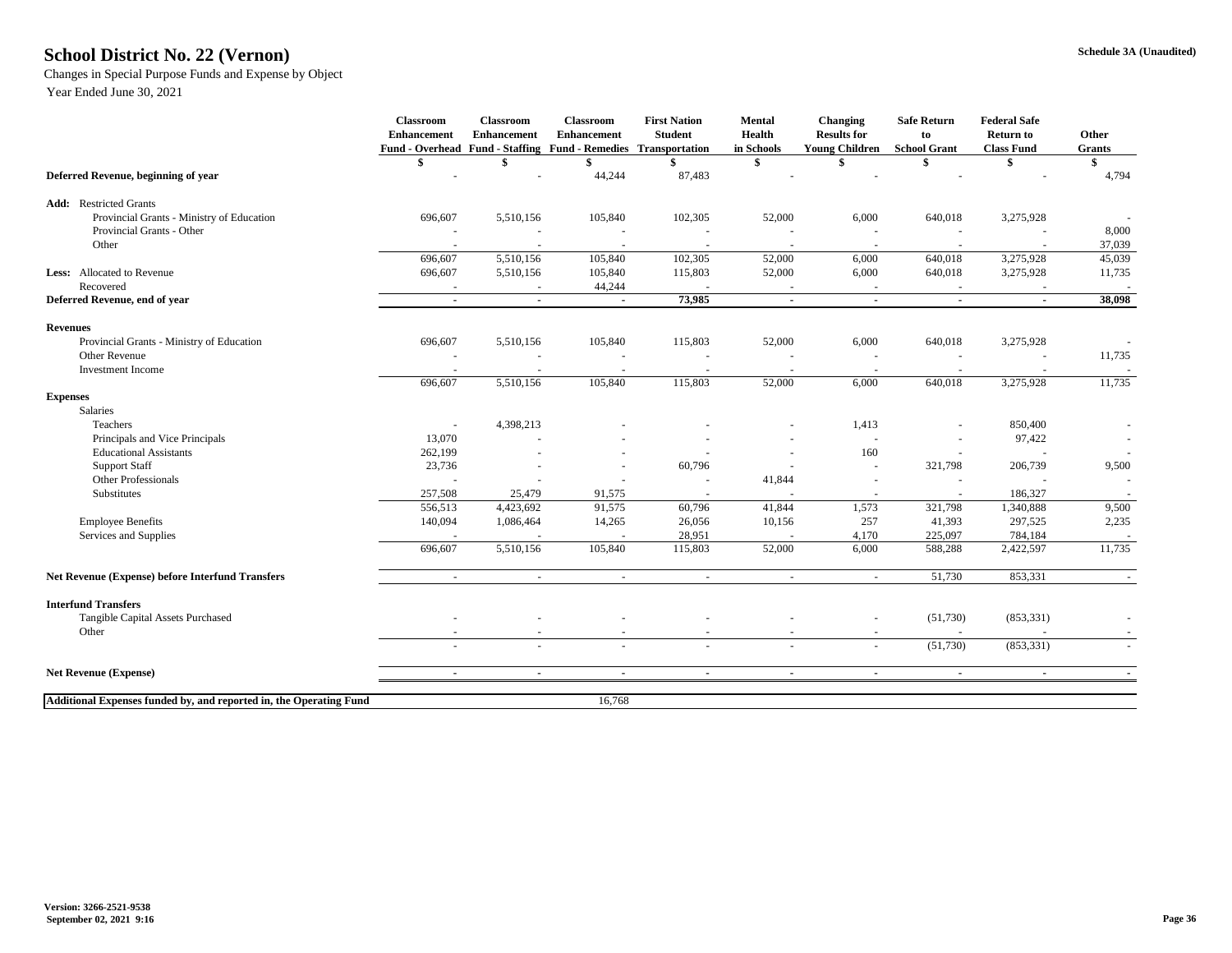# School District No. 22 (Vernon)

Changes in Special Purpose Funds and Expense by Object

Year Ended June 30, 2021

Schedule 3A (Unaudited)

| | Classroom Enhancement Fund - Overhead | Classroom Enhancement Fund - Staffing | Classroom Enhancement Fund - Remedies | First Nation Student Transportation | Mental Health in Schools | Changing Results for Young Children | Safe Return to School Grant | Federal Safe Return to Class Fund | Other Grants |
|---|---|---|---|---|---|---|---|---|---|
| | $ | $ | $ | $ | $ | $ | $ | $ | $ |
| **Deferred Revenue, beginning of year** | - | - | 44,244 | 87,483 | - | - | - | - | 4,794 |
| **Add:** Restricted Grants | | | | | | | | | |
| Provincial Grants - Ministry of Education | 696,607 | 5,510,156 | 105,840 | 102,305 | 52,000 | 6,000 | 640,018 | 3,275,928 | - |
| Provincial Grants - Other | - | - | - | - | - | - | - | - | 8,000 |
| Other | - | - | - | - | - | - | - | - | 37,039 |
| | 696,607 | 5,510,156 | 105,840 | 102,305 | 52,000 | 6,000 | 640,018 | 3,275,928 | 45,039 |
| **Less:** Allocated to Revenue | 696,607 | 5,510,156 | 105,840 | 115,803 | 52,000 | 6,000 | 640,018 | 3,275,928 | 11,735 |
| Recovered | - | - | 44,244 | - | - | - | - | - | - |
| **Deferred Revenue, end of year** | - | - | - | **73,985** | - | - | - | - | **38,098** |
| **Revenues** | | | | | | | | | |
| Provincial Grants - Ministry of Education | 696,607 | 5,510,156 | 105,840 | 115,803 | 52,000 | 6,000 | 640,018 | 3,275,928 | - |
| Other Revenue | - | - | - | - | - | - | - | - | 11,735 |
| Investment Income | - | - | - | - | - | - | - | - | - |
| | 696,607 | 5,510,156 | 105,840 | 115,803 | 52,000 | 6,000 | 640,018 | 3,275,928 | 11,735 |
| **Expenses** | | | | | | | | | |
| Salaries | | | | | | | | | |
| Teachers | - | 4,398,213 | - | - | - | 1,413 | - | 850,400 | - |
| Principals and Vice Principals | 13,070 | - | - | - | - | - | - | 97,422 | - |
| Educational Assistants | 262,199 | - | - | - | - | 160 | - | - | - |
| Support Staff | 23,736 | - | - | 60,796 | - | - | 321,798 | 206,739 | 9,500 |
| Other Professionals | - | - | - | - | 41,844 | - | - | - | - |
| Substitutes | 257,508 | 25,479 | 91,575 | - | - | - | - | 186,327 | - |
| | 556,513 | 4,423,692 | 91,575 | 60,796 | 41,844 | 1,573 | 321,798 | 1,340,888 | 9,500 |
| Employee Benefits | 140,094 | 1,086,464 | 14,265 | 26,056 | 10,156 | 257 | 41,393 | 297,525 | 2,235 |
| Services and Supplies | - | - | - | 28,951 | - | 4,170 | 225,097 | 784,184 | - |
| | 696,607 | 5,510,156 | 105,840 | 115,803 | 52,000 | 6,000 | 588,288 | 2,422,597 | 11,735 |
| **Net Revenue (Expense) before Interfund Transfers** | - | - | - | - | - | - | 51,730 | 853,331 | - |
| **Interfund Transfers** | | | | | | | | | |
| Tangible Capital Assets Purchased | - | - | - | - | - | - | (51,730) | (853,331) | - |
| Other | - | - | - | - | - | - | - | - | - |
| | - | - | - | - | - | - | (51,730) | (853,331) | - |
| **Net Revenue (Expense)** | - | - | - | - | - | - | - | - | - |
| **Additional Expenses funded by, and reported in, the Operating Fund** | | | 16,768 | | | | | | |

Version: 3266-2521-9538
September 02, 2021 9:16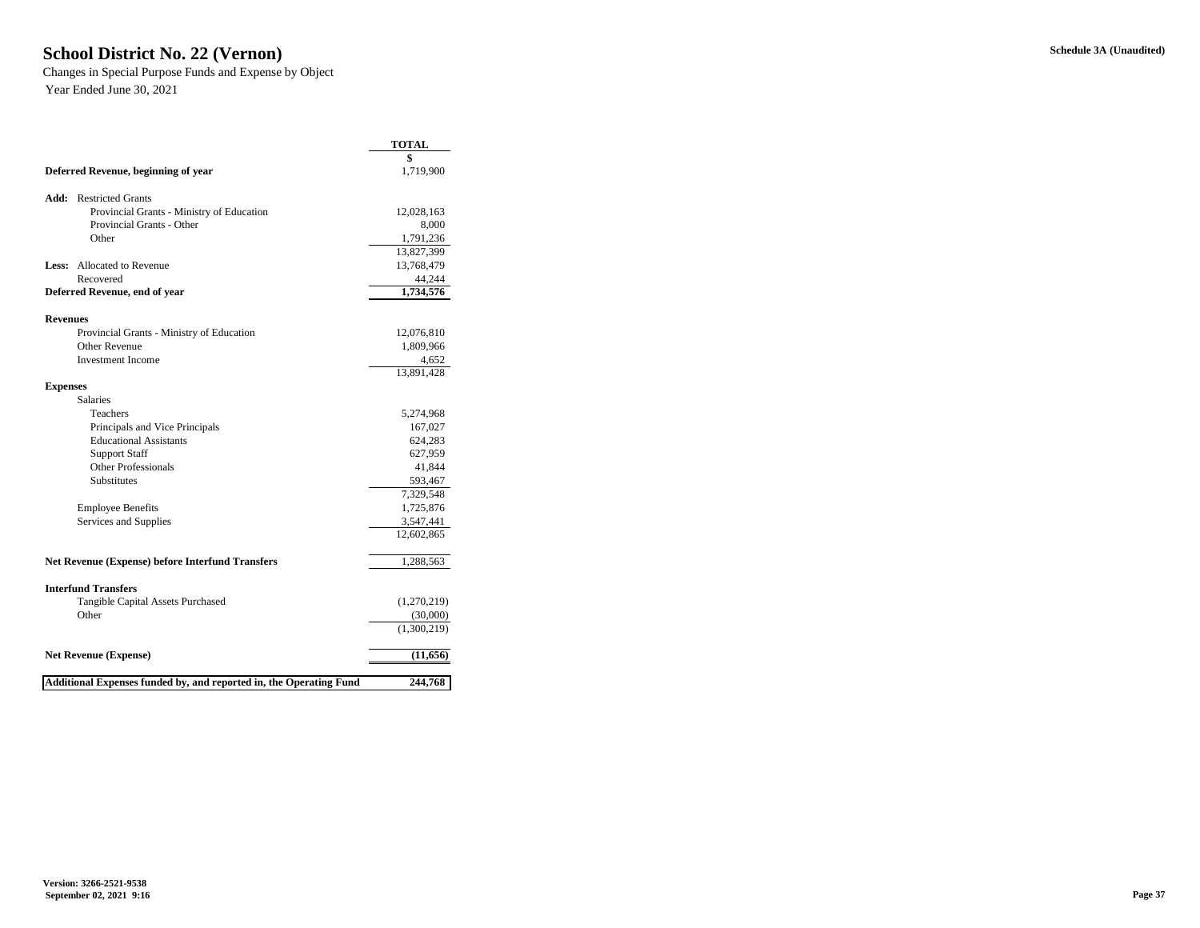# School District No. 22 (Vernon)

Changes in Special Purpose Funds and Expense by Object

Year Ended June 30, 2021

Schedule 3A (Unaudited)

| | TOTAL |
|---|---|
| | $ |
| **Deferred Revenue, beginning of year** | 1,719,900 |
| | |
| **Add:** Restricted Grants | |
| Provincial Grants - Ministry of Education | 12,028,163 |
| Provincial Grants - Other | 8,000 |
| Other | 1,791,236 |
| | 13,827,399 |
| **Less:** Allocated to Revenue | 13,768,479 |
| Recovered | 44,244 |
| **Deferred Revenue, end of year** | **1,734,576** |
| | |
| **Revenues** | |
| Provincial Grants - Ministry of Education | 12,076,810 |
| Other Revenue | 1,809,966 |
| Investment Income | 4,652 |
| | 13,891,428 |
| **Expenses** | |
| Salaries | |
| Teachers | 5,274,968 |
| Principals and Vice Principals | 167,027 |
| Educational Assistants | 624,283 |
| Support Staff | 627,959 |
| Other Professionals | 41,844 |
| Substitutes | 593,467 |
| | 7,329,548 |
| Employee Benefits | 1,725,876 |
| Services and Supplies | 3,547,441 |
| | 12,602,865 |
| | |
| **Net Revenue (Expense) before Interfund Transfers** | 1,288,563 |
| | |
| **Interfund Transfers** | |
| Tangible Capital Assets Purchased | (1,270,219) |
| Other | (30,000) |
| | (1,300,219) |
| | |
| **Net Revenue (Expense)** | **(11,656)** |
| | |
| **Additional Expenses funded by, and reported in, the Operating Fund** | **244,768** |

Version: 3266-2521-9538
September 02, 2021 9:16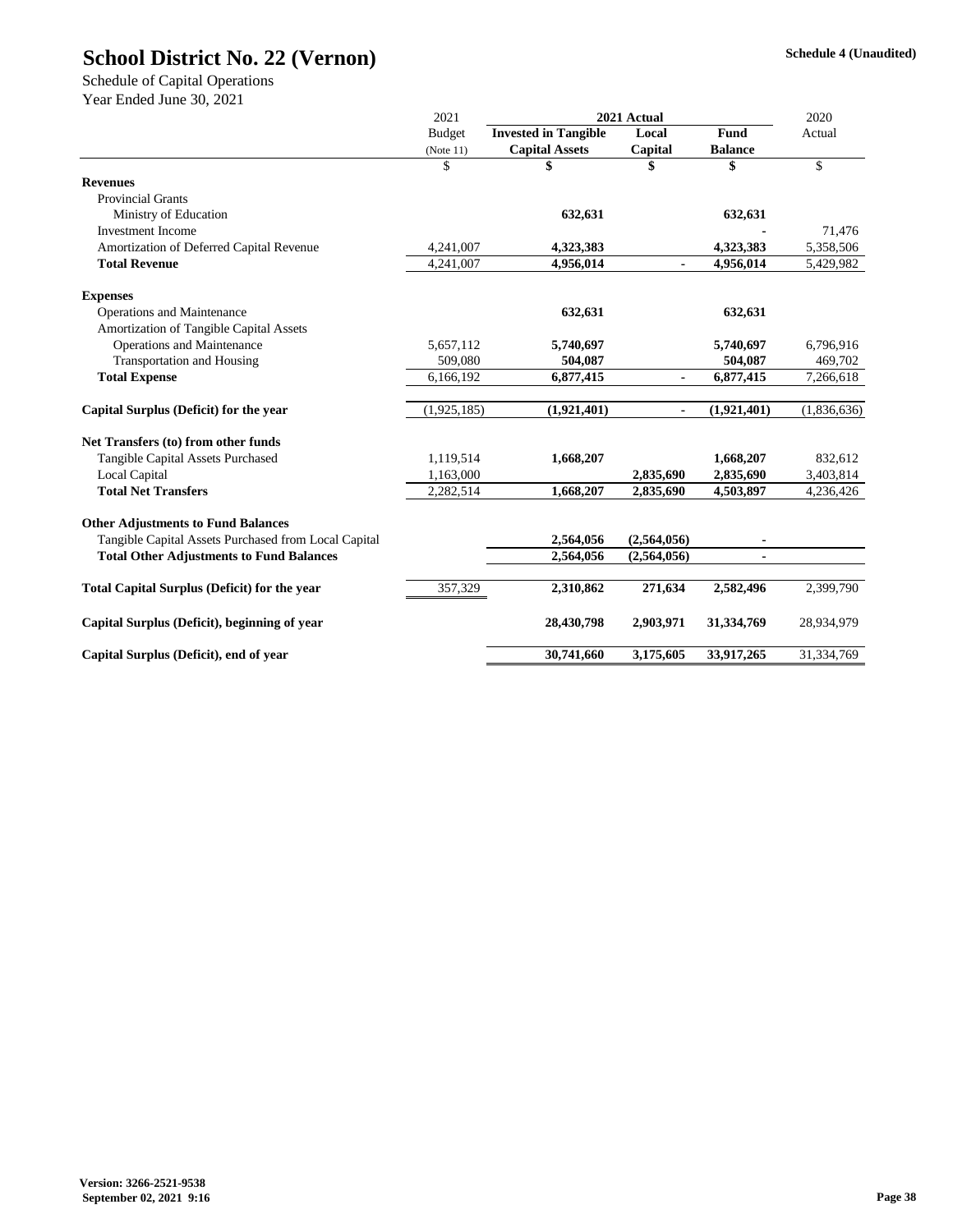# School District No. 22 (Vernon)

Schedule 4 (Unaudited)

Schedule of Capital Operations
Year Ended June 30, 2021

| | 2021 Budget (Note 11) | 2021 Actual | | | 2020 Actual |
|---|---|---|---|---|---|
| | | Invested in Tangible Capital Assets | Local Capital | Fund Balance | |
| | $ | $ | $ | $ | $ |
| **Revenues** | | | | | |
| Provincial Grants | | | | | |
| Ministry of Education | | **632,631** | | **632,631** | |
| Investment Income | | | | **-** | 71,476 |
| Amortization of Deferred Capital Revenue | 4,241,007 | **4,323,383** | | **4,323,383** | 5,358,506 |
| **Total Revenue** | 4,241,007 | **4,956,014** | **-** | **4,956,014** | 5,429,982 |
| **Expenses** | | | | | |
| Operations and Maintenance | | **632,631** | | **632,631** | |
| Amortization of Tangible Capital Assets | | | | | |
| Operations and Maintenance | 5,657,112 | **5,740,697** | | **5,740,697** | 6,796,916 |
| Transportation and Housing | 509,080 | **504,087** | | **504,087** | 469,702 |
| **Total Expense** | 6,166,192 | **6,877,415** | **-** | **6,877,415** | 7,266,618 |
| **Capital Surplus (Deficit) for the year** | (1,925,185) | **(1,921,401)** | **-** | **(1,921,401)** | (1,836,636) |
| **Net Transfers (to) from other funds** | | | | | |
| Tangible Capital Assets Purchased | 1,119,514 | **1,668,207** | | **1,668,207** | 832,612 |
| Local Capital | 1,163,000 | | **2,835,690** | **2,835,690** | 3,403,814 |
| **Total Net Transfers** | 2,282,514 | **1,668,207** | **2,835,690** | **4,503,897** | 4,236,426 |
| **Other Adjustments to Fund Balances** | | | | | |
| Tangible Capital Assets Purchased from Local Capital | | **2,564,056** | **(2,564,056)** | **-** | |
| **Total Other Adjustments to Fund Balances** | | **2,564,056** | **(2,564,056)** | **-** | |
| **Total Capital Surplus (Deficit) for the year** | 357,329 | **2,310,862** | **271,634** | **2,582,496** | 2,399,790 |
| **Capital Surplus (Deficit), beginning of year** | | **28,430,798** | **2,903,971** | **31,334,769** | 28,934,979 |
| **Capital Surplus (Deficit), end of year** | | **30,741,660** | **3,175,605** | **33,917,265** | 31,334,769 |

**Version: 3266-2521-9538**
**September 02, 2021 9:16**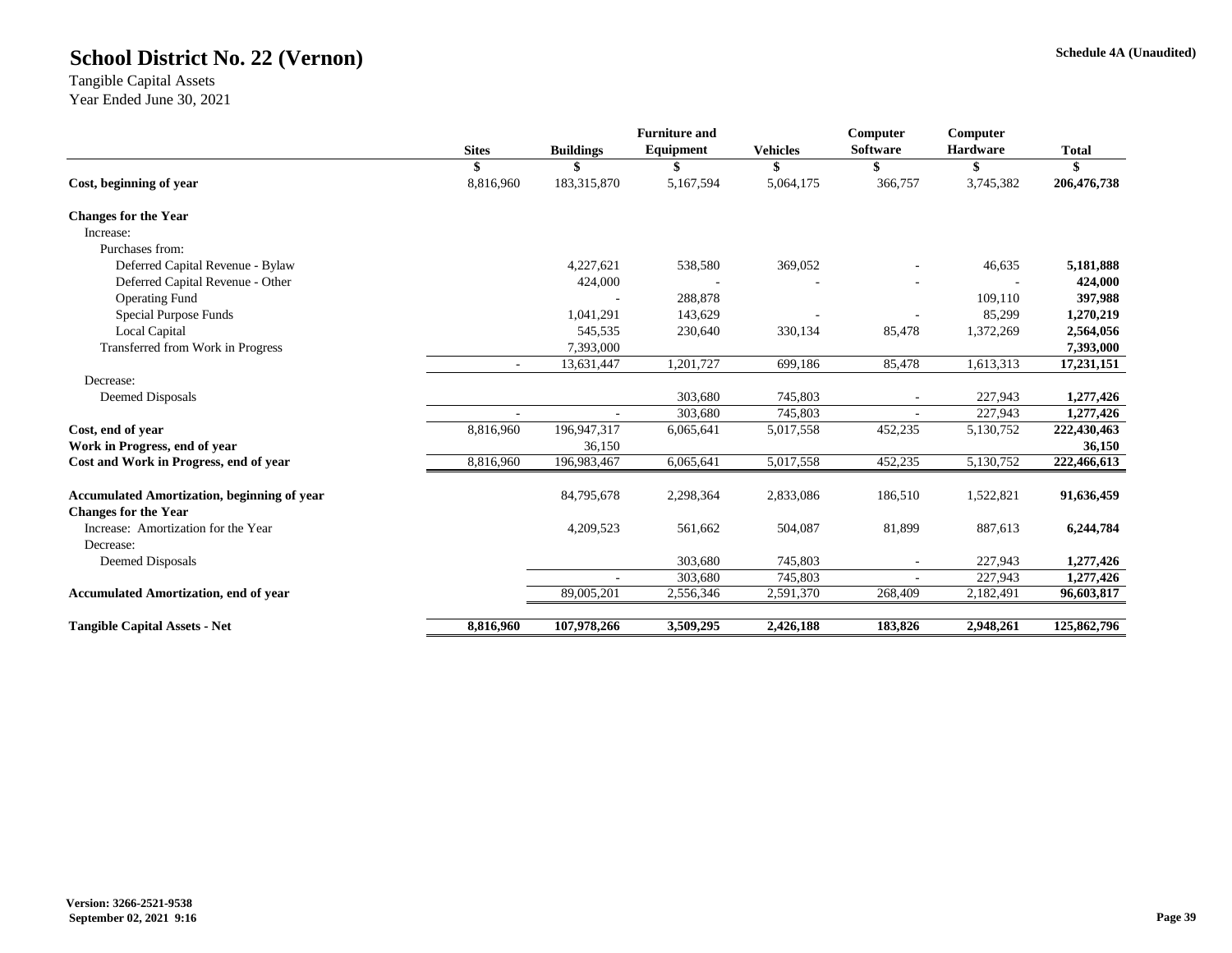# School District No. 22 (Vernon)

Schedule 4A (Unaudited)

Tangible Capital Assets
Year Ended June 30, 2021

| | Sites | Buildings | Furniture and Equipment | Vehicles | Computer Software | Computer Hardware | Total |
|---|---|---|---|---|---|---|---|
| | $ | $ | $ | $ | $ | $ | $ |
| **Cost, beginning of year** | 8,816,960 | 183,315,870 | 5,167,594 | 5,064,175 | 366,757 | 3,745,382 | **206,476,738** |
| **Changes for the Year** | | | | | | | |
| Increase: | | | | | | | |
| Purchases from: | | | | | | | |
| Deferred Capital Revenue - Bylaw | | 4,227,621 | 538,580 | 369,052 | - | 46,635 | **5,181,888** |
| Deferred Capital Revenue - Other | | 424,000 | - | - | - | - | **424,000** |
| Operating Fund | | - | 288,878 | | | 109,110 | **397,988** |
| Special Purpose Funds | | 1,041,291 | 143,629 | - | - | 85,299 | **1,270,219** |
| Local Capital | | 545,535 | 230,640 | 330,134 | 85,478 | 1,372,269 | **2,564,056** |
| Transferred from Work in Progress | | 7,393,000 | | | | | **7,393,000** |
| | - | 13,631,447 | 1,201,727 | 699,186 | 85,478 | 1,613,313 | **17,231,151** |
| Decrease: | | | | | | | |
| Deemed Disposals | | | 303,680 | 745,803 | - | 227,943 | **1,277,426** |
| | - | - | 303,680 | 745,803 | - | 227,943 | **1,277,426** |
| **Cost, end of year** | 8,816,960 | 196,947,317 | 6,065,641 | 5,017,558 | 452,235 | 5,130,752 | **222,430,463** |
| **Work in Progress, end of year** | | 36,150 | | | | | **36,150** |
| **Cost and Work in Progress, end of year** | 8,816,960 | 196,983,467 | 6,065,641 | 5,017,558 | 452,235 | 5,130,752 | **222,466,613** |
| **Accumulated Amortization, beginning of year** | | 84,795,678 | 2,298,364 | 2,833,086 | 186,510 | 1,522,821 | **91,636,459** |
| **Changes for the Year** | | | | | | | |
| Increase: Amortization for the Year | | 4,209,523 | 561,662 | 504,087 | 81,899 | 887,613 | **6,244,784** |
| Decrease: | | | | | | | |
| Deemed Disposals | | | 303,680 | 745,803 | - | 227,943 | **1,277,426** |
| | | - | 303,680 | 745,803 | - | 227,943 | **1,277,426** |
| **Accumulated Amortization, end of year** | | 89,005,201 | 2,556,346 | 2,591,370 | 268,409 | 2,182,491 | **96,603,817** |
| **Tangible Capital Assets - Net** | **8,816,960** | **107,978,266** | **3,509,295** | **2,426,188** | **183,826** | **2,948,261** | **125,862,796** |

**Version: 3266-2521-9538**
**September 02, 2021 9:16**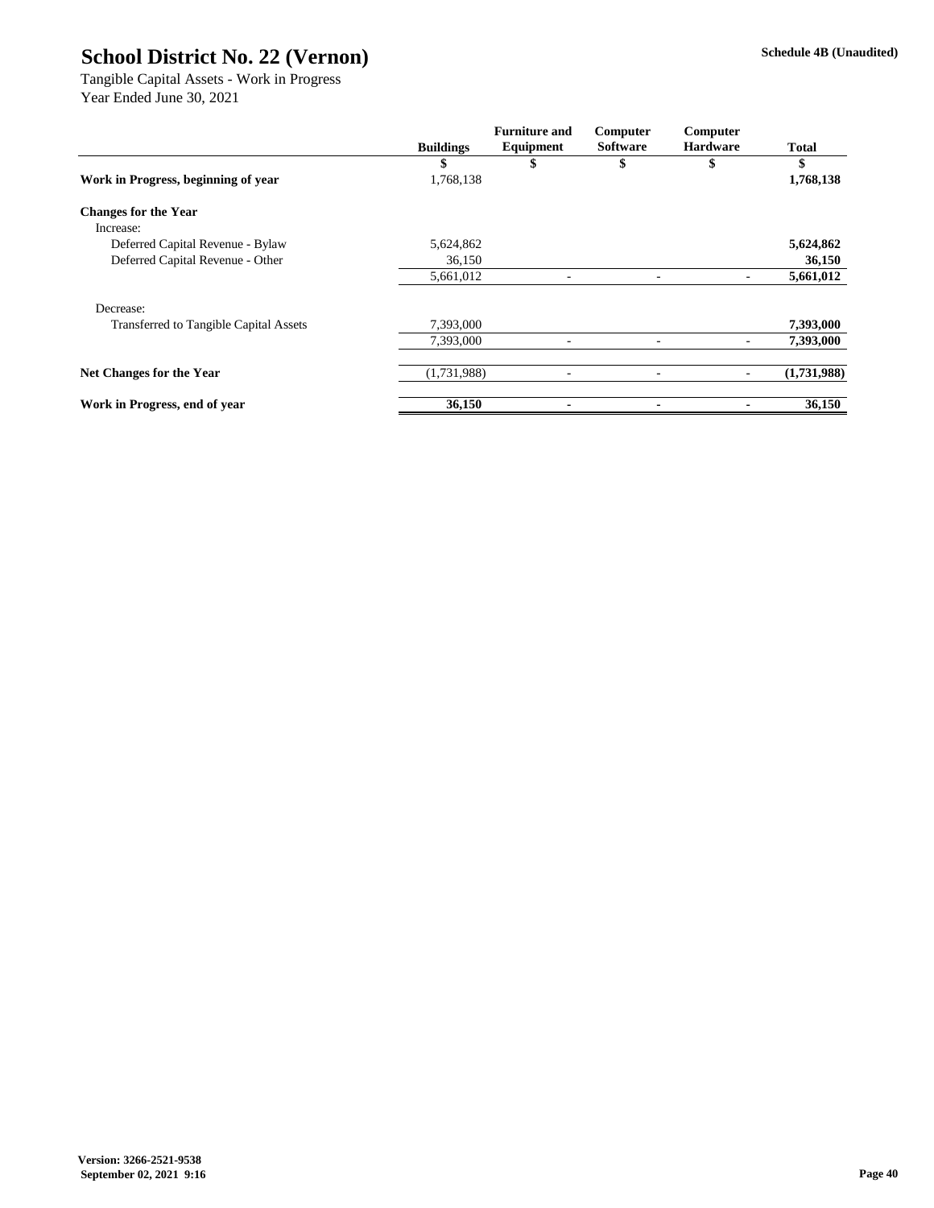# School District No. 22 (Vernon)

**Schedule 4B (Unaudited)**

Tangible Capital Assets - Work in Progress
Year Ended June 30, 2021

| | Buildings | Furniture and Equipment | Computer Software | Computer Hardware | Total |
|---|---|---|---|---|---|
| | $ | $ | $ | $ | $ |
| **Work in Progress, beginning of year** | 1,768,138 | | | | **1,768,138** |
| **Changes for the Year** | | | | | |
| Increase: | | | | | |
| Deferred Capital Revenue - Bylaw | 5,624,862 | | | | **5,624,862** |
| Deferred Capital Revenue - Other | 36,150 | | | | **36,150** |
| | 5,661,012 | - | - | - | **5,661,012** |
| Decrease: | | | | | |
| Transferred to Tangible Capital Assets | 7,393,000 | | | | **7,393,000** |
| | 7,393,000 | - | - | - | **7,393,000** |
| **Net Changes for the Year** | (1,731,988) | - | - | - | **(1,731,988)** |
| **Work in Progress, end of year** | **36,150** | **-** | **-** | **-** | **36,150** |

**Version: 3266-2521-9538**
**September 02, 2021 9:16**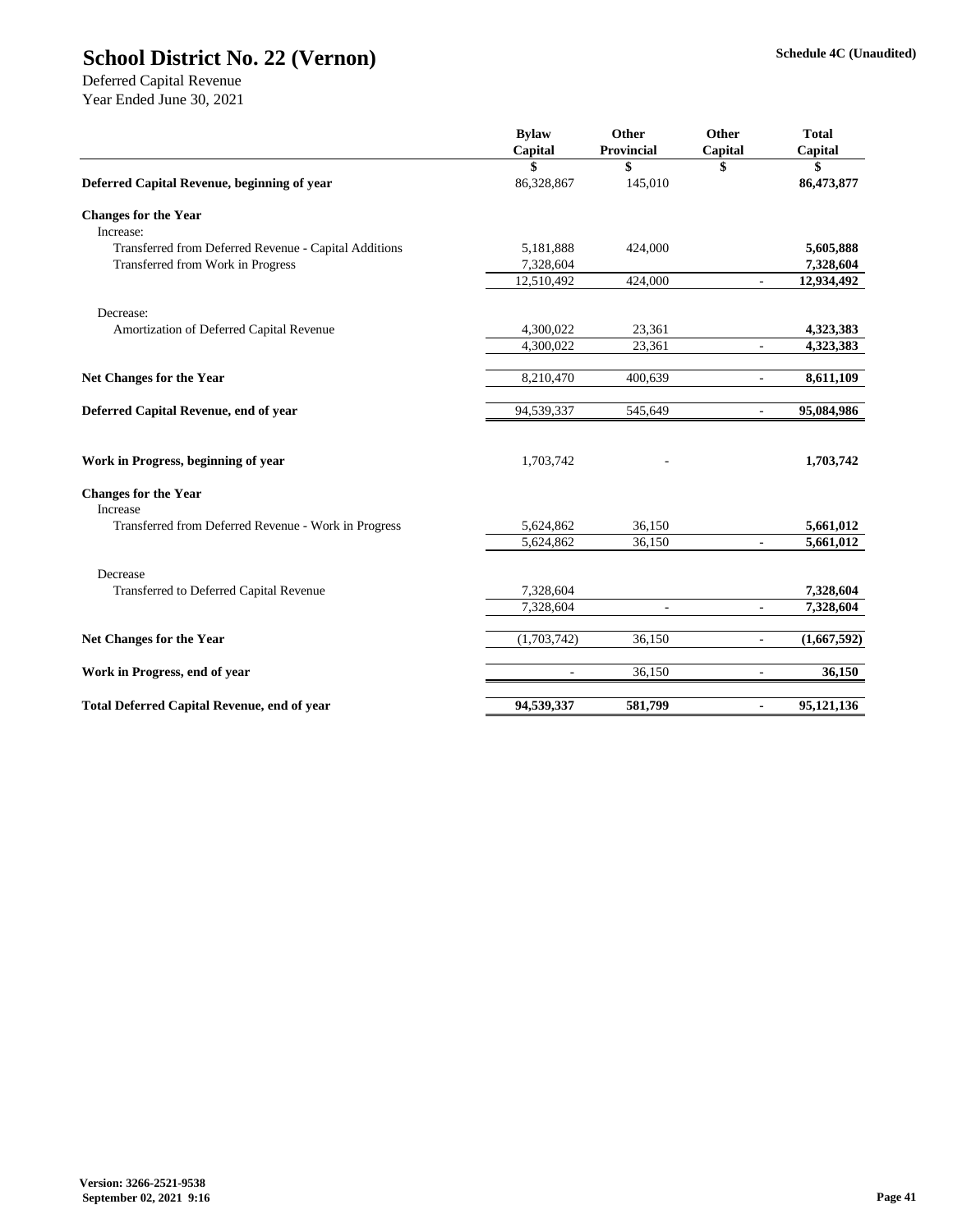# School District No. 22 (Vernon)

**Schedule 4C (Unaudited)**

Deferred Capital Revenue
Year Ended June 30, 2021

| | Bylaw Capital | Other Provincial | Other Capital | Total Capital |
|---|---|---|---|---|
| | $ | $ | $ | $ |
| **Deferred Capital Revenue, beginning of year** | 86,328,867 | 145,010 | | **86,473,877** |
| **Changes for the Year** | | | | |
| Increase: | | | | |
| Transferred from Deferred Revenue - Capital Additions | 5,181,888 | 424,000 | | **5,605,888** |
| Transferred from Work in Progress | 7,328,604 | | | **7,328,604** |
| | 12,510,492 | 424,000 | - | **12,934,492** |
| Decrease: | | | | |
| Amortization of Deferred Capital Revenue | 4,300,022 | 23,361 | | **4,323,383** |
| | 4,300,022 | 23,361 | - | **4,323,383** |
| **Net Changes for the Year** | 8,210,470 | 400,639 | - | **8,611,109** |
| **Deferred Capital Revenue, end of year** | 94,539,337 | 545,649 | - | **95,084,986** |
| **Work in Progress, beginning of year** | 1,703,742 | - | | **1,703,742** |
| **Changes for the Year** | | | | |
| Increase | | | | |
| Transferred from Deferred Revenue - Work in Progress | 5,624,862 | 36,150 | | **5,661,012** |
| | 5,624,862 | 36,150 | - | **5,661,012** |
| Decrease | | | | |
| Transferred to Deferred Capital Revenue | 7,328,604 | | | **7,328,604** |
| | 7,328,604 | - | - | **7,328,604** |
| **Net Changes for the Year** | (1,703,742) | 36,150 | - | **(1,667,592)** |
| **Work in Progress, end of year** | - | 36,150 | - | **36,150** |
| **Total Deferred Capital Revenue, end of year** | **94,539,337** | **581,799** | **-** | **95,121,136** |

**Version: 3266-2521-9538**
**September 02, 2021 9:16**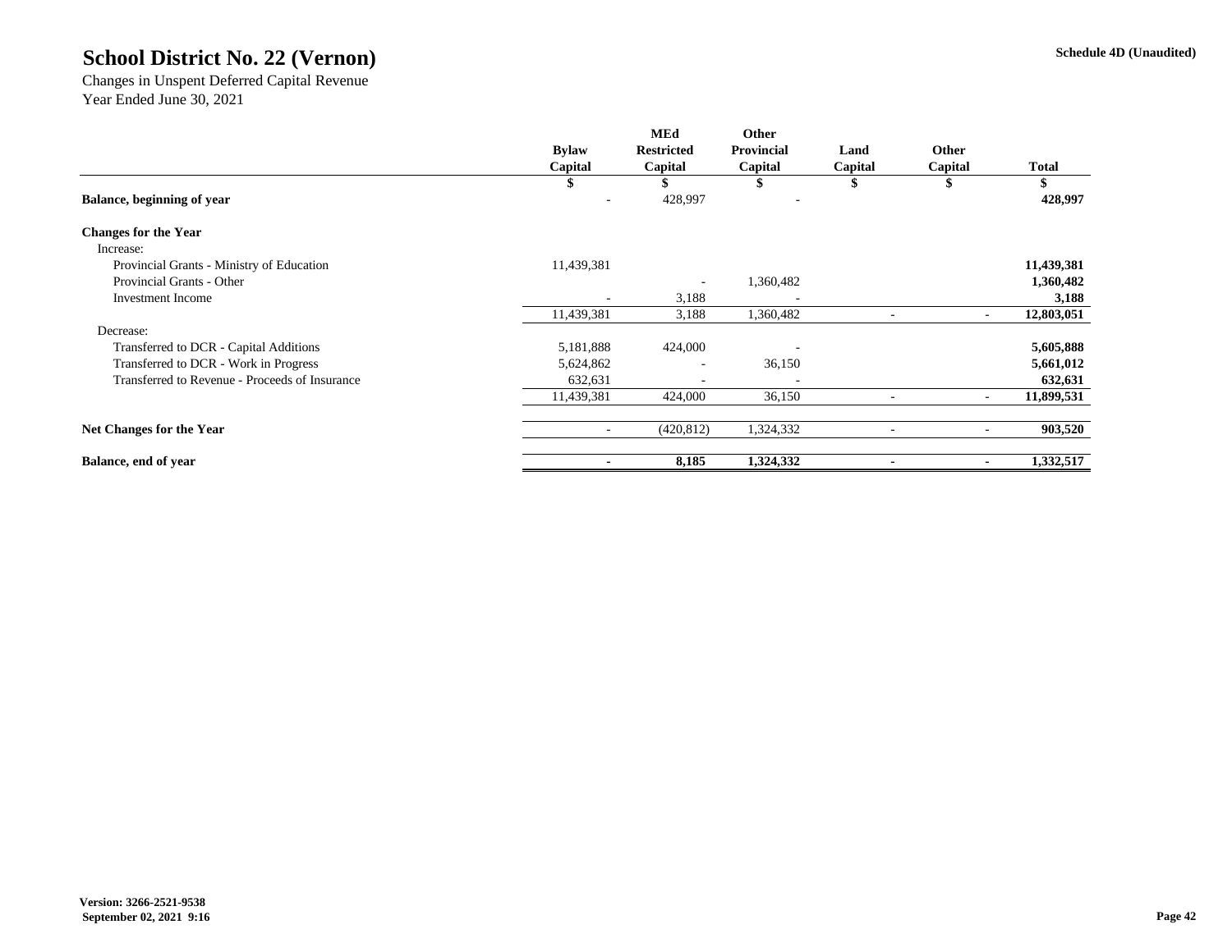# School District No. 22 (Vernon)

Schedule 4D (Unaudited)

Changes in Unspent Deferred Capital Revenue
Year Ended June 30, 2021

| | Bylaw Capital | MEd Restricted Capital | Other Provincial Capital | Land Capital | Other Capital | Total |
|---|---|---|---|---|---|---|
| | $ | $ | $ | $ | $ | $ |
| **Balance, beginning of year** | - | 428,997 | - | | | **428,997** |
| | | | | | | |
| **Changes for the Year** | | | | | | |
| Increase: | | | | | | |
| Provincial Grants - Ministry of Education | 11,439,381 | | | | | **11,439,381** |
| Provincial Grants - Other | | - | 1,360,482 | | | **1,360,482** |
| Investment Income | - | 3,188 | - | | | **3,188** |
| | 11,439,381 | 3,188 | 1,360,482 | - | - | **12,803,051** |
| Decrease: | | | | | | |
| Transferred to DCR - Capital Additions | 5,181,888 | 424,000 | - | | | **5,605,888** |
| Transferred to DCR - Work in Progress | 5,624,862 | - | 36,150 | | | **5,661,012** |
| Transferred to Revenue - Proceeds of Insurance | 632,631 | - | - | | | **632,631** |
| | 11,439,381 | 424,000 | 36,150 | - | - | **11,899,531** |
| | | | | | | |
| **Net Changes for the Year** | - | (420,812) | 1,324,332 | - | - | **903,520** |
| | | | | | | |
| **Balance, end of year** | **-** | **8,185** | **1,324,332** | **-** | **-** | **1,332,517** |

**Version: 3266-2521-9538**
**September 02, 2021 9:16**